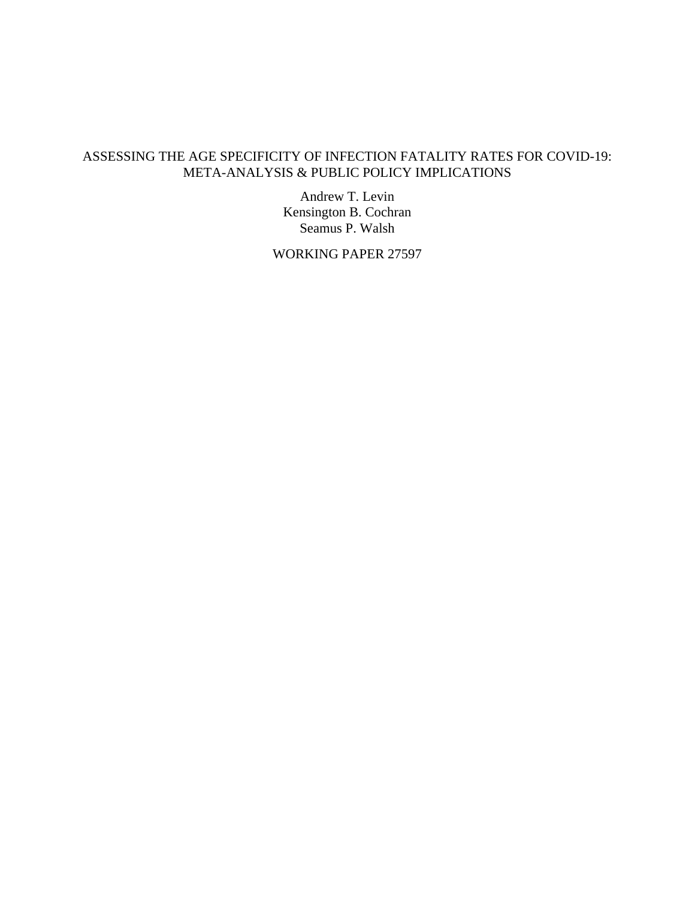# ASSESSING THE AGE SPECIFICITY OF INFECTION FATALITY RATES FOR COVID-19: META-ANALYSIS & PUBLIC POLICY IMPLICATIONS

Andrew T. Levin
Kensington B. Cochran
Seamus P. Walsh

WORKING PAPER 27597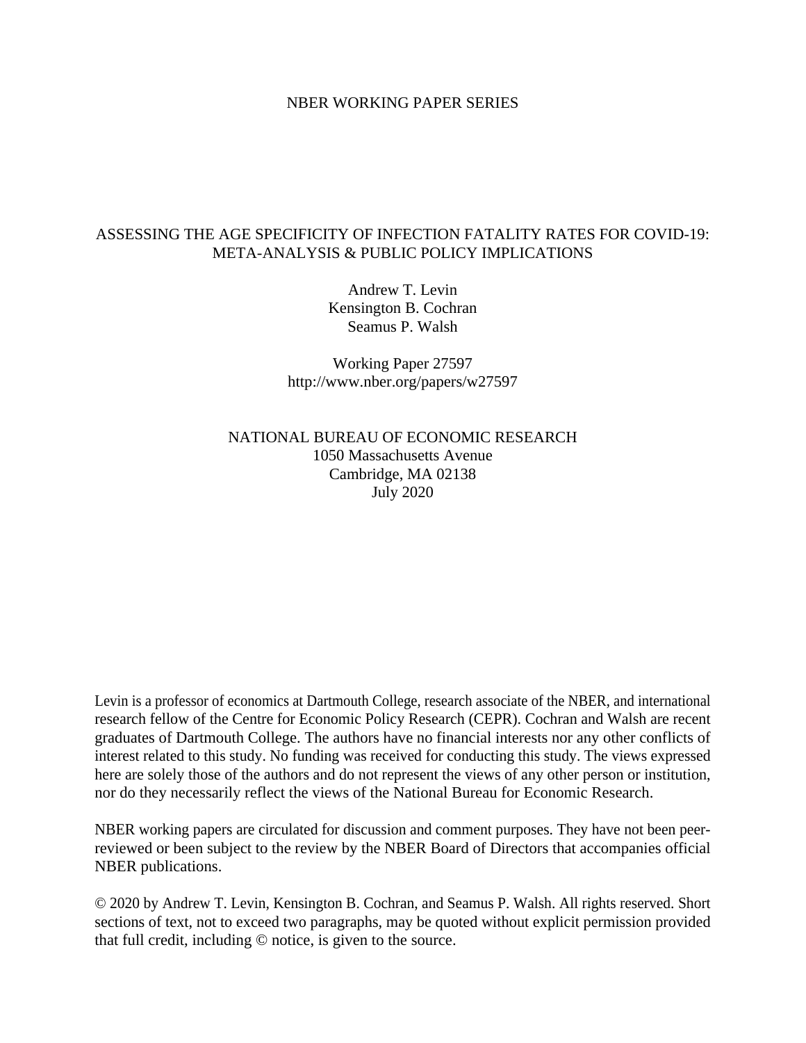NBER WORKING PAPER SERIES

# ASSESSING THE AGE SPECIFICITY OF INFECTION FATALITY RATES FOR COVID-19: META-ANALYSIS & PUBLIC POLICY IMPLICATIONS

Andrew T. Levin
Kensington B. Cochran
Seamus P. Walsh

Working Paper 27597
http://www.nber.org/papers/w27597

NATIONAL BUREAU OF ECONOMIC RESEARCH
1050 Massachusetts Avenue
Cambridge, MA 02138
July 2020

Levin is a professor of economics at Dartmouth College, research associate of the NBER, and international research fellow of the Centre for Economic Policy Research (CEPR). Cochran and Walsh are recent graduates of Dartmouth College. The authors have no financial interests nor any other conflicts of interest related to this study. No funding was received for conducting this study. The views expressed here are solely those of the authors and do not represent the views of any other person or institution, nor do they necessarily reflect the views of the National Bureau for Economic Research.

NBER working papers are circulated for discussion and comment purposes. They have not been peer-reviewed or been subject to the review by the NBER Board of Directors that accompanies official NBER publications.

© 2020 by Andrew T. Levin, Kensington B. Cochran, and Seamus P. Walsh. All rights reserved. Short sections of text, not to exceed two paragraphs, may be quoted without explicit permission provided that full credit, including © notice, is given to the source.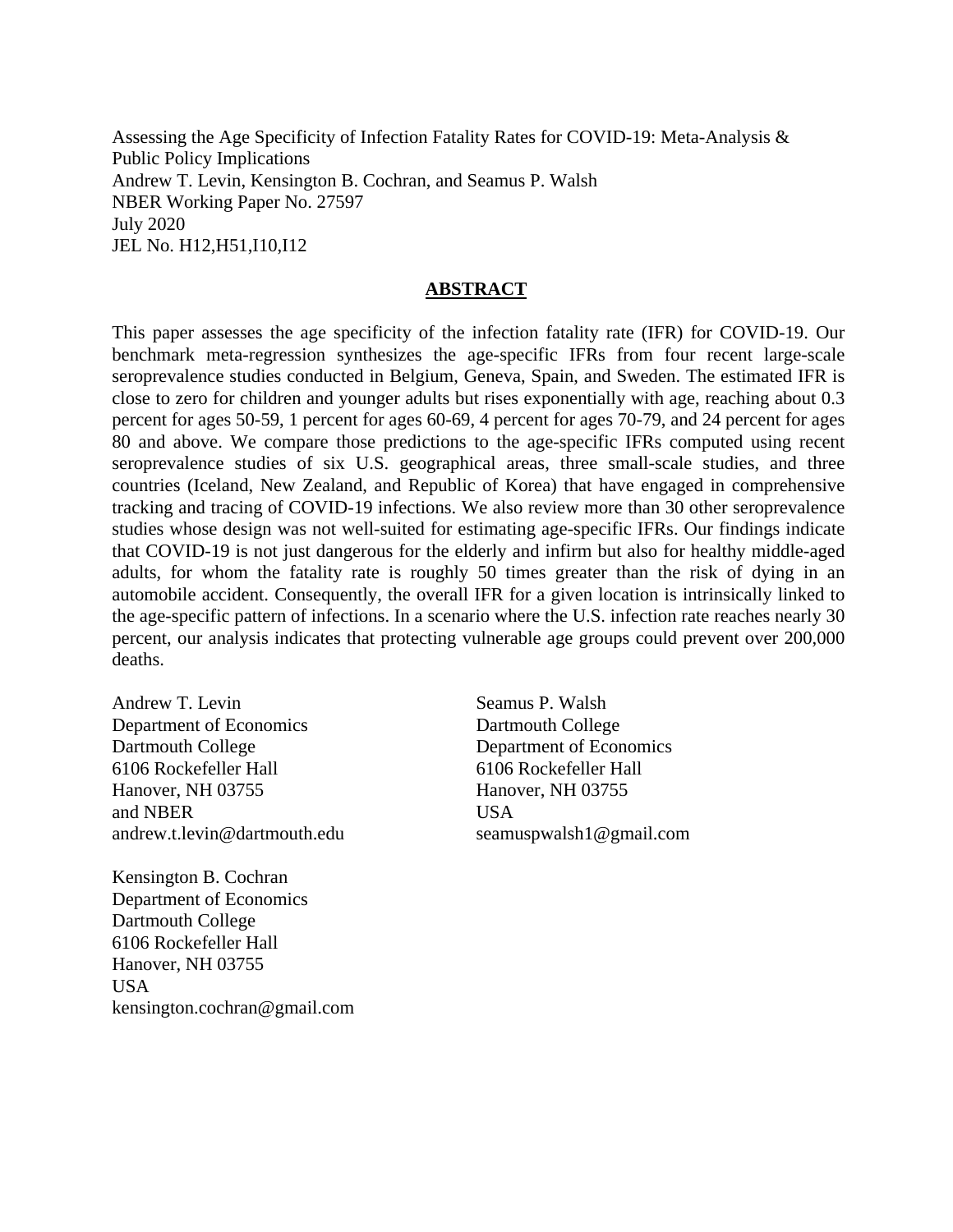Assessing the Age Specificity of Infection Fatality Rates for COVID-19: Meta-Analysis & Public Policy Implications
Andrew T. Levin, Kensington B. Cochran, and Seamus P. Walsh
NBER Working Paper No. 27597
July 2020
JEL No. H12,H51,I10,I12

## ABSTRACT

This paper assesses the age specificity of the infection fatality rate (IFR) for COVID-19. Our benchmark meta-regression synthesizes the age-specific IFRs from four recent large-scale seroprevalence studies conducted in Belgium, Geneva, Spain, and Sweden. The estimated IFR is close to zero for children and younger adults but rises exponentially with age, reaching about 0.3 percent for ages 50-59, 1 percent for ages 60-69, 4 percent for ages 70-79, and 24 percent for ages 80 and above. We compare those predictions to the age-specific IFRs computed using recent seroprevalence studies of six U.S. geographical areas, three small-scale studies, and three countries (Iceland, New Zealand, and Republic of Korea) that have engaged in comprehensive tracking and tracing of COVID-19 infections. We also review more than 30 other seroprevalence studies whose design was not well-suited for estimating age-specific IFRs. Our findings indicate that COVID-19 is not just dangerous for the elderly and infirm but also for healthy middle-aged adults, for whom the fatality rate is roughly 50 times greater than the risk of dying in an automobile accident. Consequently, the overall IFR for a given location is intrinsically linked to the age-specific pattern of infections. In a scenario where the U.S. infection rate reaches nearly 30 percent, our analysis indicates that protecting vulnerable age groups could prevent over 200,000 deaths.

Andrew T. Levin
Department of Economics
Dartmouth College
6106 Rockefeller Hall
Hanover, NH 03755
and NBER
andrew.t.levin@dartmouth.edu

Seamus P. Walsh
Dartmouth College
Department of Economics
6106 Rockefeller Hall
Hanover, NH 03755
USA
seamuspwalsh1@gmail.com

Kensington B. Cochran
Department of Economics
Dartmouth College
6106 Rockefeller Hall
Hanover, NH 03755
USA
kensington.cochran@gmail.com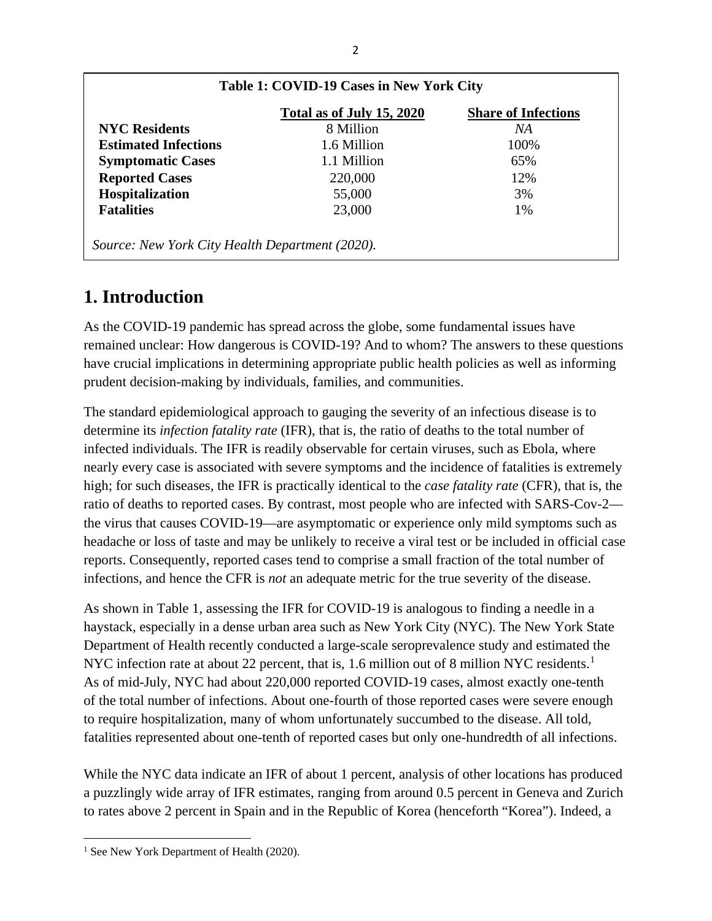**Table 1: COVID-19 Cases in New York City**

| | Total as of July 15, 2020 | Share of Infections |
|---|---|---|
| **NYC Residents** | 8 Million | *NA* |
| **Estimated Infections** | 1.6 Million | 100% |
| **Symptomatic Cases** | 1.1 Million | 65% |
| **Reported Cases** | 220,000 | 12% |
| **Hospitalization** | 55,000 | 3% |
| **Fatalities** | 23,000 | 1% |

*Source: New York City Health Department (2020).*

# 1. Introduction

As the COVID-19 pandemic has spread across the globe, some fundamental issues have remained unclear: How dangerous is COVID-19? And to whom? The answers to these questions have crucial implications in determining appropriate public health policies as well as informing prudent decision-making by individuals, families, and communities.

The standard epidemiological approach to gauging the severity of an infectious disease is to determine its *infection fatality rate* (IFR), that is, the ratio of deaths to the total number of infected individuals. The IFR is readily observable for certain viruses, such as Ebola, where nearly every case is associated with severe symptoms and the incidence of fatalities is extremely high; for such diseases, the IFR is practically identical to the *case fatality rate* (CFR), that is, the ratio of deaths to reported cases. By contrast, most people who are infected with SARS-Cov-2—the virus that causes COVID-19—are asymptomatic or experience only mild symptoms such as headache or loss of taste and may be unlikely to receive a viral test or be included in official case reports. Consequently, reported cases tend to comprise a small fraction of the total number of infections, and hence the CFR is *not* an adequate metric for the true severity of the disease.

As shown in Table 1, assessing the IFR for COVID-19 is analogous to finding a needle in a haystack, especially in a dense urban area such as New York City (NYC). The New York State Department of Health recently conducted a large-scale seroprevalence study and estimated the NYC infection rate at about 22 percent, that is, 1.6 million out of 8 million NYC residents.[1] As of mid-July, NYC had about 220,000 reported COVID-19 cases, almost exactly one-tenth of the total number of infections. About one-fourth of those reported cases were severe enough to require hospitalization, many of whom unfortunately succumbed to the disease. All told, fatalities represented about one-tenth of reported cases but only one-hundredth of all infections.

While the NYC data indicate an IFR of about 1 percent, analysis of other locations has produced a puzzlingly wide array of IFR estimates, ranging from around 0.5 percent in Geneva and Zurich to rates above 2 percent in Spain and in the Republic of Korea (henceforth "Korea"). Indeed, a

[1] See New York Department of Health (2020).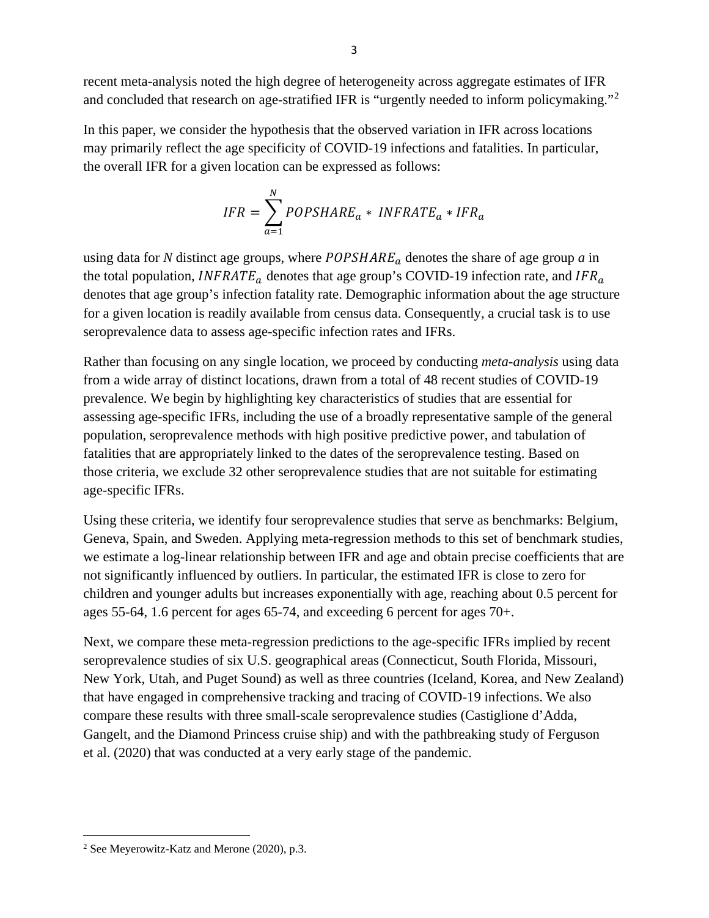recent meta-analysis noted the high degree of heterogeneity across aggregate estimates of IFR and concluded that research on age-stratified IFR is "urgently needed to inform policymaking."[2]

In this paper, we consider the hypothesis that the observed variation in IFR across locations may primarily reflect the age specificity of COVID-19 infections and fatalities. In particular, the overall IFR for a given location can be expressed as follows:

$$IFR = \sum_{a=1}^{N} POPSHARE_a * \ INFRATE_a * IFR_a$$

using data for *N* distinct age groups, where $POPSHARE_a$ denotes the share of age group *a* in the total population, $INFRATE_a$ denotes that age group's COVID-19 infection rate, and $IFR_a$ denotes that age group's infection fatality rate. Demographic information about the age structure for a given location is readily available from census data. Consequently, a crucial task is to use seroprevalence data to assess age-specific infection rates and IFRs.

Rather than focusing on any single location, we proceed by conducting *meta-analysis* using data from a wide array of distinct locations, drawn from a total of 48 recent studies of COVID-19 prevalence. We begin by highlighting key characteristics of studies that are essential for assessing age-specific IFRs, including the use of a broadly representative sample of the general population, seroprevalence methods with high positive predictive power, and tabulation of fatalities that are appropriately linked to the dates of the seroprevalence testing. Based on those criteria, we exclude 32 other seroprevalence studies that are not suitable for estimating age-specific IFRs.

Using these criteria, we identify four seroprevalence studies that serve as benchmarks: Belgium, Geneva, Spain, and Sweden. Applying meta-regression methods to this set of benchmark studies, we estimate a log-linear relationship between IFR and age and obtain precise coefficients that are not significantly influenced by outliers. In particular, the estimated IFR is close to zero for children and younger adults but increases exponentially with age, reaching about 0.5 percent for ages 55-64, 1.6 percent for ages 65-74, and exceeding 6 percent for ages 70+.

Next, we compare these meta-regression predictions to the age-specific IFRs implied by recent seroprevalence studies of six U.S. geographical areas (Connecticut, South Florida, Missouri, New York, Utah, and Puget Sound) as well as three countries (Iceland, Korea, and New Zealand) that have engaged in comprehensive tracking and tracing of COVID-19 infections. We also compare these results with three small-scale seroprevalence studies (Castiglione d'Adda, Gangelt, and the Diamond Princess cruise ship) and with the pathbreaking study of Ferguson et al. (2020) that was conducted at a very early stage of the pandemic.

[2] See Meyerowitz-Katz and Merone (2020), p.3.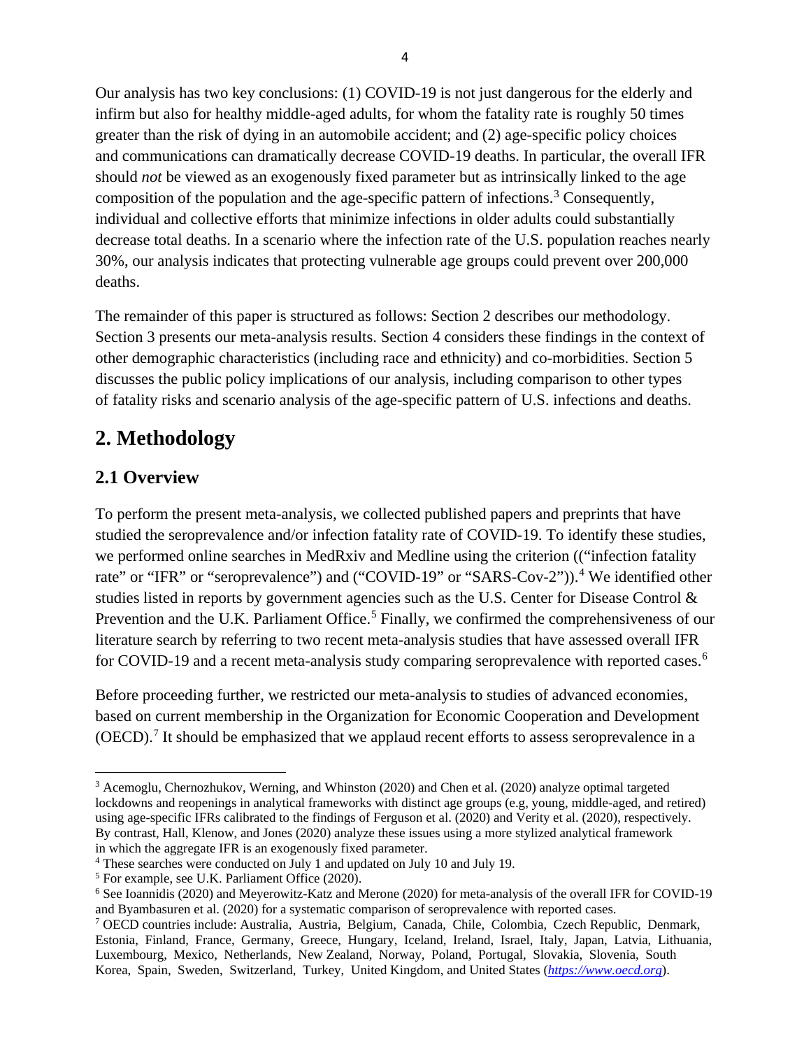Our analysis has two key conclusions: (1) COVID-19 is not just dangerous for the elderly and infirm but also for healthy middle-aged adults, for whom the fatality rate is roughly 50 times greater than the risk of dying in an automobile accident; and (2) age-specific policy choices and communications can dramatically decrease COVID-19 deaths. In particular, the overall IFR should *not* be viewed as an exogenously fixed parameter but as intrinsically linked to the age composition of the population and the age-specific pattern of infections.[3] Consequently, individual and collective efforts that minimize infections in older adults could substantially decrease total deaths. In a scenario where the infection rate of the U.S. population reaches nearly 30%, our analysis indicates that protecting vulnerable age groups could prevent over 200,000 deaths.

The remainder of this paper is structured as follows: Section 2 describes our methodology. Section 3 presents our meta-analysis results. Section 4 considers these findings in the context of other demographic characteristics (including race and ethnicity) and co-morbidities. Section 5 discusses the public policy implications of our analysis, including comparison to other types of fatality risks and scenario analysis of the age-specific pattern of U.S. infections and deaths.

## 2. Methodology

### 2.1 Overview

To perform the present meta-analysis, we collected published papers and preprints that have studied the seroprevalence and/or infection fatality rate of COVID-19. To identify these studies, we performed online searches in MedRxiv and Medline using the criterion ((“infection fatality rate” or “IFR” or “seroprevalence”) and (“COVID-19” or “SARS-Cov-2”)).[4] We identified other studies listed in reports by government agencies such as the U.S. Center for Disease Control & Prevention and the U.K. Parliament Office.[5] Finally, we confirmed the comprehensiveness of our literature search by referring to two recent meta-analysis studies that have assessed overall IFR for COVID-19 and a recent meta-analysis study comparing seroprevalence with reported cases.[6]

Before proceeding further, we restricted our meta-analysis to studies of advanced economies, based on current membership in the Organization for Economic Cooperation and Development (OECD).[7] It should be emphasized that we applaud recent efforts to assess seroprevalence in a

---

[3] Acemoglu, Chernozhukov, Werning, and Whinston (2020) and Chen et al. (2020) analyze optimal targeted lockdowns and reopenings in analytical frameworks with distinct age groups (e.g, young, middle-aged, and retired) using age-specific IFRs calibrated to the findings of Ferguson et al. (2020) and Verity et al. (2020), respectively. By contrast, Hall, Klenow, and Jones (2020) analyze these issues using a more stylized analytical framework in which the aggregate IFR is an exogenously fixed parameter.

[4] These searches were conducted on July 1 and updated on July 10 and July 19.

[5] For example, see U.K. Parliament Office (2020).

[6] See Ioannidis (2020) and Meyerowitz-Katz and Merone (2020) for meta-analysis of the overall IFR for COVID-19 and Byambasuren et al. (2020) for a systematic comparison of seroprevalence with reported cases.

[7] OECD countries include: Australia, Austria, Belgium, Canada, Chile, Colombia, Czech Republic, Denmark, Estonia, Finland, France, Germany, Greece, Hungary, Iceland, Ireland, Israel, Italy, Japan, Latvia, Lithuania, Luxembourg, Mexico, Netherlands, New Zealand, Norway, Poland, Portugal, Slovakia, Slovenia, South Korea, Spain, Sweden, Switzerland, Turkey, United Kingdom, and United States (*https://www.oecd.org*).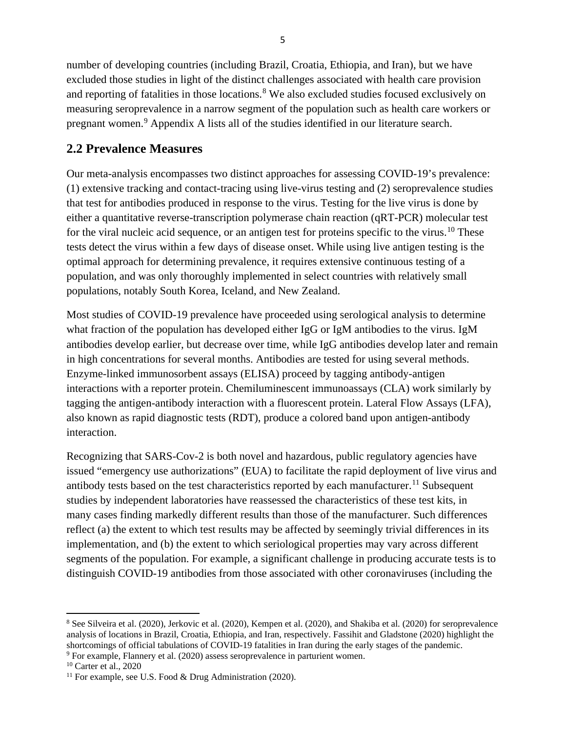number of developing countries (including Brazil, Croatia, Ethiopia, and Iran), but we have excluded those studies in light of the distinct challenges associated with health care provision and reporting of fatalities in those locations.[8] We also excluded studies focused exclusively on measuring seroprevalence in a narrow segment of the population such as health care workers or pregnant women.[9] Appendix A lists all of the studies identified in our literature search.

## 2.2 Prevalence Measures

Our meta-analysis encompasses two distinct approaches for assessing COVID-19's prevalence: (1) extensive tracking and contact-tracing using live-virus testing and (2) seroprevalence studies that test for antibodies produced in response to the virus. Testing for the live virus is done by either a quantitative reverse-transcription polymerase chain reaction (qRT-PCR) molecular test for the viral nucleic acid sequence, or an antigen test for proteins specific to the virus.[10] These tests detect the virus within a few days of disease onset. While using live antigen testing is the optimal approach for determining prevalence, it requires extensive continuous testing of a population, and was only thoroughly implemented in select countries with relatively small populations, notably South Korea, Iceland, and New Zealand.

Most studies of COVID-19 prevalence have proceeded using serological analysis to determine what fraction of the population has developed either IgG or IgM antibodies to the virus. IgM antibodies develop earlier, but decrease over time, while IgG antibodies develop later and remain in high concentrations for several months. Antibodies are tested for using several methods. Enzyme-linked immunosorbent assays (ELISA) proceed by tagging antibody-antigen interactions with a reporter protein. Chemiluminescent immunoassays (CLA) work similarly by tagging the antigen-antibody interaction with a fluorescent protein. Lateral Flow Assays (LFA), also known as rapid diagnostic tests (RDT), produce a colored band upon antigen-antibody interaction.

Recognizing that SARS-Cov-2 is both novel and hazardous, public regulatory agencies have issued "emergency use authorizations" (EUA) to facilitate the rapid deployment of live virus and antibody tests based on the test characteristics reported by each manufacturer.[11] Subsequent studies by independent laboratories have reassessed the characteristics of these test kits, in many cases finding markedly different results than those of the manufacturer. Such differences reflect (a) the extent to which test results may be affected by seemingly trivial differences in its implementation, and (b) the extent to which seriological properties may vary across different segments of the population. For example, a significant challenge in producing accurate tests is to distinguish COVID-19 antibodies from those associated with other coronaviruses (including the

---

[8] See Silveira et al. (2020), Jerkovic et al. (2020), Kempen et al. (2020), and Shakiba et al. (2020) for seroprevalence analysis of locations in Brazil, Croatia, Ethiopia, and Iran, respectively. Fassihit and Gladstone (2020) highlight the shortcomings of official tabulations of COVID-19 fatalities in Iran during the early stages of the pandemic.

[9] For example, Flannery et al. (2020) assess seroprevalence in parturient women.

[10] Carter et al., 2020

[11] For example, see U.S. Food & Drug Administration (2020).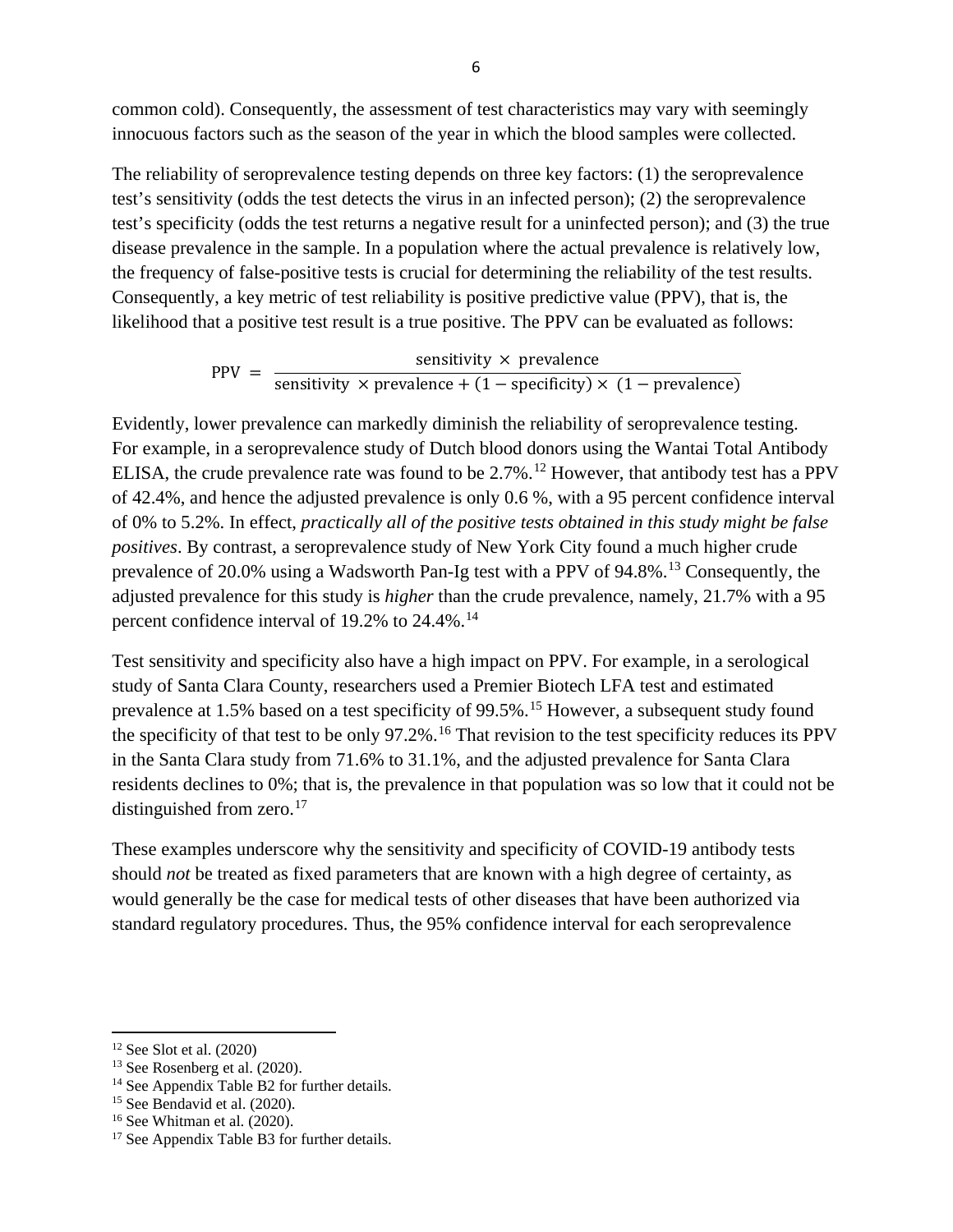common cold). Consequently, the assessment of test characteristics may vary with seemingly innocuous factors such as the season of the year in which the blood samples were collected.

The reliability of seroprevalence testing depends on three key factors: (1) the seroprevalence test's sensitivity (odds the test detects the virus in an infected person); (2) the seroprevalence test's specificity (odds the test returns a negative result for a uninfected person); and (3) the true disease prevalence in the sample. In a population where the actual prevalence is relatively low, the frequency of false-positive tests is crucial for determining the reliability of the test results. Consequently, a key metric of test reliability is positive predictive value (PPV), that is, the likelihood that a positive test result is a true positive. The PPV can be evaluated as follows:

$$\text{PPV} = \frac{\text{sensitivity} \times \text{prevalence}}{\text{sensitivity} \times \text{prevalence} + (1 - \text{specificity}) \times (1 - \text{prevalence})}$$

Evidently, lower prevalence can markedly diminish the reliability of seroprevalence testing. For example, in a seroprevalence study of Dutch blood donors using the Wantai Total Antibody ELISA, the crude prevalence rate was found to be 2.7%.[12] However, that antibody test has a PPV of 42.4%, and hence the adjusted prevalence is only 0.6 %, with a 95 percent confidence interval of 0% to 5.2%. In effect, *practically all of the positive tests obtained in this study might be false positives*. By contrast, a seroprevalence study of New York City found a much higher crude prevalence of 20.0% using a Wadsworth Pan-Ig test with a PPV of 94.8%.[13] Consequently, the adjusted prevalence for this study is *higher* than the crude prevalence, namely, 21.7% with a 95 percent confidence interval of 19.2% to 24.4%.[14]

Test sensitivity and specificity also have a high impact on PPV. For example, in a serological study of Santa Clara County, researchers used a Premier Biotech LFA test and estimated prevalence at 1.5% based on a test specificity of 99.5%.[15] However, a subsequent study found the specificity of that test to be only 97.2%.[16] That revision to the test specificity reduces its PPV in the Santa Clara study from 71.6% to 31.1%, and the adjusted prevalence for Santa Clara residents declines to 0%; that is, the prevalence in that population was so low that it could not be distinguished from zero.[17]

These examples underscore why the sensitivity and specificity of COVID-19 antibody tests should *not* be treated as fixed parameters that are known with a high degree of certainty, as would generally be the case for medical tests of other diseases that have been authorized via standard regulatory procedures. Thus, the 95% confidence interval for each seroprevalence

---

[12] See Slot et al. (2020)

[13] See Rosenberg et al. (2020).

[14] See Appendix Table B2 for further details.

[15] See Bendavid et al. (2020).

[16] See Whitman et al. (2020).

[17] See Appendix Table B3 for further details.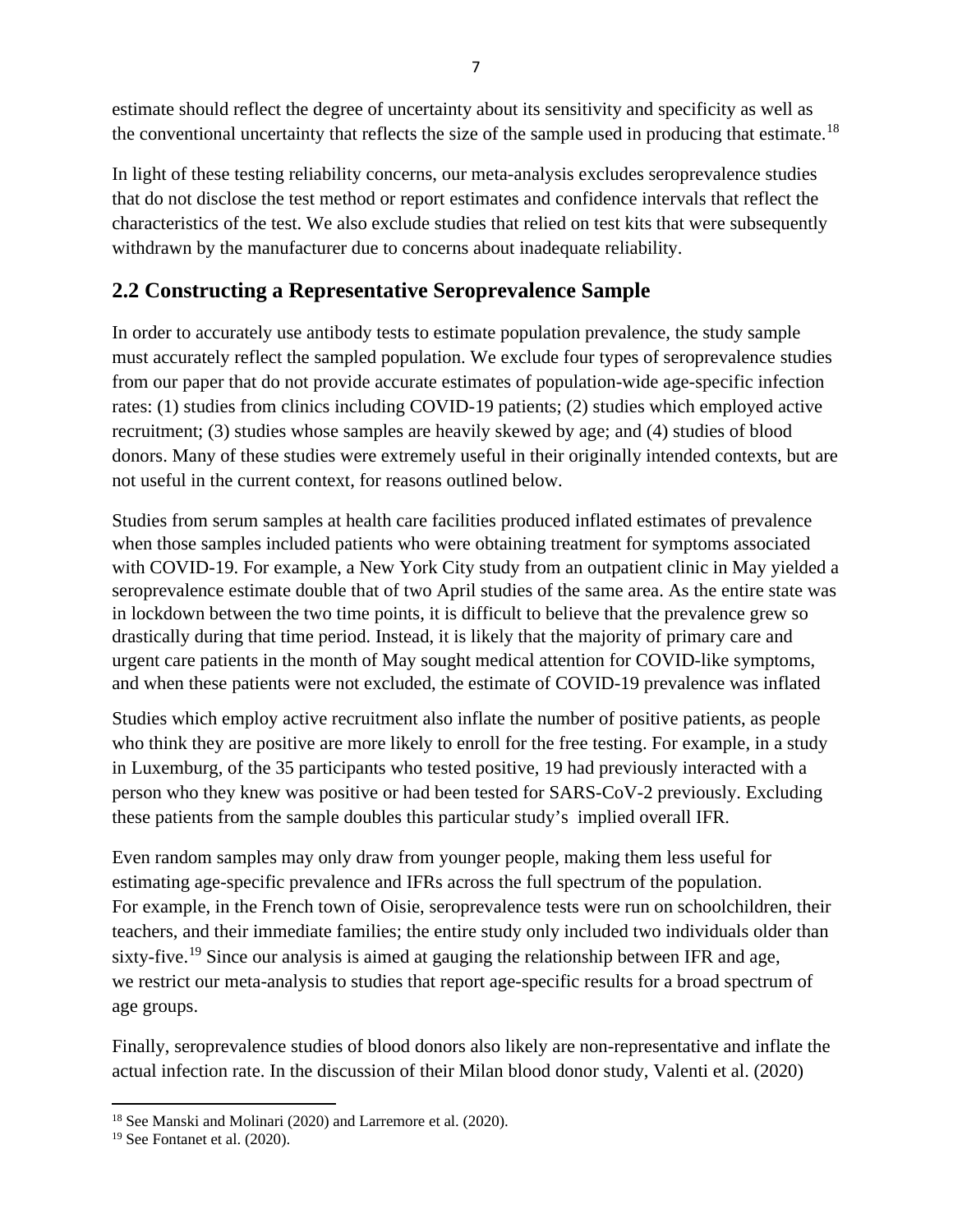estimate should reflect the degree of uncertainty about its sensitivity and specificity as well as the conventional uncertainty that reflects the size of the sample used in producing that estimate.[18]

In light of these testing reliability concerns, our meta-analysis excludes seroprevalence studies that do not disclose the test method or report estimates and confidence intervals that reflect the characteristics of the test. We also exclude studies that relied on test kits that were subsequently withdrawn by the manufacturer due to concerns about inadequate reliability.

## 2.2 Constructing a Representative Seroprevalence Sample

In order to accurately use antibody tests to estimate population prevalence, the study sample must accurately reflect the sampled population. We exclude four types of seroprevalence studies from our paper that do not provide accurate estimates of population-wide age-specific infection rates: (1) studies from clinics including COVID-19 patients; (2) studies which employed active recruitment; (3) studies whose samples are heavily skewed by age; and (4) studies of blood donors. Many of these studies were extremely useful in their originally intended contexts, but are not useful in the current context, for reasons outlined below.

Studies from serum samples at health care facilities produced inflated estimates of prevalence when those samples included patients who were obtaining treatment for symptoms associated with COVID-19. For example, a New York City study from an outpatient clinic in May yielded a seroprevalence estimate double that of two April studies of the same area. As the entire state was in lockdown between the two time points, it is difficult to believe that the prevalence grew so drastically during that time period. Instead, it is likely that the majority of primary care and urgent care patients in the month of May sought medical attention for COVID-like symptoms, and when these patients were not excluded, the estimate of COVID-19 prevalence was inflated

Studies which employ active recruitment also inflate the number of positive patients, as people who think they are positive are more likely to enroll for the free testing. For example, in a study in Luxemburg, of the 35 participants who tested positive, 19 had previously interacted with a person who they knew was positive or had been tested for SARS-CoV-2 previously. Excluding these patients from the sample doubles this particular study's implied overall IFR.

Even random samples may only draw from younger people, making them less useful for estimating age-specific prevalence and IFRs across the full spectrum of the population. For example, in the French town of Oisie, seroprevalence tests were run on schoolchildren, their teachers, and their immediate families; the entire study only included two individuals older than sixty-five.[19] Since our analysis is aimed at gauging the relationship between IFR and age, we restrict our meta-analysis to studies that report age-specific results for a broad spectrum of age groups.

Finally, seroprevalence studies of blood donors also likely are non-representative and inflate the actual infection rate. In the discussion of their Milan blood donor study, Valenti et al. (2020)

---

[18] See Manski and Molinari (2020) and Larremore et al. (2020).

[19] See Fontanet et al. (2020).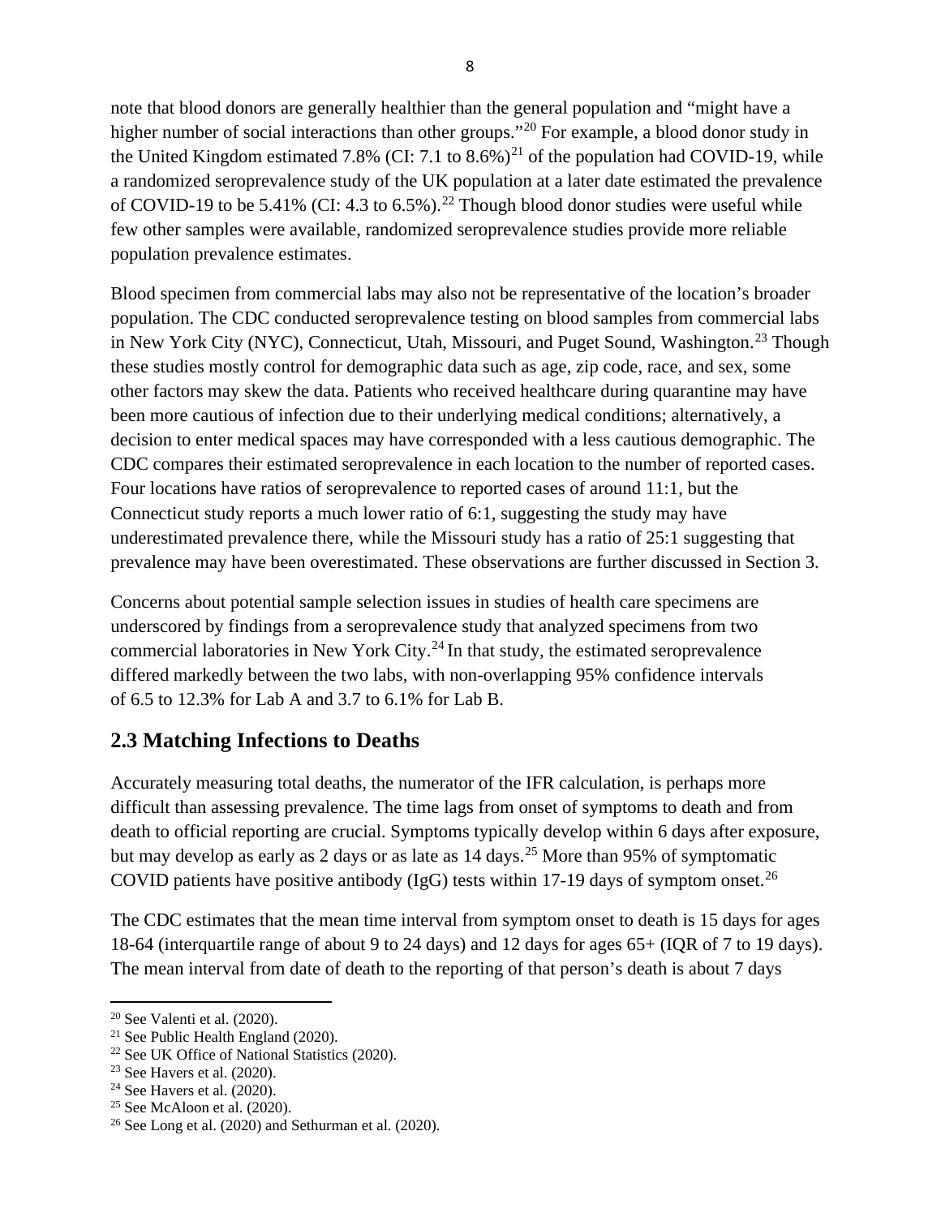note that blood donors are generally healthier than the general population and "might have a higher number of social interactions than other groups."[20] For example, a blood donor study in the United Kingdom estimated 7.8% (CI: 7.1 to 8.6%)[21] of the population had COVID-19, while a randomized seroprevalence study of the UK population at a later date estimated the prevalence of COVID-19 to be 5.41% (CI: 4.3 to 6.5%).[22] Though blood donor studies were useful while few other samples were available, randomized seroprevalence studies provide more reliable population prevalence estimates.

Blood specimen from commercial labs may also not be representative of the location's broader population. The CDC conducted seroprevalence testing on blood samples from commercial labs in New York City (NYC), Connecticut, Utah, Missouri, and Puget Sound, Washington.[23] Though these studies mostly control for demographic data such as age, zip code, race, and sex, some other factors may skew the data. Patients who received healthcare during quarantine may have been more cautious of infection due to their underlying medical conditions; alternatively, a decision to enter medical spaces may have corresponded with a less cautious demographic. The CDC compares their estimated seroprevalence in each location to the number of reported cases. Four locations have ratios of seroprevalence to reported cases of around 11:1, but the Connecticut study reports a much lower ratio of 6:1, suggesting the study may have underestimated prevalence there, while the Missouri study has a ratio of 25:1 suggesting that prevalence may have been overestimated. These observations are further discussed in Section 3.

Concerns about potential sample selection issues in studies of health care specimens are underscored by findings from a seroprevalence study that analyzed specimens from two commercial laboratories in New York City.[24] In that study, the estimated seroprevalence differed markedly between the two labs, with non-overlapping 95% confidence intervals of 6.5 to 12.3% for Lab A and 3.7 to 6.1% for Lab B.

## 2.3 Matching Infections to Deaths

Accurately measuring total deaths, the numerator of the IFR calculation, is perhaps more difficult than assessing prevalence. The time lags from onset of symptoms to death and from death to official reporting are crucial. Symptoms typically develop within 6 days after exposure, but may develop as early as 2 days or as late as 14 days.[25] More than 95% of symptomatic COVID patients have positive antibody (IgG) tests within 17-19 days of symptom onset.[26]

The CDC estimates that the mean time interval from symptom onset to death is 15 days for ages 18-64 (interquartile range of about 9 to 24 days) and 12 days for ages 65+ (IQR of 7 to 19 days). The mean interval from date of death to the reporting of that person's death is about 7 days

---

[20] See Valenti et al. (2020).

[21] See Public Health England (2020).

[22] See UK Office of National Statistics (2020).

[23] See Havers et al. (2020).

[24] See Havers et al. (2020).

[25] See McAloon et al. (2020).

[26] See Long et al. (2020) and Sethurman et al. (2020).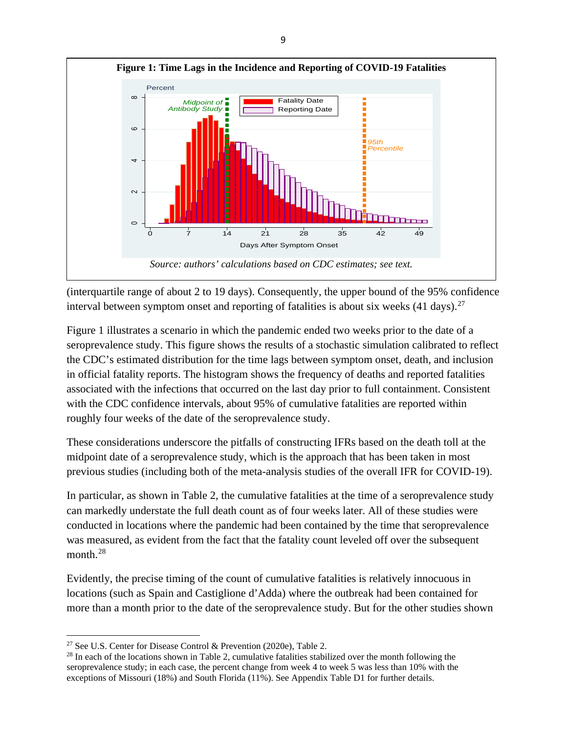**Figure 1: Time Lags in the Incidence and Reporting of COVID-19 Fatalities**

*Source: authors' calculations based on CDC estimates; see text.*

(interquartile range of about 2 to 19 days). Consequently, the upper bound of the 95% confidence interval between symptom onset and reporting of fatalities is about six weeks (41 days).[27]

Figure 1 illustrates a scenario in which the pandemic ended two weeks prior to the date of a seroprevalence study. This figure shows the results of a stochastic simulation calibrated to reflect the CDC's estimated distribution for the time lags between symptom onset, death, and inclusion in official fatality reports. The histogram shows the frequency of deaths and reported fatalities associated with the infections that occurred on the last day prior to full containment. Consistent with the CDC confidence intervals, about 95% of cumulative fatalities are reported within roughly four weeks of the date of the seroprevalence study.

These considerations underscore the pitfalls of constructing IFRs based on the death toll at the midpoint date of a seroprevalence study, which is the approach that has been taken in most previous studies (including both of the meta-analysis studies of the overall IFR for COVID-19).

In particular, as shown in Table 2, the cumulative fatalities at the time of a seroprevalence study can markedly understate the full death count as of four weeks later. All of these studies were conducted in locations where the pandemic had been contained by the time that seroprevalence was measured, as evident from the fact that the fatality count leveled off over the subsequent month.[28]

Evidently, the precise timing of the count of cumulative fatalities is relatively innocuous in locations (such as Spain and Castiglione d'Adda) where the outbreak had been contained for more than a month prior to the date of the seroprevalence study. But for the other studies shown

---

[27] See U.S. Center for Disease Control & Prevention (2020e), Table 2.

[28] In each of the locations shown in Table 2, cumulative fatalities stabilized over the month following the seroprevalence study; in each case, the percent change from week 4 to week 5 was less than 10% with the exceptions of Missouri (18%) and South Florida (11%). See Appendix Table D1 for further details.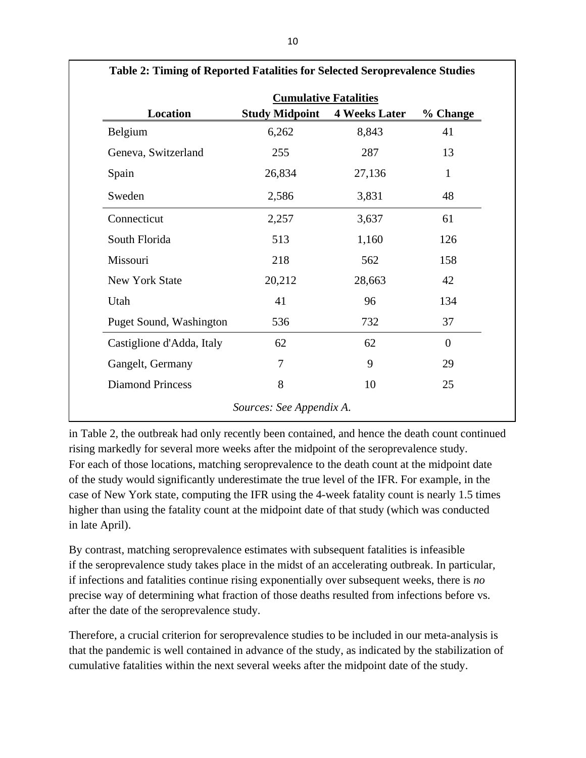**Table 2: Timing of Reported Fatalities for Selected Seroprevalence Studies**

| Location | Cumulative Fatalities Study Midpoint | Cumulative Fatalities 4 Weeks Later | % Change |
|---|---|---|---|
| Belgium | 6,262 | 8,843 | 41 |
| Geneva, Switzerland | 255 | 287 | 13 |
| Spain | 26,834 | 27,136 | 1 |
| Sweden | 2,586 | 3,831 | 48 |
| Connecticut | 2,257 | 3,637 | 61 |
| South Florida | 513 | 1,160 | 126 |
| Missouri | 218 | 562 | 158 |
| New York State | 20,212 | 28,663 | 42 |
| Utah | 41 | 96 | 134 |
| Puget Sound, Washington | 536 | 732 | 37 |
| Castiglione d'Adda, Italy | 62 | 62 | 0 |
| Gangelt, Germany | 7 | 9 | 29 |
| Diamond Princess | 8 | 10 | 25 |

*Sources: See Appendix A.*

in Table 2, the outbreak had only recently been contained, and hence the death count continued rising markedly for several more weeks after the midpoint of the seroprevalence study. For each of those locations, matching seroprevalence to the death count at the midpoint date of the study would significantly underestimate the true level of the IFR. For example, in the case of New York state, computing the IFR using the 4-week fatality count is nearly 1.5 times higher than using the fatality count at the midpoint date of that study (which was conducted in late April).

By contrast, matching seroprevalence estimates with subsequent fatalities is infeasible if the seroprevalence study takes place in the midst of an accelerating outbreak. In particular, if infections and fatalities continue rising exponentially over subsequent weeks, there is *no* precise way of determining what fraction of those deaths resulted from infections before vs. after the date of the seroprevalence study.

Therefore, a crucial criterion for seroprevalence studies to be included in our meta-analysis is that the pandemic is well contained in advance of the study, as indicated by the stabilization of cumulative fatalities within the next several weeks after the midpoint date of the study.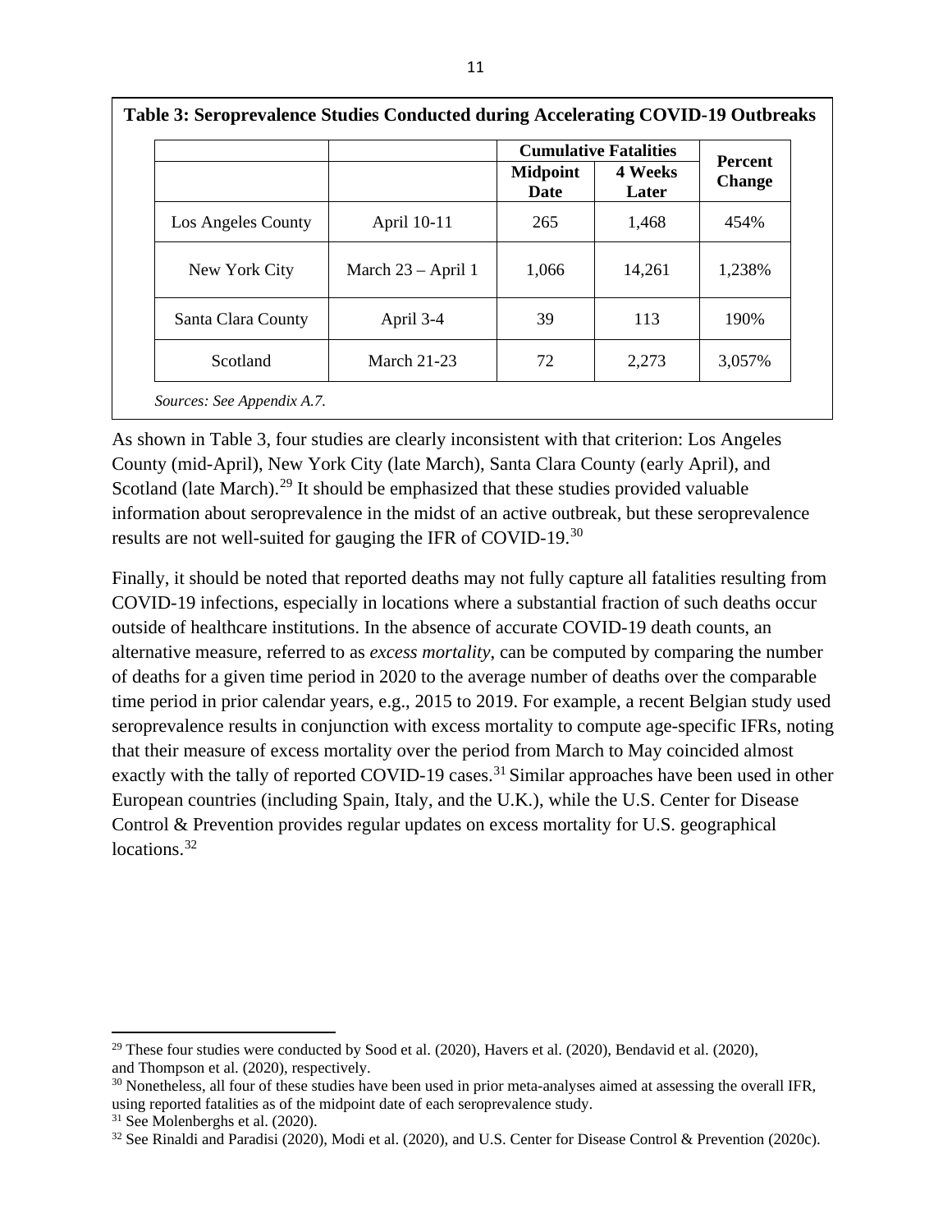**Table 3: Seroprevalence Studies Conducted during Accelerating COVID-19 Outbreaks**

| | | Cumulative Fatalities | | Percent Change |
|---|---|---|---|---|
| | | Midpoint Date | 4 Weeks Later | |
| Los Angeles County | April 10-11 | 265 | 1,468 | 454% |
| New York City | March 23 – April 1 | 1,066 | 14,261 | 1,238% |
| Santa Clara County | April 3-4 | 39 | 113 | 190% |
| Scotland | March 21-23 | 72 | 2,273 | 3,057% |

*Sources: See Appendix A.7.*

As shown in Table 3, four studies are clearly inconsistent with that criterion: Los Angeles County (mid-April), New York City (late March), Santa Clara County (early April), and Scotland (late March).[29] It should be emphasized that these studies provided valuable information about seroprevalence in the midst of an active outbreak, but these seroprevalence results are not well-suited for gauging the IFR of COVID-19.[30]

Finally, it should be noted that reported deaths may not fully capture all fatalities resulting from COVID-19 infections, especially in locations where a substantial fraction of such deaths occur outside of healthcare institutions. In the absence of accurate COVID-19 death counts, an alternative measure, referred to as *excess mortality*, can be computed by comparing the number of deaths for a given time period in 2020 to the average number of deaths over the comparable time period in prior calendar years, e.g., 2015 to 2019. For example, a recent Belgian study used seroprevalence results in conjunction with excess mortality to compute age-specific IFRs, noting that their measure of excess mortality over the period from March to May coincided almost exactly with the tally of reported COVID-19 cases.[31] Similar approaches have been used in other European countries (including Spain, Italy, and the U.K.), while the U.S. Center for Disease Control & Prevention provides regular updates on excess mortality for U.S. geographical locations.[32]

---

[29] These four studies were conducted by Sood et al. (2020), Havers et al. (2020), Bendavid et al. (2020), and Thompson et al. (2020), respectively.

[30] Nonetheless, all four of these studies have been used in prior meta-analyses aimed at assessing the overall IFR, using reported fatalities as of the midpoint date of each seroprevalence study.

[31] See Molenberghs et al. (2020).

[32] See Rinaldi and Paradisi (2020), Modi et al. (2020), and U.S. Center for Disease Control & Prevention (2020c).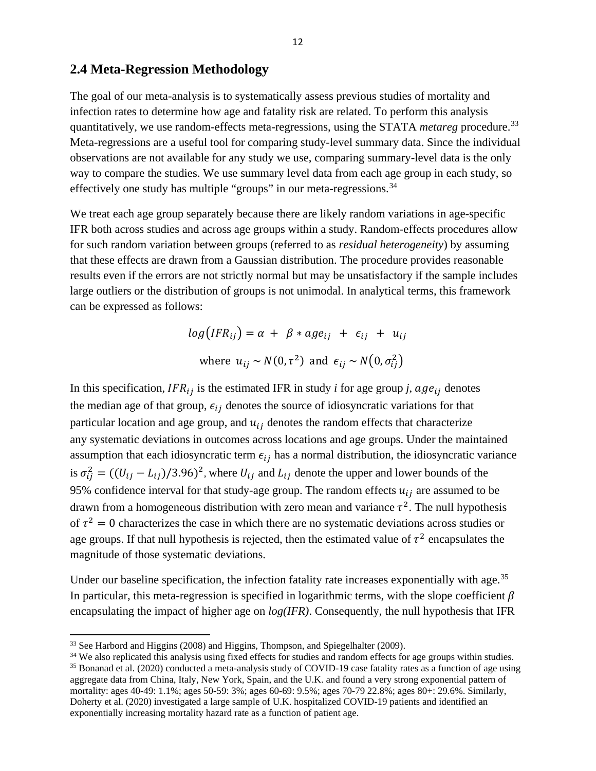## 2.4 Meta-Regression Methodology

The goal of our meta-analysis is to systematically assess previous studies of mortality and infection rates to determine how age and fatality risk are related. To perform this analysis quantitatively, we use random-effects meta-regressions, using the STATA *metareg* procedure.[33] Meta-regressions are a useful tool for comparing study-level summary data. Since the individual observations are not available for any study we use, comparing summary-level data is the only way to compare the studies. We use summary level data from each age group in each study, so effectively one study has multiple "groups" in our meta-regressions.[34]

We treat each age group separately because there are likely random variations in age-specific IFR both across studies and across age groups within a study. Random-effects procedures allow for such random variation between groups (referred to as *residual heterogeneity*) by assuming that these effects are drawn from a Gaussian distribution. The procedure provides reasonable results even if the errors are not strictly normal but may be unsatisfactory if the sample includes large outliers or the distribution of groups is not unimodal. In analytical terms, this framework can be expressed as follows:

$$log(IFR_{ij}) = \alpha + \beta * age_{ij} + \epsilon_{ij} + u_{ij}$$

$$\text{where } u_{ij} \sim N(0, \tau^2) \text{ and } \epsilon_{ij} \sim N(0, \sigma_{ij}^2)$$

In this specification, $IFR_{ij}$ is the estimated IFR in study *i* for age group *j*, $age_{ij}$ denotes the median age of that group, $\epsilon_{ij}$ denotes the source of idiosyncratic variations for that particular location and age group, and $u_{ij}$ denotes the random effects that characterize any systematic deviations in outcomes across locations and age groups. Under the maintained assumption that each idiosyncratic term $\epsilon_{ij}$ has a normal distribution, the idiosyncratic variance is $\sigma_{ij}^2 = ((U_{ij} - L_{ij})/3.96)^2$, where $U_{ij}$ and $L_{ij}$ denote the upper and lower bounds of the 95% confidence interval for that study-age group. The random effects $u_{ij}$ are assumed to be drawn from a homogeneous distribution with zero mean and variance $\tau^2$. The null hypothesis of $\tau^2 = 0$ characterizes the case in which there are no systematic deviations across studies or age groups. If that null hypothesis is rejected, then the estimated value of $\tau^2$ encapsulates the magnitude of those systematic deviations.

Under our baseline specification, the infection fatality rate increases exponentially with age.[35] In particular, this meta-regression is specified in logarithmic terms, with the slope coefficient $\beta$ encapsulating the impact of higher age on *log(IFR)*. Consequently, the null hypothesis that IFR

---

[33] See Harbord and Higgins (2008) and Higgins, Thompson, and Spiegelhalter (2009).

[34] We also replicated this analysis using fixed effects for studies and random effects for age groups within studies.

[35] Bonanad et al. (2020) conducted a meta-analysis study of COVID-19 case fatality rates as a function of age using aggregate data from China, Italy, New York, Spain, and the U.K. and found a very strong exponential pattern of mortality: ages 40-49: 1.1%; ages 50-59: 3%; ages 60-69: 9.5%; ages 70-79 22.8%; ages 80+: 29.6%. Similarly, Doherty et al. (2020) investigated a large sample of U.K. hospitalized COVID-19 patients and identified an exponentially increasing mortality hazard rate as a function of patient age.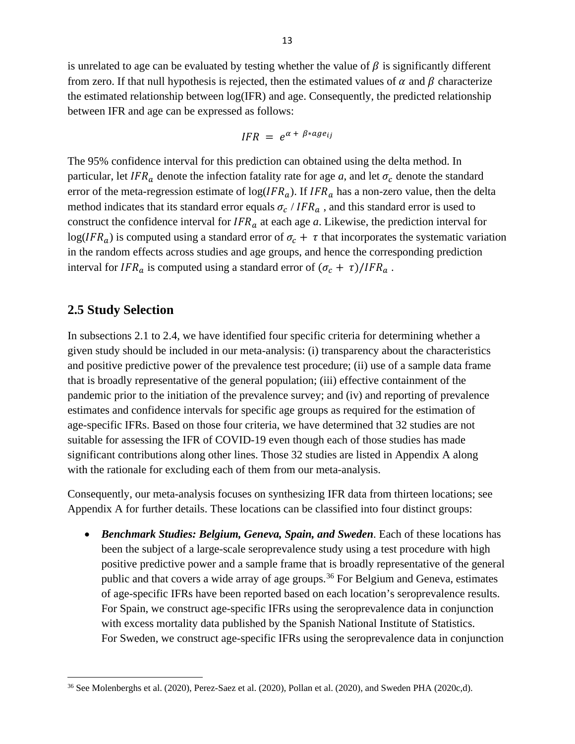is unrelated to age can be evaluated by testing whether the value of $\beta$ is significantly different from zero. If that null hypothesis is rejected, then the estimated values of $\alpha$ and $\beta$ characterize the estimated relationship between log(IFR) and age. Consequently, the predicted relationship between IFR and age can be expressed as follows:

$$IFR = e^{\alpha + \beta * age_{ij}}$$

The 95% confidence interval for this prediction can obtained using the delta method. In particular, let $IFR_a$ denote the infection fatality rate for age *a*, and let $\sigma_c$ denote the standard error of the meta-regression estimate of $\log(IFR_a)$. If $IFR_a$ has a non-zero value, then the delta method indicates that its standard error equals $\sigma_c$ / $IFR_a$ , and this standard error is used to construct the confidence interval for $IFR_a$ at each age *a*. Likewise, the prediction interval for $\log(IFR_a)$ is computed using a standard error of $\sigma_c + \tau$ that incorporates the systematic variation in the random effects across studies and age groups, and hence the corresponding prediction interval for $IFR_a$ is computed using a standard error of $(\sigma_c + \tau)/IFR_a$ .

## 2.5 Study Selection

In subsections 2.1 to 2.4, we have identified four specific criteria for determining whether a given study should be included in our meta-analysis: (i) transparency about the characteristics and positive predictive power of the prevalence test procedure; (ii) use of a sample data frame that is broadly representative of the general population; (iii) effective containment of the pandemic prior to the initiation of the prevalence survey; and (iv) and reporting of prevalence estimates and confidence intervals for specific age groups as required for the estimation of age-specific IFRs. Based on those four criteria, we have determined that 32 studies are not suitable for assessing the IFR of COVID-19 even though each of those studies has made significant contributions along other lines. Those 32 studies are listed in Appendix A along with the rationale for excluding each of them from our meta-analysis.

Consequently, our meta-analysis focuses on synthesizing IFR data from thirteen locations; see Appendix A for further details. These locations can be classified into four distinct groups:

- ***Benchmark Studies: Belgium, Geneva, Spain, and Sweden***. Each of these locations has been the subject of a large-scale seroprevalence study using a test procedure with high positive predictive power and a sample frame that is broadly representative of the general public and that covers a wide array of age groups.[36] For Belgium and Geneva, estimates of age-specific IFRs have been reported based on each location's seroprevalence results. For Spain, we construct age-specific IFRs using the seroprevalence data in conjunction with excess mortality data published by the Spanish National Institute of Statistics. For Sweden, we construct age-specific IFRs using the seroprevalence data in conjunction

[36] See Molenberghs et al. (2020), Perez-Saez et al. (2020), Pollan et al. (2020), and Sweden PHA (2020c,d).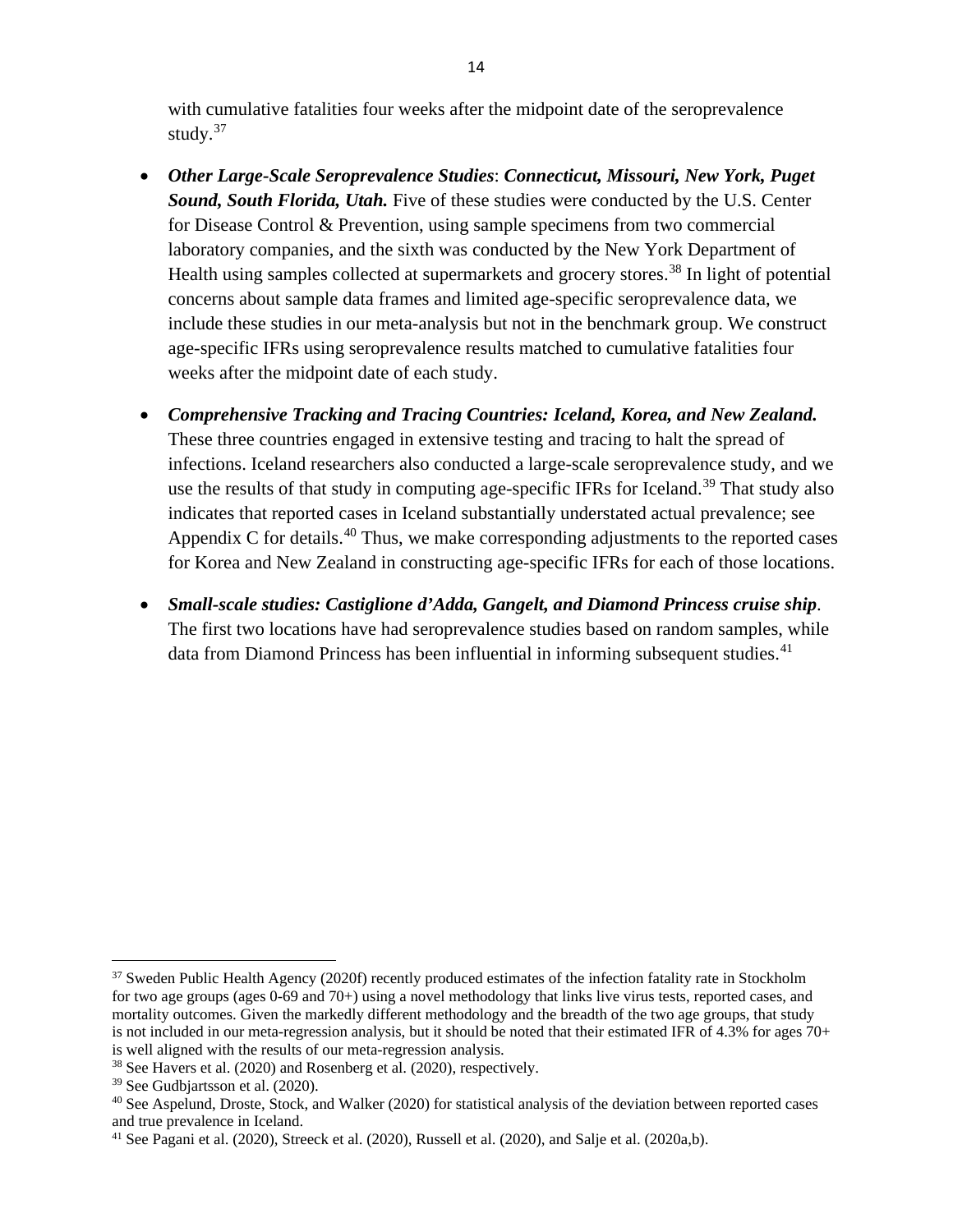with cumulative fatalities four weeks after the midpoint date of the seroprevalence study.[37]

- ***Other Large-Scale Seroprevalence Studies*: *Connecticut, Missouri, New York, Puget Sound, South Florida, Utah.*** Five of these studies were conducted by the U.S. Center for Disease Control & Prevention, using sample specimens from two commercial laboratory companies, and the sixth was conducted by the New York Department of Health using samples collected at supermarkets and grocery stores.[38] In light of potential concerns about sample data frames and limited age-specific seroprevalence data, we include these studies in our meta-analysis but not in the benchmark group. We construct age-specific IFRs using seroprevalence results matched to cumulative fatalities four weeks after the midpoint date of each study.

- ***Comprehensive Tracking and Tracing Countries: Iceland, Korea, and New Zealand.*** These three countries engaged in extensive testing and tracing to halt the spread of infections. Iceland researchers also conducted a large-scale seroprevalence study, and we use the results of that study in computing age-specific IFRs for Iceland.[39] That study also indicates that reported cases in Iceland substantially understated actual prevalence; see Appendix C for details.[40] Thus, we make corresponding adjustments to the reported cases for Korea and New Zealand in constructing age-specific IFRs for each of those locations.

- ***Small-scale studies: Castiglione d'Adda, Gangelt, and Diamond Princess cruise ship*.** The first two locations have had seroprevalence studies based on random samples, while data from Diamond Princess has been influential in informing subsequent studies.[41]

---

[37] Sweden Public Health Agency (2020f) recently produced estimates of the infection fatality rate in Stockholm for two age groups (ages 0-69 and 70+) using a novel methodology that links live virus tests, reported cases, and mortality outcomes. Given the markedly different methodology and the breadth of the two age groups, that study is not included in our meta-regression analysis, but it should be noted that their estimated IFR of 4.3% for ages 70+ is well aligned with the results of our meta-regression analysis.

[38] See Havers et al. (2020) and Rosenberg et al. (2020), respectively.

[39] See Gudbjartsson et al. (2020).

[40] See Aspelund, Droste, Stock, and Walker (2020) for statistical analysis of the deviation between reported cases and true prevalence in Iceland.

[41] See Pagani et al. (2020), Streeck et al. (2020), Russell et al. (2020), and Salje et al. (2020a,b).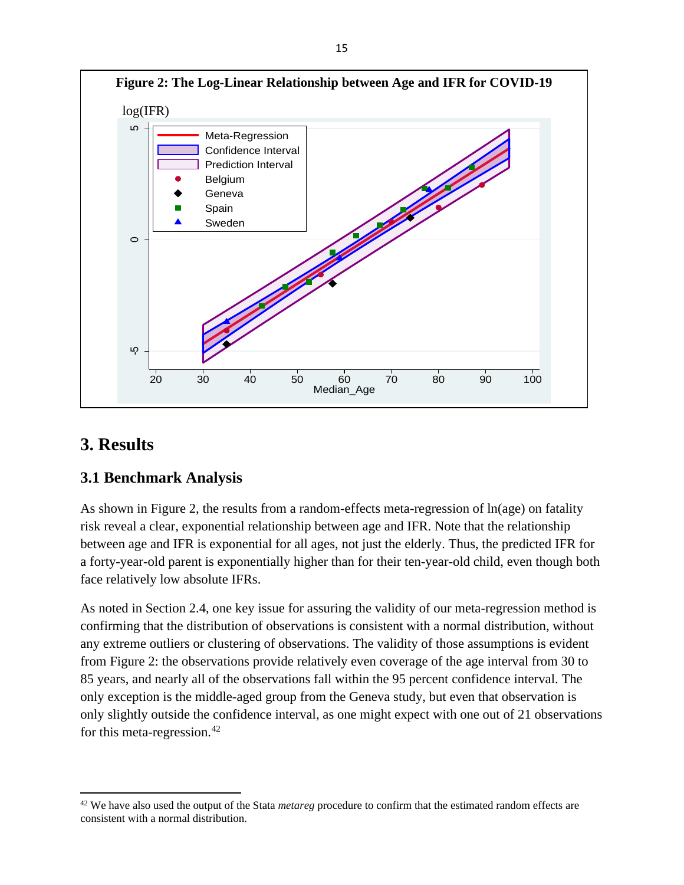**Figure 2: The Log-Linear Relationship between Age and IFR for COVID-19**

## 3. Results

### 3.1 Benchmark Analysis

As shown in Figure 2, the results from a random-effects meta-regression of ln(age) on fatality risk reveal a clear, exponential relationship between age and IFR. Note that the relationship between age and IFR is exponential for all ages, not just the elderly. Thus, the predicted IFR for a forty-year-old parent is exponentially higher than for their ten-year-old child, even though both face relatively low absolute IFRs.

As noted in Section 2.4, one key issue for assuring the validity of our meta-regression method is confirming that the distribution of observations is consistent with a normal distribution, without any extreme outliers or clustering of observations. The validity of those assumptions is evident from Figure 2: the observations provide relatively even coverage of the age interval from 30 to 85 years, and nearly all of the observations fall within the 95 percent confidence interval. The only exception is the middle-aged group from the Geneva study, but even that observation is only slightly outside the confidence interval, as one might expect with one out of 21 observations for this meta-regression.[42]

[42] We have also used the output of the Stata *metareg* procedure to confirm that the estimated random effects are consistent with a normal distribution.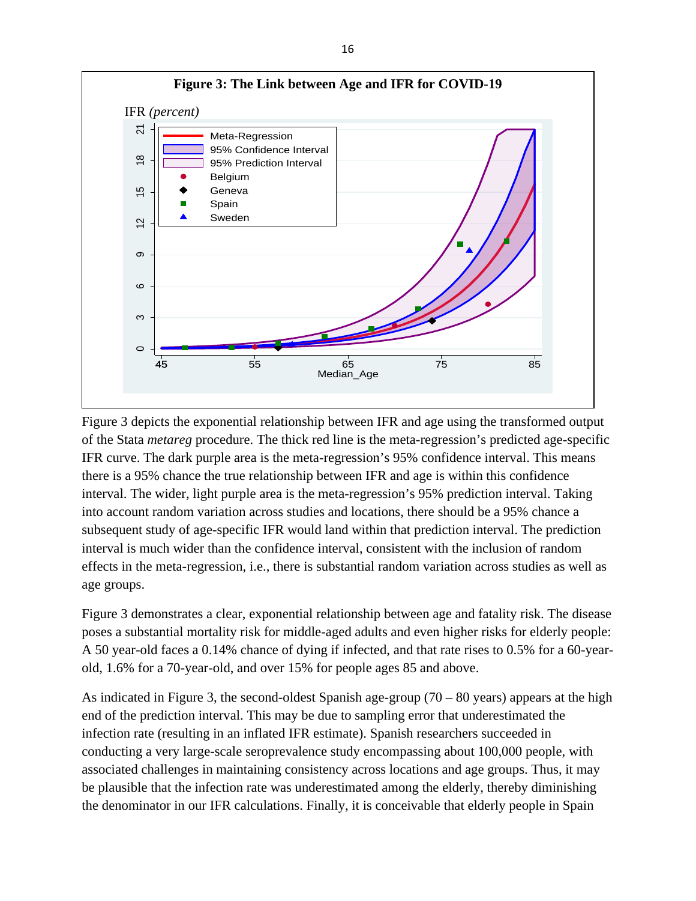**Figure 3: The Link between Age and IFR for COVID-19**

Figure 3 depicts the exponential relationship between IFR and age using the transformed output of the Stata *metareg* procedure. The thick red line is the meta-regression's predicted age-specific IFR curve. The dark purple area is the meta-regression's 95% confidence interval. This means there is a 95% chance the true relationship between IFR and age is within this confidence interval. The wider, light purple area is the meta-regression's 95% prediction interval. Taking into account random variation across studies and locations, there should be a 95% chance a subsequent study of age-specific IFR would land within that prediction interval. The prediction interval is much wider than the confidence interval, consistent with the inclusion of random effects in the meta-regression, i.e., there is substantial random variation across studies as well as age groups.

Figure 3 demonstrates a clear, exponential relationship between age and fatality risk. The disease poses a substantial mortality risk for middle-aged adults and even higher risks for elderly people: A 50 year-old faces a 0.14% chance of dying if infected, and that rate rises to 0.5% for a 60-year-old, 1.6% for a 70-year-old, and over 15% for people ages 85 and above.

As indicated in Figure 3, the second-oldest Spanish age-group (70 – 80 years) appears at the high end of the prediction interval. This may be due to sampling error that underestimated the infection rate (resulting in an inflated IFR estimate). Spanish researchers succeeded in conducting a very large-scale seroprevalence study encompassing about 100,000 people, with associated challenges in maintaining consistency across locations and age groups. Thus, it may be plausible that the infection rate was underestimated among the elderly, thereby diminishing the denominator in our IFR calculations. Finally, it is conceivable that elderly people in Spain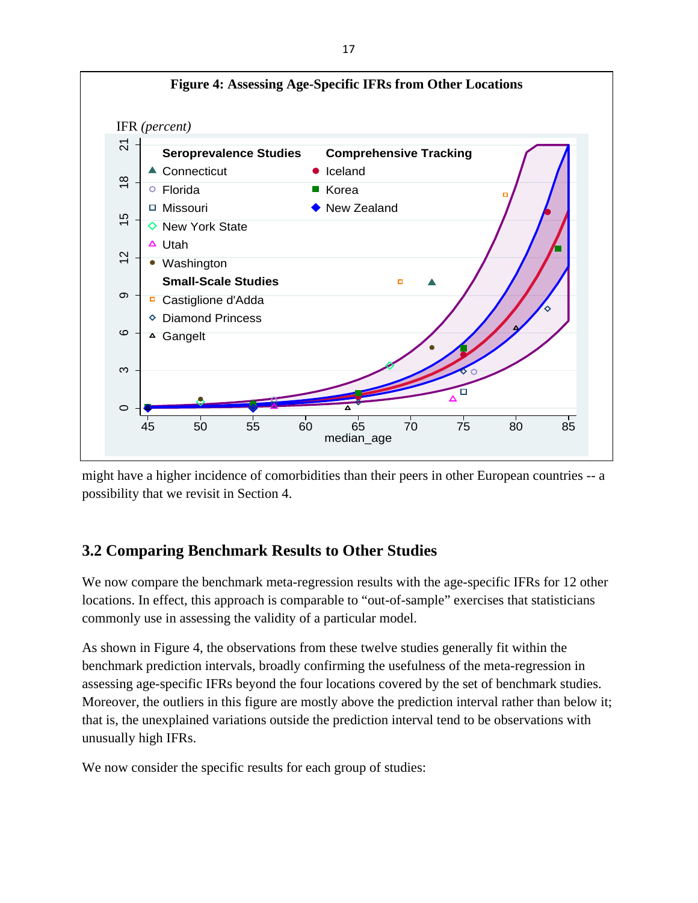**Figure 4: Assessing Age-Specific IFRs from Other Locations**

might have a higher incidence of comorbidities than their peers in other European countries -- a possibility that we revisit in Section 4.

## 3.2 Comparing Benchmark Results to Other Studies

We now compare the benchmark meta-regression results with the age-specific IFRs for 12 other locations. In effect, this approach is comparable to “out-of-sample” exercises that statisticians commonly use in assessing the validity of a particular model.

As shown in Figure 4, the observations from these twelve studies generally fit within the benchmark prediction intervals, broadly confirming the usefulness of the meta-regression in assessing age-specific IFRs beyond the four locations covered by the set of benchmark studies. Moreover, the outliers in this figure are mostly above the prediction interval rather than below it; that is, the unexplained variations outside the prediction interval tend to be observations with unusually high IFRs.

We now consider the specific results for each group of studies: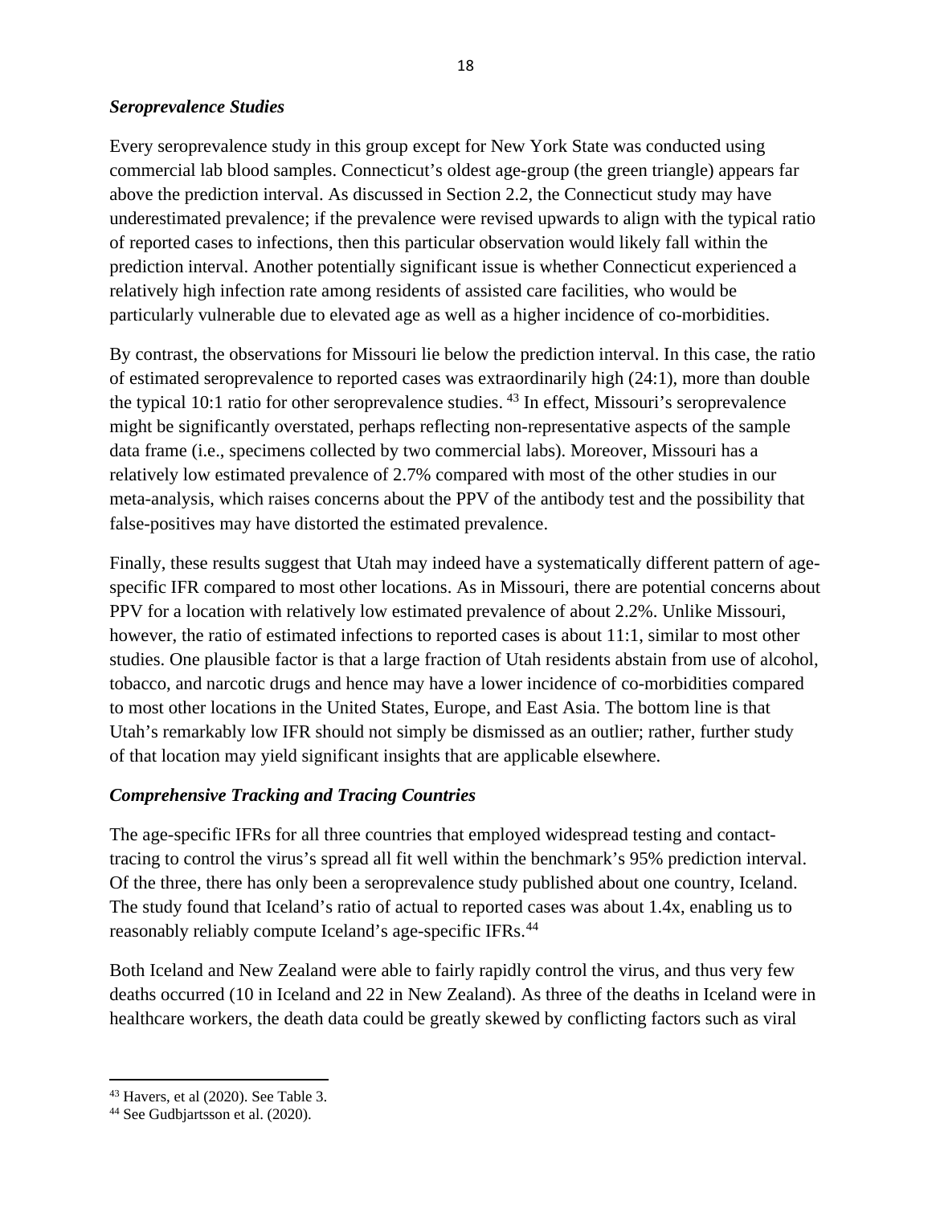### *Seroprevalence Studies*

Every seroprevalence study in this group except for New York State was conducted using commercial lab blood samples. Connecticut's oldest age-group (the green triangle) appears far above the prediction interval. As discussed in Section 2.2, the Connecticut study may have underestimated prevalence; if the prevalence were revised upwards to align with the typical ratio of reported cases to infections, then this particular observation would likely fall within the prediction interval. Another potentially significant issue is whether Connecticut experienced a relatively high infection rate among residents of assisted care facilities, who would be particularly vulnerable due to elevated age as well as a higher incidence of co-morbidities.

By contrast, the observations for Missouri lie below the prediction interval. In this case, the ratio of estimated seroprevalence to reported cases was extraordinarily high (24:1), more than double the typical 10:1 ratio for other seroprevalence studies.[43] In effect, Missouri's seroprevalence might be significantly overstated, perhaps reflecting non-representative aspects of the sample data frame (i.e., specimens collected by two commercial labs). Moreover, Missouri has a relatively low estimated prevalence of 2.7% compared with most of the other studies in our meta-analysis, which raises concerns about the PPV of the antibody test and the possibility that false-positives may have distorted the estimated prevalence.

Finally, these results suggest that Utah may indeed have a systematically different pattern of age-specific IFR compared to most other locations. As in Missouri, there are potential concerns about PPV for a location with relatively low estimated prevalence of about 2.2%. Unlike Missouri, however, the ratio of estimated infections to reported cases is about 11:1, similar to most other studies. One plausible factor is that a large fraction of Utah residents abstain from use of alcohol, tobacco, and narcotic drugs and hence may have a lower incidence of co-morbidities compared to most other locations in the United States, Europe, and East Asia. The bottom line is that Utah's remarkably low IFR should not simply be dismissed as an outlier; rather, further study of that location may yield significant insights that are applicable elsewhere.

### *Comprehensive Tracking and Tracing Countries*

The age-specific IFRs for all three countries that employed widespread testing and contact-tracing to control the virus's spread all fit well within the benchmark's 95% prediction interval. Of the three, there has only been a seroprevalence study published about one country, Iceland. The study found that Iceland's ratio of actual to reported cases was about 1.4x, enabling us to reasonably reliably compute Iceland's age-specific IFRs.[44]

Both Iceland and New Zealand were able to fairly rapidly control the virus, and thus very few deaths occurred (10 in Iceland and 22 in New Zealand). As three of the deaths in Iceland were in healthcare workers, the death data could be greatly skewed by conflicting factors such as viral

[43] Havers, et al (2020). See Table 3.

[44] See Gudbjartsson et al. (2020).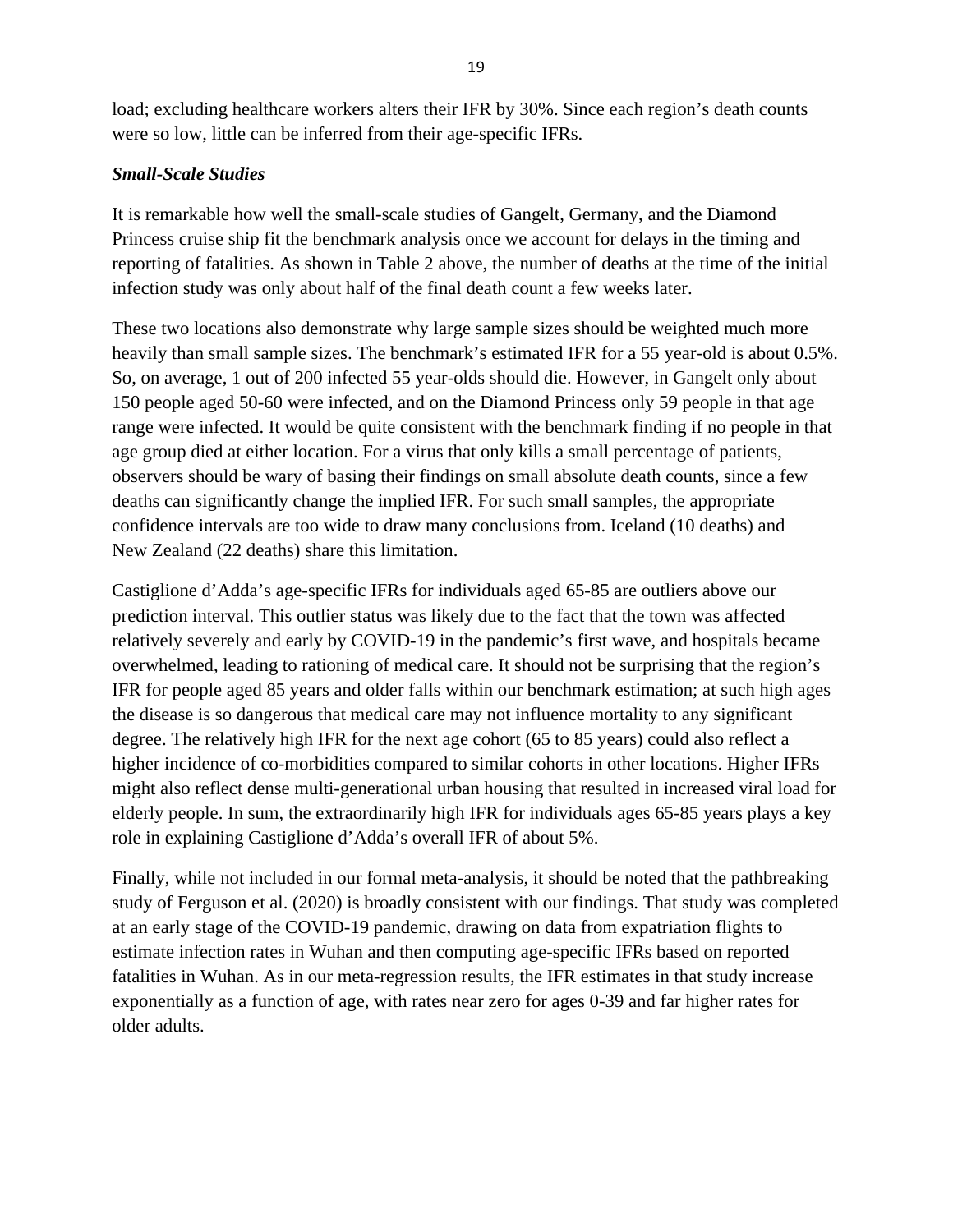load; excluding healthcare workers alters their IFR by 30%. Since each region's death counts were so low, little can be inferred from their age-specific IFRs.

***Small-Scale Studies***

It is remarkable how well the small-scale studies of Gangelt, Germany, and the Diamond Princess cruise ship fit the benchmark analysis once we account for delays in the timing and reporting of fatalities. As shown in Table 2 above, the number of deaths at the time of the initial infection study was only about half of the final death count a few weeks later.

These two locations also demonstrate why large sample sizes should be weighted much more heavily than small sample sizes. The benchmark's estimated IFR for a 55 year-old is about 0.5%. So, on average, 1 out of 200 infected 55 year-olds should die. However, in Gangelt only about 150 people aged 50-60 were infected, and on the Diamond Princess only 59 people in that age range were infected. It would be quite consistent with the benchmark finding if no people in that age group died at either location. For a virus that only kills a small percentage of patients, observers should be wary of basing their findings on small absolute death counts, since a few deaths can significantly change the implied IFR. For such small samples, the appropriate confidence intervals are too wide to draw many conclusions from. Iceland (10 deaths) and New Zealand (22 deaths) share this limitation.

Castiglione d'Adda's age-specific IFRs for individuals aged 65-85 are outliers above our prediction interval. This outlier status was likely due to the fact that the town was affected relatively severely and early by COVID-19 in the pandemic's first wave, and hospitals became overwhelmed, leading to rationing of medical care. It should not be surprising that the region's IFR for people aged 85 years and older falls within our benchmark estimation; at such high ages the disease is so dangerous that medical care may not influence mortality to any significant degree. The relatively high IFR for the next age cohort (65 to 85 years) could also reflect a higher incidence of co-morbidities compared to similar cohorts in other locations. Higher IFRs might also reflect dense multi-generational urban housing that resulted in increased viral load for elderly people. In sum, the extraordinarily high IFR for individuals ages 65-85 years plays a key role in explaining Castiglione d'Adda's overall IFR of about 5%.

Finally, while not included in our formal meta-analysis, it should be noted that the pathbreaking study of Ferguson et al. (2020) is broadly consistent with our findings. That study was completed at an early stage of the COVID-19 pandemic, drawing on data from expatriation flights to estimate infection rates in Wuhan and then computing age-specific IFRs based on reported fatalities in Wuhan. As in our meta-regression results, the IFR estimates in that study increase exponentially as a function of age, with rates near zero for ages 0-39 and far higher rates for older adults.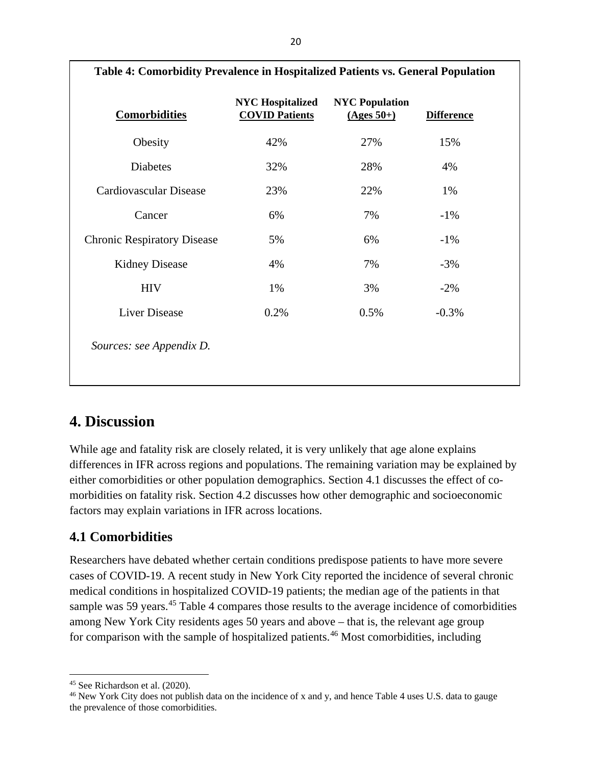**Table 4: Comorbidity Prevalence in Hospitalized Patients vs. General Population**

| Comorbidities | NYC Hospitalized COVID Patients | NYC Population (Ages 50+) | Difference |
|---|---|---|---|
| Obesity | 42% | 27% | 15% |
| Diabetes | 32% | 28% | 4% |
| Cardiovascular Disease | 23% | 22% | 1% |
| Cancer | 6% | 7% | -1% |
| Chronic Respiratory Disease | 5% | 6% | -1% |
| Kidney Disease | 4% | 7% | -3% |
| HIV | 1% | 3% | -2% |
| Liver Disease | 0.2% | 0.5% | -0.3% |

*Sources: see Appendix D.*

# 4. Discussion

While age and fatality risk are closely related, it is very unlikely that age alone explains differences in IFR across regions and populations. The remaining variation may be explained by either comorbidities or other population demographics. Section 4.1 discusses the effect of co-morbidities on fatality risk. Section 4.2 discusses how other demographic and socioeconomic factors may explain variations in IFR across locations.

## 4.1 Comorbidities

Researchers have debated whether certain conditions predispose patients to have more severe cases of COVID-19. A recent study in New York City reported the incidence of several chronic medical conditions in hospitalized COVID-19 patients; the median age of the patients in that sample was 59 years.[45] Table 4 compares those results to the average incidence of comorbidities among New York City residents ages 50 years and above – that is, the relevant age group for comparison with the sample of hospitalized patients.[46] Most comorbidities, including

[45] See Richardson et al. (2020).

[46] New York City does not publish data on the incidence of x and y, and hence Table 4 uses U.S. data to gauge the prevalence of those comorbidities.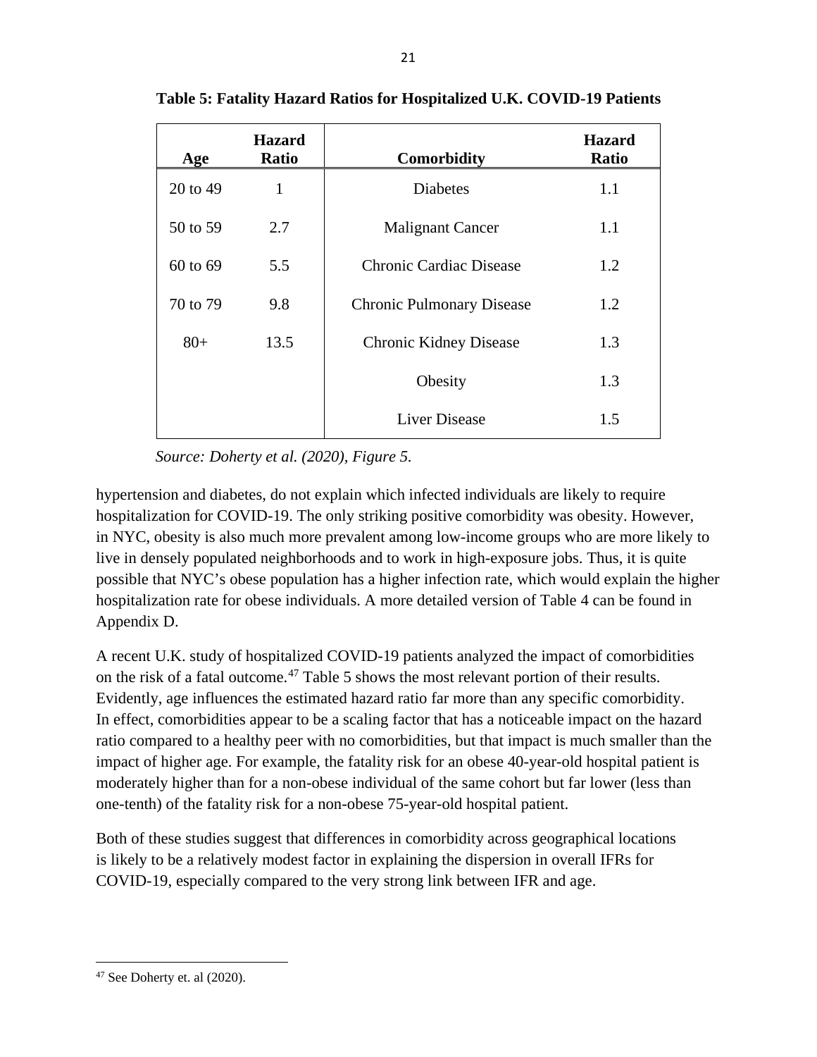**Table 5: Fatality Hazard Ratios for Hospitalized U.K. COVID-19 Patients**

| Age | Hazard Ratio | Comorbidity | Hazard Ratio |
|---|---|---|---|
| 20 to 49 | 1 | Diabetes | 1.1 |
| 50 to 59 | 2.7 | Malignant Cancer | 1.1 |
| 60 to 69 | 5.5 | Chronic Cardiac Disease | 1.2 |
| 70 to 79 | 9.8 | Chronic Pulmonary Disease | 1.2 |
| 80+ | 13.5 | Chronic Kidney Disease | 1.3 |
| | | Obesity | 1.3 |
| | | Liver Disease | 1.5 |

*Source: Doherty et al. (2020), Figure 5.*

hypertension and diabetes, do not explain which infected individuals are likely to require hospitalization for COVID-19. The only striking positive comorbidity was obesity. However, in NYC, obesity is also much more prevalent among low-income groups who are more likely to live in densely populated neighborhoods and to work in high-exposure jobs. Thus, it is quite possible that NYC's obese population has a higher infection rate, which would explain the higher hospitalization rate for obese individuals. A more detailed version of Table 4 can be found in Appendix D.

A recent U.K. study of hospitalized COVID-19 patients analyzed the impact of comorbidities on the risk of a fatal outcome.[47] Table 5 shows the most relevant portion of their results. Evidently, age influences the estimated hazard ratio far more than any specific comorbidity. In effect, comorbidities appear to be a scaling factor that has a noticeable impact on the hazard ratio compared to a healthy peer with no comorbidities, but that impact is much smaller than the impact of higher age. For example, the fatality risk for an obese 40-year-old hospital patient is moderately higher than for a non-obese individual of the same cohort but far lower (less than one-tenth) of the fatality risk for a non-obese 75-year-old hospital patient.

Both of these studies suggest that differences in comorbidity across geographical locations is likely to be a relatively modest factor in explaining the dispersion in overall IFRs for COVID-19, especially compared to the very strong link between IFR and age.

[47] See Doherty et. al (2020).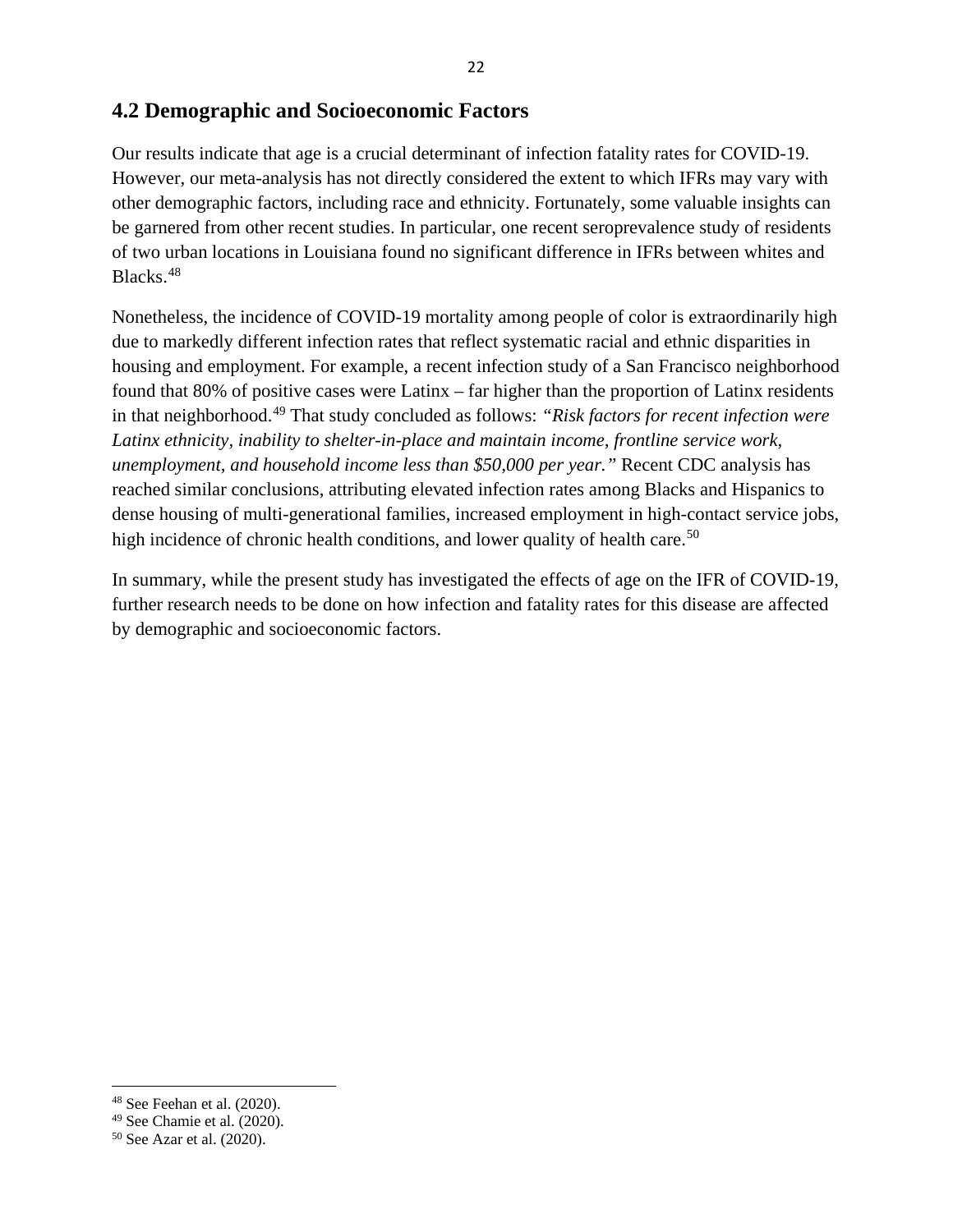## 4.2 Demographic and Socioeconomic Factors

Our results indicate that age is a crucial determinant of infection fatality rates for COVID-19. However, our meta-analysis has not directly considered the extent to which IFRs may vary with other demographic factors, including race and ethnicity. Fortunately, some valuable insights can be garnered from other recent studies. In particular, one recent seroprevalence study of residents of two urban locations in Louisiana found no significant difference in IFRs between whites and Blacks.[48]

Nonetheless, the incidence of COVID-19 mortality among people of color is extraordinarily high due to markedly different infection rates that reflect systematic racial and ethnic disparities in housing and employment. For example, a recent infection study of a San Francisco neighborhood found that 80% of positive cases were Latinx – far higher than the proportion of Latinx residents in that neighborhood.[49] That study concluded as follows: *"Risk factors for recent infection were Latinx ethnicity, inability to shelter-in-place and maintain income, frontline service work, unemployment, and household income less than $50,000 per year."* Recent CDC analysis has reached similar conclusions, attributing elevated infection rates among Blacks and Hispanics to dense housing of multi-generational families, increased employment in high-contact service jobs, high incidence of chronic health conditions, and lower quality of health care.[50]

In summary, while the present study has investigated the effects of age on the IFR of COVID-19, further research needs to be done on how infection and fatality rates for this disease are affected by demographic and socioeconomic factors.

---

[48] See Feehan et al. (2020).
[49] See Chamie et al. (2020).
[50] See Azar et al. (2020).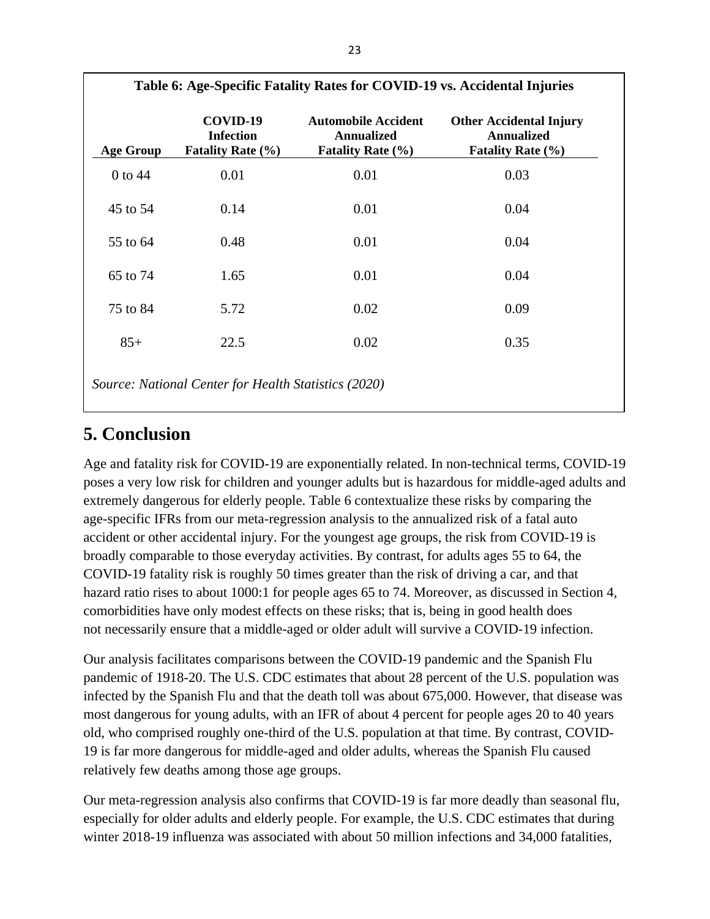**Table 6: Age-Specific Fatality Rates for COVID-19 vs. Accidental Injuries**

| Age Group | COVID-19 Infection Fatality Rate (%) | Automobile Accident Annualized Fatality Rate (%) | Other Accidental Injury Annualized Fatality Rate (%) |
|---|---|---|---|
| 0 to 44 | 0.01 | 0.01 | 0.03 |
| 45 to 54 | 0.14 | 0.01 | 0.04 |
| 55 to 64 | 0.48 | 0.01 | 0.04 |
| 65 to 74 | 1.65 | 0.01 | 0.04 |
| 75 to 84 | 5.72 | 0.02 | 0.09 |
| 85+ | 22.5 | 0.02 | 0.35 |

*Source: National Center for Health Statistics (2020)*

# 5. Conclusion

Age and fatality risk for COVID-19 are exponentially related. In non-technical terms, COVID-19 poses a very low risk for children and younger adults but is hazardous for middle-aged adults and extremely dangerous for elderly people. Table 6 contextualize these risks by comparing the age-specific IFRs from our meta-regression analysis to the annualized risk of a fatal auto accident or other accidental injury. For the youngest age groups, the risk from COVID-19 is broadly comparable to those everyday activities. By contrast, for adults ages 55 to 64, the COVID-19 fatality risk is roughly 50 times greater than the risk of driving a car, and that hazard ratio rises to about 1000:1 for people ages 65 to 74. Moreover, as discussed in Section 4, comorbidities have only modest effects on these risks; that is, being in good health does not necessarily ensure that a middle-aged or older adult will survive a COVID-19 infection.

Our analysis facilitates comparisons between the COVID-19 pandemic and the Spanish Flu pandemic of 1918-20. The U.S. CDC estimates that about 28 percent of the U.S. population was infected by the Spanish Flu and that the death toll was about 675,000. However, that disease was most dangerous for young adults, with an IFR of about 4 percent for people ages 20 to 40 years old, who comprised roughly one-third of the U.S. population at that time. By contrast, COVID-19 is far more dangerous for middle-aged and older adults, whereas the Spanish Flu caused relatively few deaths among those age groups.

Our meta-regression analysis also confirms that COVID-19 is far more deadly than seasonal flu, especially for older adults and elderly people. For example, the U.S. CDC estimates that during winter 2018-19 influenza was associated with about 50 million infections and 34,000 fatalities,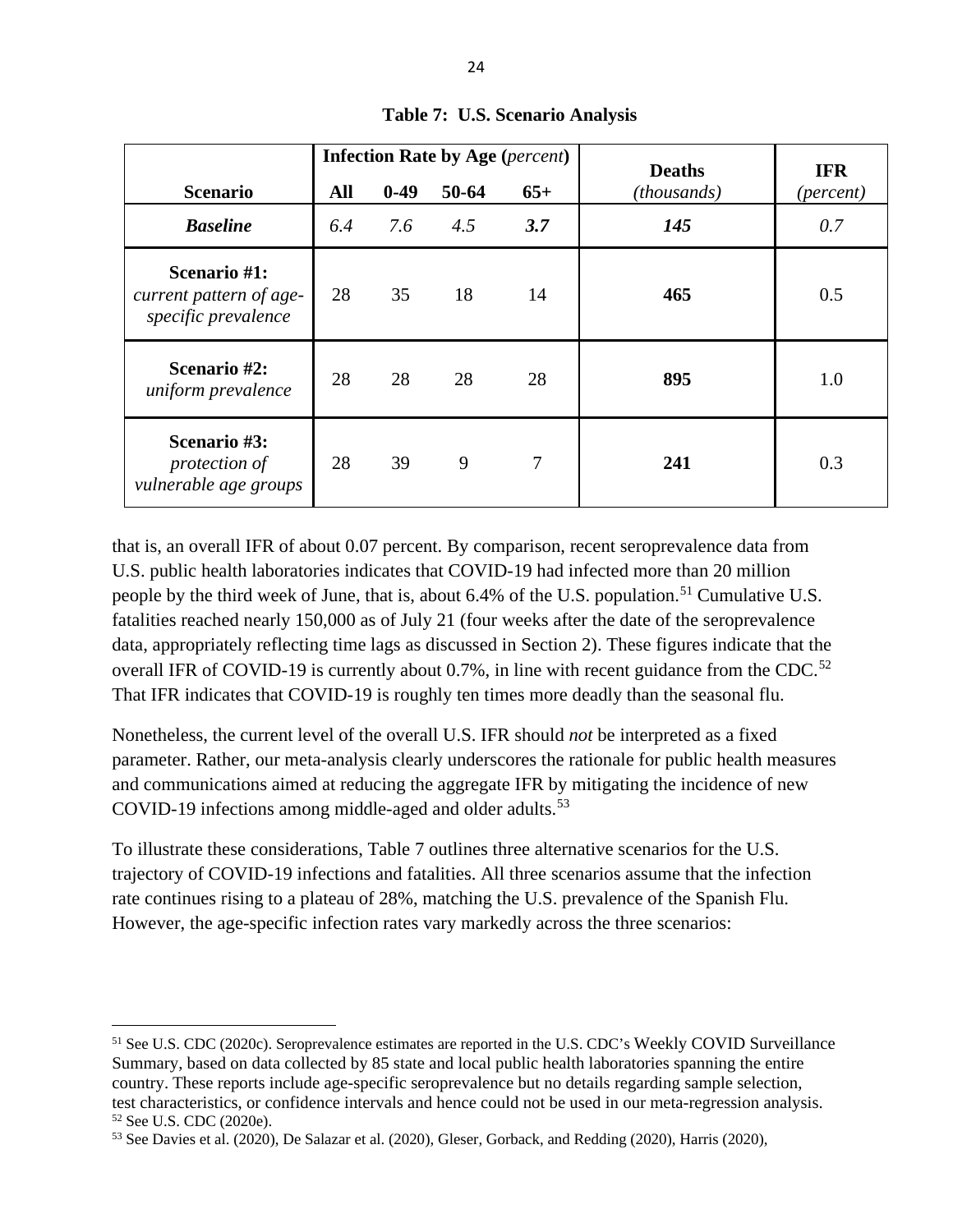**Table 7: U.S. Scenario Analysis**

| Scenario | Infection Rate by Age (*percent*) | | | | Deaths (*thousands*) | IFR (*percent*) |
|---|---|---|---|---|---|---|
| | **All** | **0-49** | **50-64** | **65+** | | |
| ***Baseline*** | *6.4* | *7.6* | *4.5* | ***3.7*** | ***145*** | *0.7* |
| **Scenario #1:** *current pattern of age-specific prevalence* | 28 | 35 | 18 | 14 | **465** | 0.5 |
| **Scenario #2:** *uniform prevalence* | 28 | 28 | 28 | 28 | **895** | 1.0 |
| **Scenario #3:** *protection of vulnerable age groups* | 28 | 39 | 9 | 7 | **241** | 0.3 |

that is, an overall IFR of about 0.07 percent. By comparison, recent seroprevalence data from U.S. public health laboratories indicates that COVID-19 had infected more than 20 million people by the third week of June, that is, about 6.4% of the U.S. population.[51] Cumulative U.S. fatalities reached nearly 150,000 as of July 21 (four weeks after the date of the seroprevalence data, appropriately reflecting time lags as discussed in Section 2). These figures indicate that the overall IFR of COVID-19 is currently about 0.7%, in line with recent guidance from the CDC.[52] That IFR indicates that COVID-19 is roughly ten times more deadly than the seasonal flu.

Nonetheless, the current level of the overall U.S. IFR should *not* be interpreted as a fixed parameter. Rather, our meta-analysis clearly underscores the rationale for public health measures and communications aimed at reducing the aggregate IFR by mitigating the incidence of new COVID-19 infections among middle-aged and older adults.[53]

To illustrate these considerations, Table 7 outlines three alternative scenarios for the U.S. trajectory of COVID-19 infections and fatalities. All three scenarios assume that the infection rate continues rising to a plateau of 28%, matching the U.S. prevalence of the Spanish Flu. However, the age-specific infection rates vary markedly across the three scenarios:

---

[51] See U.S. CDC (2020c). Seroprevalence estimates are reported in the U.S. CDC's Weekly COVID Surveillance Summary, based on data collected by 85 state and local public health laboratories spanning the entire country. These reports include age-specific seroprevalence but no details regarding sample selection, test characteristics, or confidence intervals and hence could not be used in our meta-regression analysis.

[52] See U.S. CDC (2020e).

[53] See Davies et al. (2020), De Salazar et al. (2020), Gleser, Gorback, and Redding (2020), Harris (2020),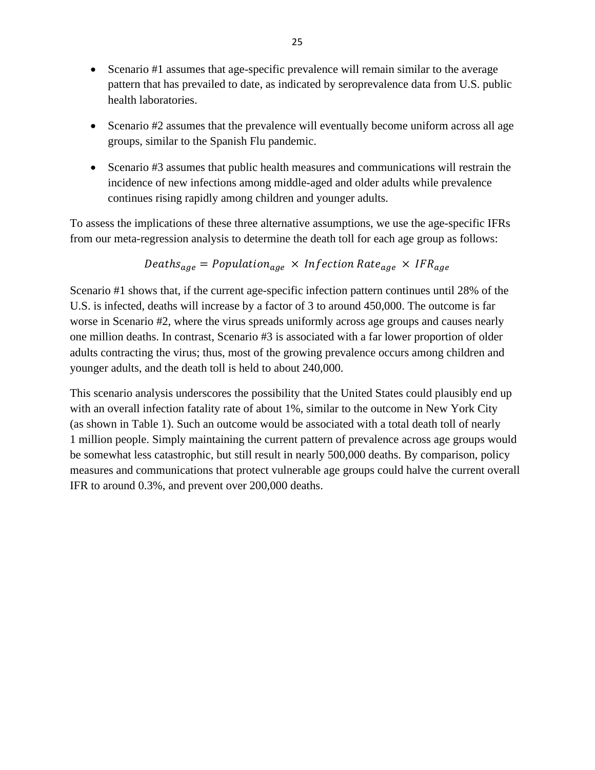- Scenario #1 assumes that age-specific prevalence will remain similar to the average pattern that has prevailed to date, as indicated by seroprevalence data from U.S. public health laboratories.

- Scenario #2 assumes that the prevalence will eventually become uniform across all age groups, similar to the Spanish Flu pandemic.

- Scenario #3 assumes that public health measures and communications will restrain the incidence of new infections among middle-aged and older adults while prevalence continues rising rapidly among children and younger adults.

To assess the implications of these three alternative assumptions, we use the age-specific IFRs from our meta-regression analysis to determine the death toll for each age group as follows:

$$Deaths_{age} = Population_{age} \times Infection\,Rate_{age} \times IFR_{age}$$

Scenario #1 shows that, if the current age-specific infection pattern continues until 28% of the U.S. is infected, deaths will increase by a factor of 3 to around 450,000. The outcome is far worse in Scenario #2, where the virus spreads uniformly across age groups and causes nearly one million deaths. In contrast, Scenario #3 is associated with a far lower proportion of older adults contracting the virus; thus, most of the growing prevalence occurs among children and younger adults, and the death toll is held to about 240,000.

This scenario analysis underscores the possibility that the United States could plausibly end up with an overall infection fatality rate of about 1%, similar to the outcome in New York City (as shown in Table 1). Such an outcome would be associated with a total death toll of nearly 1 million people. Simply maintaining the current pattern of prevalence across age groups would be somewhat less catastrophic, but still result in nearly 500,000 deaths. By comparison, policy measures and communications that protect vulnerable age groups could halve the current overall IFR to around 0.3%, and prevent over 200,000 deaths.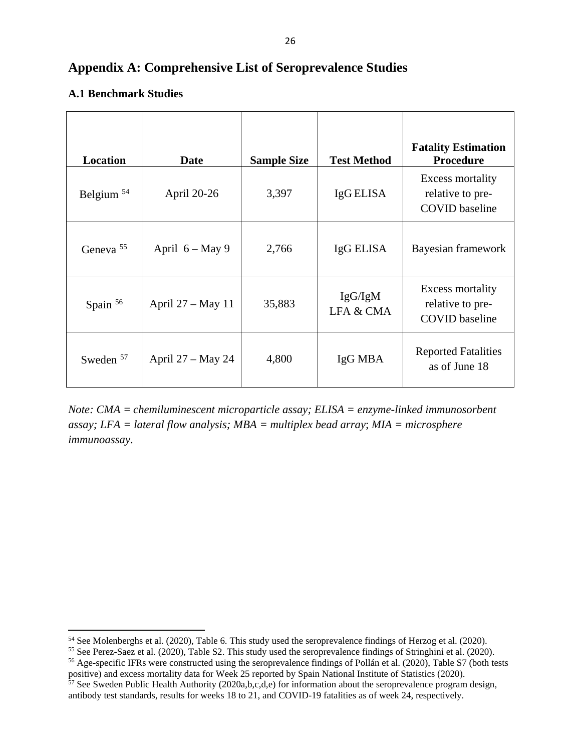## Appendix A: Comprehensive List of Seroprevalence Studies

### A.1 Benchmark Studies

| Location | Date | Sample Size | Test Method | Fatality Estimation Procedure |
|---|---|---|---|---|
| Belgium [54] | April 20-26 | 3,397 | IgG ELISA | Excess mortality relative to pre-COVID baseline |
| Geneva [55] | April 6 – May 9 | 2,766 | IgG ELISA | Bayesian framework |
| Spain [56] | April 27 – May 11 | 35,883 | IgG/IgM LFA & CMA | Excess mortality relative to pre-COVID baseline |
| Sweden [57] | April 27 – May 24 | 4,800 | IgG MBA | Reported Fatalities as of June 18 |

*Note: CMA = chemiluminescent microparticle assay; ELISA = enzyme-linked immunosorbent assay; LFA = lateral flow analysis; MBA = multiplex bead array; MIA = microsphere immunoassay.*

[54] See Molenberghs et al. (2020), Table 6. This study used the seroprevalence findings of Herzog et al. (2020).

[55] See Perez-Saez et al. (2020), Table S2. This study used the seroprevalence findings of Stringhini et al. (2020).

[56] Age-specific IFRs were constructed using the seroprevalence findings of Pollán et al. (2020), Table S7 (both tests positive) and excess mortality data for Week 25 reported by Spain National Institute of Statistics (2020).

[57] See Sweden Public Health Authority (2020a,b,c,d,e) for information about the seroprevalence program design, antibody test standards, results for weeks 18 to 21, and COVID-19 fatalities as of week 24, respectively.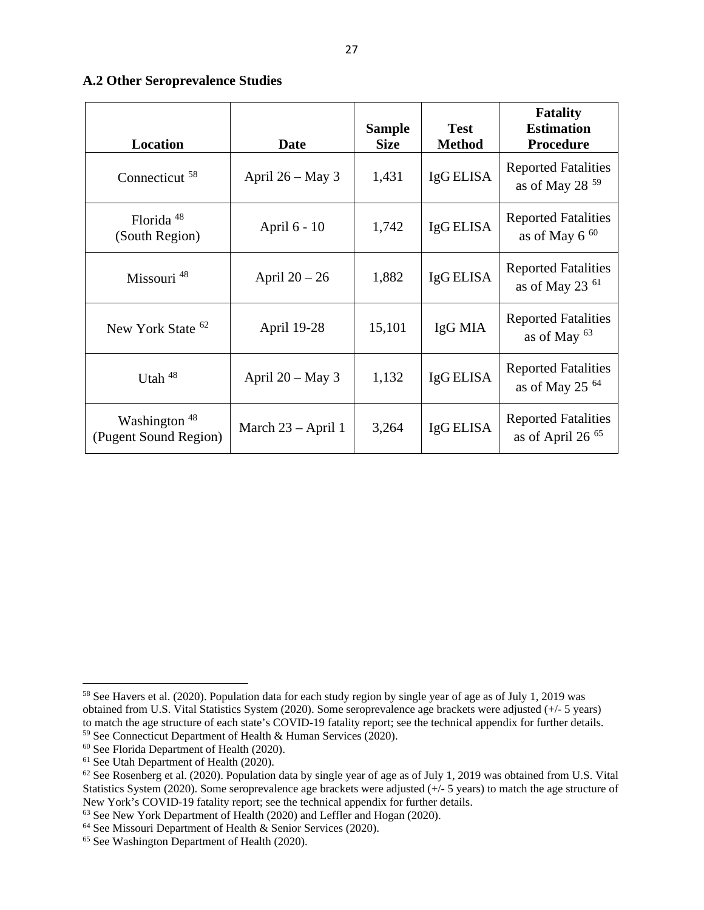### A.2 Other Seroprevalence Studies

| Location | Date | Sample Size | Test Method | Fatality Estimation Procedure |
|---|---|---|---|---|
| Connecticut [58] | April 26 – May 3 | 1,431 | IgG ELISA | Reported Fatalities as of May 28 [59] |
| Florida [48] (South Region) | April 6 - 10 | 1,742 | IgG ELISA | Reported Fatalities as of May 6 [60] |
| Missouri [48] | April 20 – 26 | 1,882 | IgG ELISA | Reported Fatalities as of May 23 [61] |
| New York State [62] | April 19-28 | 15,101 | IgG MIA | Reported Fatalities as of May [63] |
| Utah [48] | April 20 – May 3 | 1,132 | IgG ELISA | Reported Fatalities as of May 25 [64] |
| Washington [48] (Pugent Sound Region) | March 23 – April 1 | 3,264 | IgG ELISA | Reported Fatalities as of April 26 [65] |

---

[58] See Havers et al. (2020). Population data for each study region by single year of age as of July 1, 2019 was obtained from U.S. Vital Statistics System (2020). Some seroprevalence age brackets were adjusted (+/- 5 years) to match the age structure of each state's COVID-19 fatality report; see the technical appendix for further details.

[59] See Connecticut Department of Health & Human Services (2020).

[60] See Florida Department of Health (2020).

[61] See Utah Department of Health (2020).

[62] See Rosenberg et al. (2020). Population data by single year of age as of July 1, 2019 was obtained from U.S. Vital Statistics System (2020). Some seroprevalence age brackets were adjusted (+/- 5 years) to match the age structure of New York's COVID-19 fatality report; see the technical appendix for further details.

[63] See New York Department of Health (2020) and Leffler and Hogan (2020).

[64] See Missouri Department of Health & Senior Services (2020).

[65] See Washington Department of Health (2020).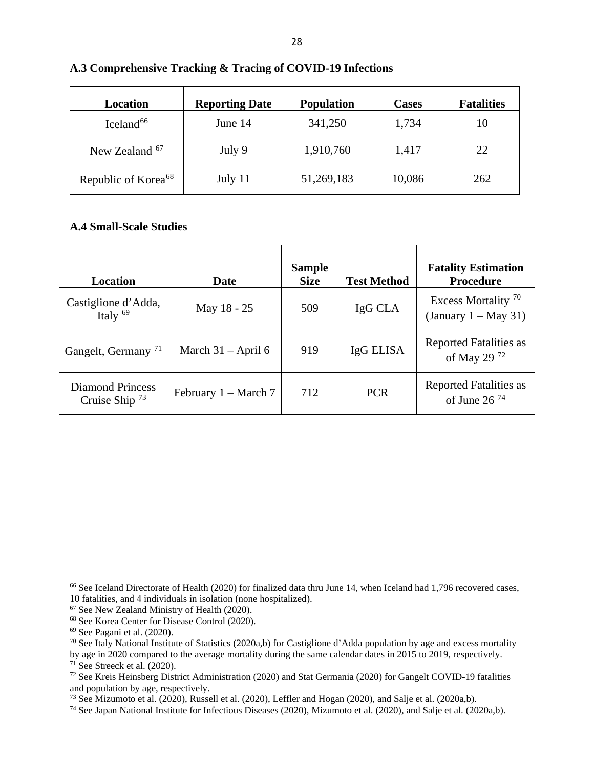### A.3 Comprehensive Tracking & Tracing of COVID-19 Infections

| Location | Reporting Date | Population | Cases | Fatalities |
|---|---|---|---|---|
| Iceland[66] | June 14 | 341,250 | 1,734 | 10 |
| New Zealand [67] | July 9 | 1,910,760 | 1,417 | 22 |
| Republic of Korea[68] | July 11 | 51,269,183 | 10,086 | 262 |

### A.4 Small-Scale Studies

| Location | Date | Sample Size | Test Method | Fatality Estimation Procedure |
|---|---|---|---|---|
| Castiglione d'Adda, Italy [69] | May 18 - 25 | 509 | IgG CLA | Excess Mortality [70] (January 1 – May 31) |
| Gangelt, Germany [71] | March 31 – April 6 | 919 | IgG ELISA | Reported Fatalities as of May 29 [72] |
| Diamond Princess Cruise Ship [73] | February 1 – March 7 | 712 | PCR | Reported Fatalities as of June 26 [74] |

---

[66] See Iceland Directorate of Health (2020) for finalized data thru June 14, when Iceland had 1,796 recovered cases, 10 fatalities, and 4 individuals in isolation (none hospitalized).

[67] See New Zealand Ministry of Health (2020).

[68] See Korea Center for Disease Control (2020).

[69] See Pagani et al. (2020).

[70] See Italy National Institute of Statistics (2020a,b) for Castiglione d'Adda population by age and excess mortality by age in 2020 compared to the average mortality during the same calendar dates in 2015 to 2019, respectively.

[71] See Streeck et al. (2020).

[72] See Kreis Heinsberg District Administration (2020) and Stat Germania (2020) for Gangelt COVID-19 fatalities and population by age, respectively.

[73] See Mizumoto et al. (2020), Russell et al. (2020), Leffler and Hogan (2020), and Salje et al. (2020a,b).

[74] See Japan National Institute for Infectious Diseases (2020), Mizumoto et al. (2020), and Salje et al. (2020a,b).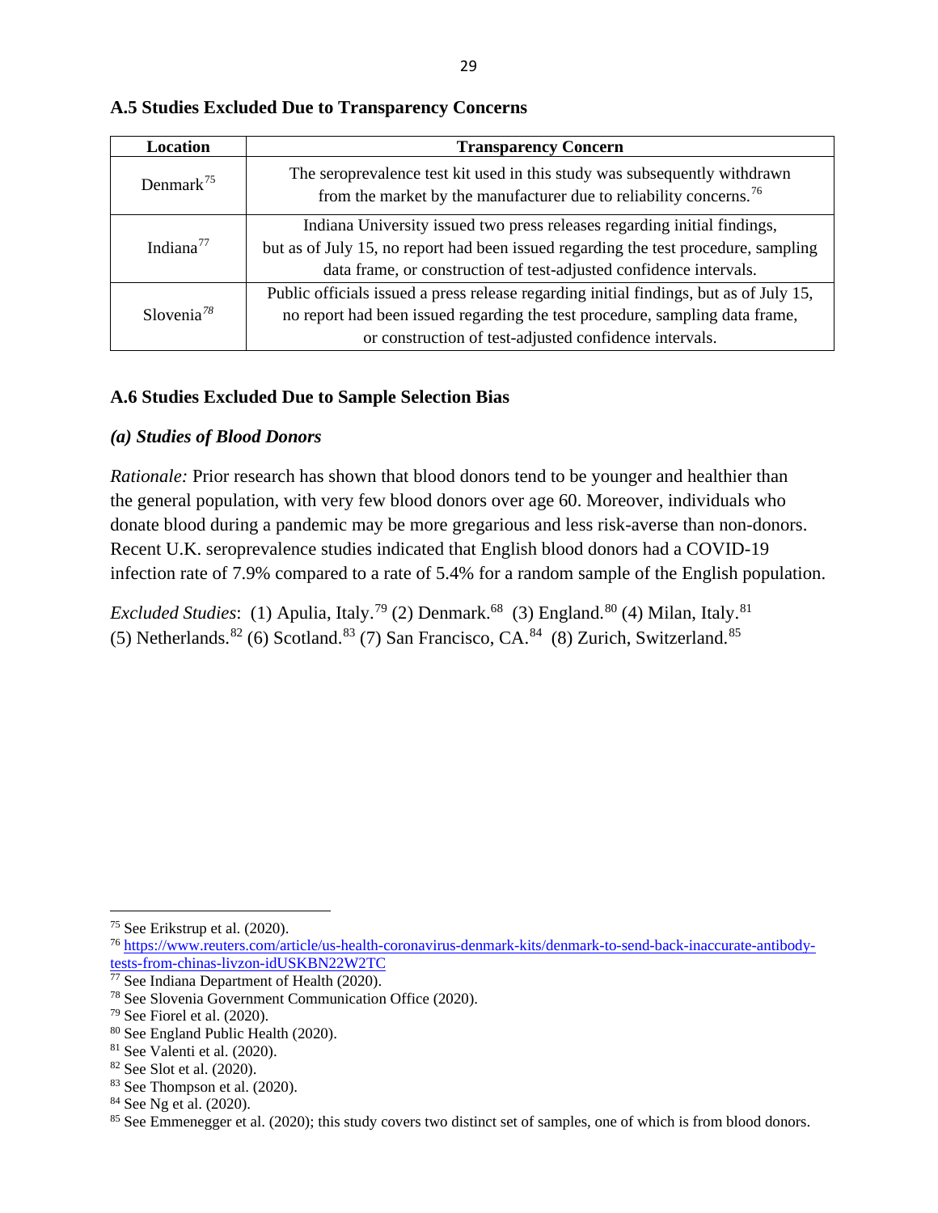### A.5 Studies Excluded Due to Transparency Concerns

| Location | Transparency Concern |
|---|---|
| Denmark[75] | The seroprevalence test kit used in this study was subsequently withdrawn from the market by the manufacturer due to reliability concerns.[76] |
| Indiana[77] | Indiana University issued two press releases regarding initial findings, but as of July 15, no report had been issued regarding the test procedure, sampling data frame, or construction of test-adjusted confidence intervals. |
| Slovenia[78] | Public officials issued a press release regarding initial findings, but as of July 15, no report had been issued regarding the test procedure, sampling data frame, or construction of test-adjusted confidence intervals. |

### A.6 Studies Excluded Due to Sample Selection Bias

#### *(a) Studies of Blood Donors*

*Rationale:* Prior research has shown that blood donors tend to be younger and healthier than the general population, with very few blood donors over age 60. Moreover, individuals who donate blood during a pandemic may be more gregarious and less risk-averse than non-donors. Recent U.K. seroprevalence studies indicated that English blood donors had a COVID-19 infection rate of 7.9% compared to a rate of 5.4% for a random sample of the English population.

*Excluded Studies*: (1) Apulia, Italy.[79] (2) Denmark.[68] (3) England.[80] (4) Milan, Italy.[81] (5) Netherlands.[82] (6) Scotland.[83] (7) San Francisco, CA.[84] (8) Zurich, Switzerland.[85]

---

[75] See Erikstrup et al. (2020).

[76] https://www.reuters.com/article/us-health-coronavirus-denmark-kits/denmark-to-send-back-inaccurate-antibody-tests-from-chinas-livzon-idUSKBN22W2TC

[77] See Indiana Department of Health (2020).

[78] See Slovenia Government Communication Office (2020).

[79] See Fiorel et al. (2020).

[80] See England Public Health (2020).

[81] See Valenti et al. (2020).

[82] See Slot et al. (2020).

[83] See Thompson et al. (2020).

[84] See Ng et al. (2020).

[85] See Emmenegger et al. (2020); this study covers two distinct set of samples, one of which is from blood donors.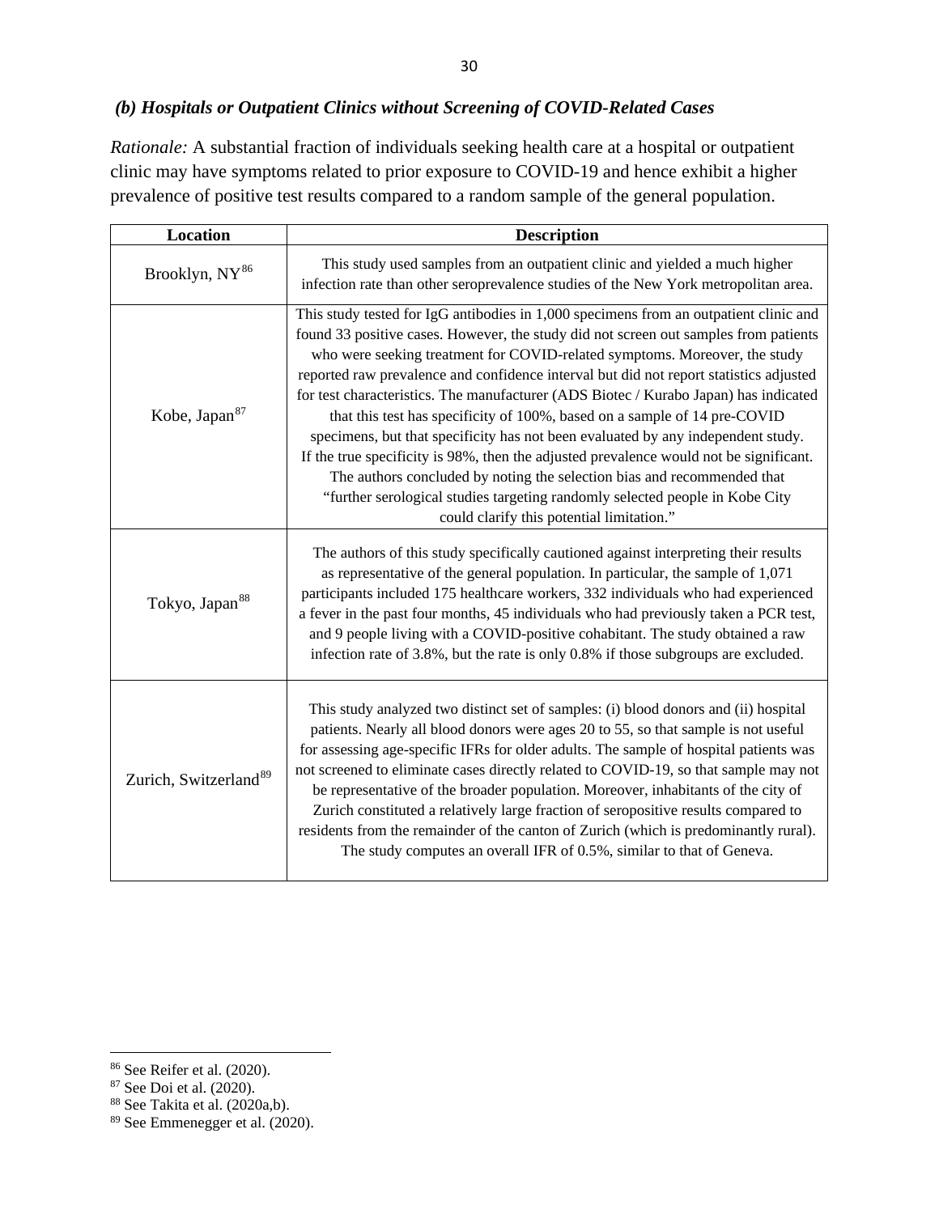### *(b) Hospitals or Outpatient Clinics without Screening of COVID-Related Cases*

*Rationale:* A substantial fraction of individuals seeking health care at a hospital or outpatient clinic may have symptoms related to prior exposure to COVID-19 and hence exhibit a higher prevalence of positive test results compared to a random sample of the general population.

| Location | Description |
|---|---|
| Brooklyn, NY[86] | This study used samples from an outpatient clinic and yielded a much higher infection rate than other seroprevalence studies of the New York metropolitan area. |
| Kobe, Japan[87] | This study tested for IgG antibodies in 1,000 specimens from an outpatient clinic and found 33 positive cases. However, the study did not screen out samples from patients who were seeking treatment for COVID-related symptoms. Moreover, the study reported raw prevalence and confidence interval but did not report statistics adjusted for test characteristics. The manufacturer (ADS Biotec / Kurabo Japan) has indicated that this test has specificity of 100%, based on a sample of 14 pre-COVID specimens, but that specificity has not been evaluated by any independent study. If the true specificity is 98%, then the adjusted prevalence would not be significant. The authors concluded by noting the selection bias and recommended that "further serological studies targeting randomly selected people in Kobe City could clarify this potential limitation." |
| Tokyo, Japan[88] | The authors of this study specifically cautioned against interpreting their results as representative of the general population. In particular, the sample of 1,071 participants included 175 healthcare workers, 332 individuals who had experienced a fever in the past four months, 45 individuals who had previously taken a PCR test, and 9 people living with a COVID-positive cohabitant. The study obtained a raw infection rate of 3.8%, but the rate is only 0.8% if those subgroups are excluded. |
| Zurich, Switzerland[89] | This study analyzed two distinct set of samples: (i) blood donors and (ii) hospital patients. Nearly all blood donors were ages 20 to 55, so that sample is not useful for assessing age-specific IFRs for older adults. The sample of hospital patients was not screened to eliminate cases directly related to COVID-19, so that sample may not be representative of the broader population. Moreover, inhabitants of the city of Zurich constituted a relatively large fraction of seropositive results compared to residents from the remainder of the canton of Zurich (which is predominantly rural). The study computes an overall IFR of 0.5%, similar to that of Geneva. |

[86] See Reifer et al. (2020).

[87] See Doi et al. (2020).

[88] See Takita et al. (2020a,b).

[89] See Emmenegger et al. (2020).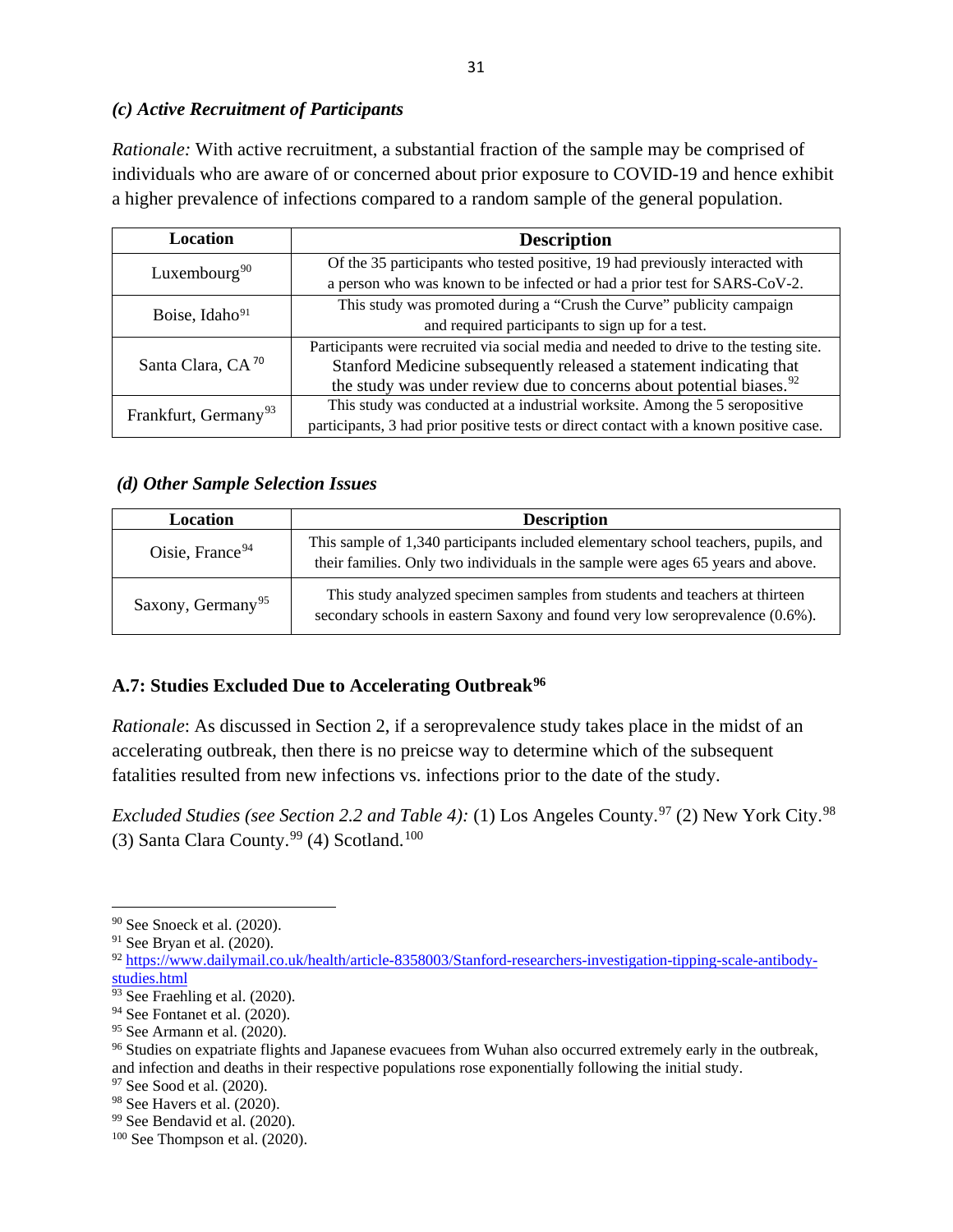### *(c) Active Recruitment of Participants*

*Rationale:* With active recruitment, a substantial fraction of the sample may be comprised of individuals who are aware of or concerned about prior exposure to COVID-19 and hence exhibit a higher prevalence of infections compared to a random sample of the general population.

| Location | Description |
|---|---|
| Luxembourg[90] | Of the 35 participants who tested positive, 19 had previously interacted with a person who was known to be infected or had a prior test for SARS-CoV-2. |
| Boise, Idaho[91] | This study was promoted during a "Crush the Curve" publicity campaign and required participants to sign up for a test. |
| Santa Clara, CA [70] | Participants were recruited via social media and needed to drive to the testing site. Stanford Medicine subsequently released a statement indicating that the study was under review due to concerns about potential biases.[92] |
| Frankfurt, Germany[93] | This study was conducted at a industrial worksite. Among the 5 seropositive participants, 3 had prior positive tests or direct contact with a known positive case. |

### *(d) Other Sample Selection Issues*

| Location | Description |
|---|---|
| Oisie, France[94] | This sample of 1,340 participants included elementary school teachers, pupils, and their families. Only two individuals in the sample were ages 65 years and above. |
| Saxony, Germany[95] | This study analyzed specimen samples from students and teachers at thirteen secondary schools in eastern Saxony and found very low seroprevalence (0.6%). |

### A.7: Studies Excluded Due to Accelerating Outbreak[96]

*Rationale*: As discussed in Section 2, if a seroprevalence study takes place in the midst of an accelerating outbreak, then there is no preicse way to determine which of the subsequent fatalities resulted from new infections vs. infections prior to the date of the study.

*Excluded Studies (see Section 2.2 and Table 4):* (1) Los Angeles County.[97] (2) New York City.[98] (3) Santa Clara County.[99] (4) Scotland.[100]

---

[90] See Snoeck et al. (2020).

[91] See Bryan et al. (2020).

[92] https://www.dailymail.co.uk/health/article-8358003/Stanford-researchers-investigation-tipping-scale-antibody-studies.html

[93] See Fraehling et al. (2020).

[94] See Fontanet et al. (2020).

[95] See Armann et al. (2020).

[96] Studies on expatriate flights and Japanese evacuees from Wuhan also occurred extremely early in the outbreak, and infection and deaths in their respective populations rose exponentially following the initial study.

[97] See Sood et al. (2020).

[98] See Havers et al. (2020).

[99] See Bendavid et al. (2020).

[100] See Thompson et al. (2020).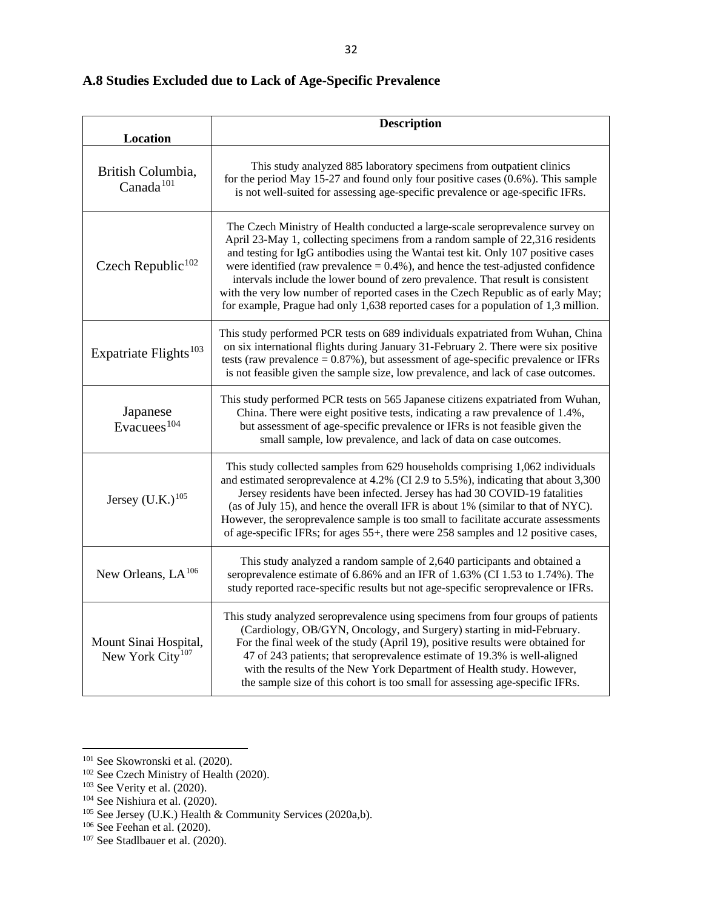### A.8 Studies Excluded due to Lack of Age-Specific Prevalence

| Location | Description |
|---|---|
| British Columbia, Canada[101] | This study analyzed 885 laboratory specimens from outpatient clinics for the period May 15-27 and found only four positive cases (0.6%). This sample is not well-suited for assessing age-specific prevalence or age-specific IFRs. |
| Czech Republic[102] | The Czech Ministry of Health conducted a large-scale seroprevalence survey on April 23-May 1, collecting specimens from a random sample of 22,316 residents and testing for IgG antibodies using the Wantai test kit. Only 107 positive cases were identified (raw prevalence = 0.4%), and hence the test-adjusted confidence intervals include the lower bound of zero prevalence. That result is consistent with the very low number of reported cases in the Czech Republic as of early May; for example, Prague had only 1,638 reported cases for a population of 1,3 million. |
| Expatriate Flights[103] | This study performed PCR tests on 689 individuals expatriated from Wuhan, China on six international flights during January 31-February 2. There were six positive tests (raw prevalence = 0.87%), but assessment of age-specific prevalence or IFRs is not feasible given the sample size, low prevalence, and lack of case outcomes. |
| Japanese Evacuees[104] | This study performed PCR tests on 565 Japanese citizens expatriated from Wuhan, China. There were eight positive tests, indicating a raw prevalence of 1.4%, but assessment of age-specific prevalence or IFRs is not feasible given the small sample, low prevalence, and lack of data on case outcomes. |
| Jersey (U.K.)[105] | This study collected samples from 629 households comprising 1,062 individuals and estimated seroprevalence at 4.2% (CI 2.9 to 5.5%), indicating that about 3,300 Jersey residents have been infected. Jersey has had 30 COVID-19 fatalities (as of July 15), and hence the overall IFR is about 1% (similar to that of NYC). However, the seroprevalence sample is too small to facilitate accurate assessments of age-specific IFRs; for ages 55+, there were 258 samples and 12 positive cases, |
| New Orleans, LA[106] | This study analyzed a random sample of 2,640 participants and obtained a seroprevalence estimate of 6.86% and an IFR of 1.63% (CI 1.53 to 1.74%). The study reported race-specific results but not age-specific seroprevalence or IFRs. |
| Mount Sinai Hospital, New York City[107] | This study analyzed seroprevalence using specimens from four groups of patients (Cardiology, OB/GYN, Oncology, and Surgery) starting in mid-February. For the final week of the study (April 19), positive results were obtained for 47 of 243 patients; that seroprevalence estimate of 19.3% is well-aligned with the results of the New York Department of Health study. However, the sample size of this cohort is too small for assessing age-specific IFRs. |

[101] See Skowronski et al. (2020).
[102] See Czech Ministry of Health (2020).
[103] See Verity et al. (2020).
[104] See Nishiura et al. (2020).
[105] See Jersey (U.K.) Health & Community Services (2020a,b).
[106] See Feehan et al. (2020).
[107] See Stadlbauer et al. (2020).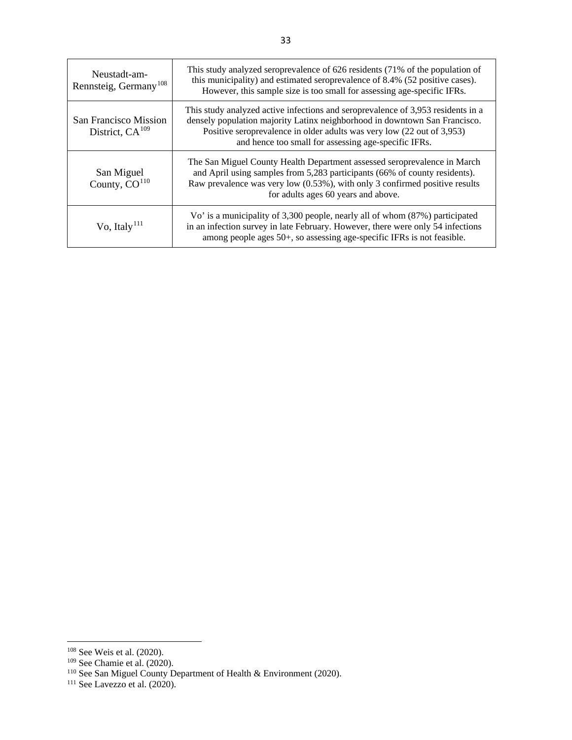| | |
|---|---|
| Neustadt-am-Rennsteig, Germany[108] | This study analyzed seroprevalence of 626 residents (71% of the population of this municipality) and estimated seroprevalence of 8.4% (52 positive cases). However, this sample size is too small for assessing age-specific IFRs. |
| San Francisco Mission District, CA[109] | This study analyzed active infections and seroprevalence of 3,953 residents in a densely population majority Latinx neighborhood in downtown San Francisco. Positive seroprevalence in older adults was very low (22 out of 3,953) and hence too small for assessing age-specific IFRs. |
| San Miguel County, CO[110] | The San Miguel County Health Department assessed seroprevalence in March and April using samples from 5,283 participants (66% of county residents). Raw prevalence was very low (0.53%), with only 3 confirmed positive results for adults ages 60 years and above. |
| Vo, Italy[111] | Vo' is a municipality of 3,300 people, nearly all of whom (87%) participated in an infection survey in late February. However, there were only 54 infections among people ages 50+, so assessing age-specific IFRs is not feasible. |

[108] See Weis et al. (2020).

[109] See Chamie et al. (2020).

[110] See San Miguel County Department of Health & Environment (2020).

[111] See Lavezzo et al. (2020).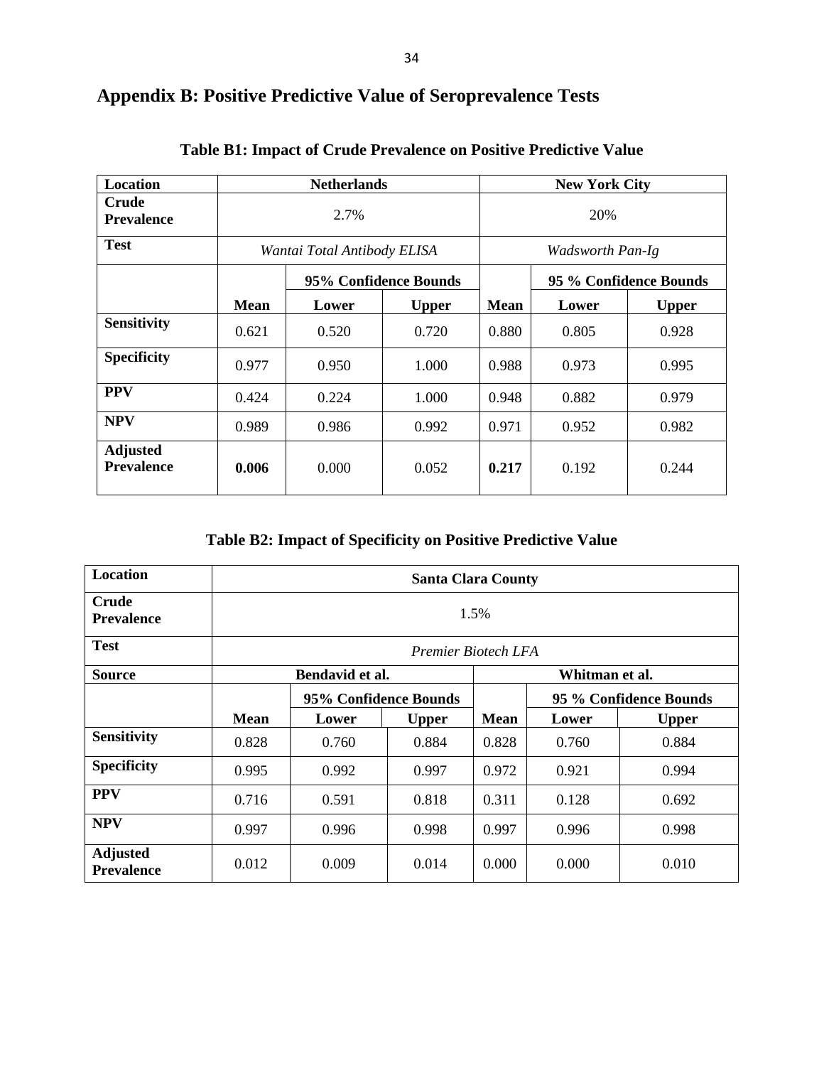## Appendix B: Positive Predictive Value of Seroprevalence Tests

### Table B1: Impact of Crude Prevalence on Positive Predictive Value

| Location | Netherlands | | | New York City | | |
|---|---|---|---|---|---|---|
| **Crude Prevalence** | 2.7% | | | 20% | | |
| **Test** | *Wantai Total Antibody ELISA* | | | *Wadsworth Pan-Ig* | | |
| | | 95% Confidence Bounds | | | 95 % Confidence Bounds | |
| | **Mean** | **Lower** | **Upper** | **Mean** | **Lower** | **Upper** |
| **Sensitivity** | 0.621 | 0.520 | 0.720 | 0.880 | 0.805 | 0.928 |
| **Specificity** | 0.977 | 0.950 | 1.000 | 0.988 | 0.973 | 0.995 |
| **PPV** | 0.424 | 0.224 | 1.000 | 0.948 | 0.882 | 0.979 |
| **NPV** | 0.989 | 0.986 | 0.992 | 0.971 | 0.952 | 0.982 |
| **Adjusted Prevalence** | **0.006** | 0.000 | 0.052 | **0.217** | 0.192 | 0.244 |

### Table B2: Impact of Specificity on Positive Predictive Value

| Location | Santa Clara County | | | | | |
|---|---|---|---|---|---|---|
| **Crude Prevalence** | 1.5% | | | | | |
| **Test** | *Premier Biotech LFA* | | | | | |
| **Source** | Bendavid et al. | | | Whitman et al. | | |
| | | 95% Confidence Bounds | | | 95 % Confidence Bounds | |
| | **Mean** | **Lower** | **Upper** | **Mean** | **Lower** | **Upper** |
| **Sensitivity** | 0.828 | 0.760 | 0.884 | 0.828 | 0.760 | 0.884 |
| **Specificity** | 0.995 | 0.992 | 0.997 | 0.972 | 0.921 | 0.994 |
| **PPV** | 0.716 | 0.591 | 0.818 | 0.311 | 0.128 | 0.692 |
| **NPV** | 0.997 | 0.996 | 0.998 | 0.997 | 0.996 | 0.998 |
| **Adjusted Prevalence** | 0.012 | 0.009 | 0.014 | 0.000 | 0.000 | 0.010 |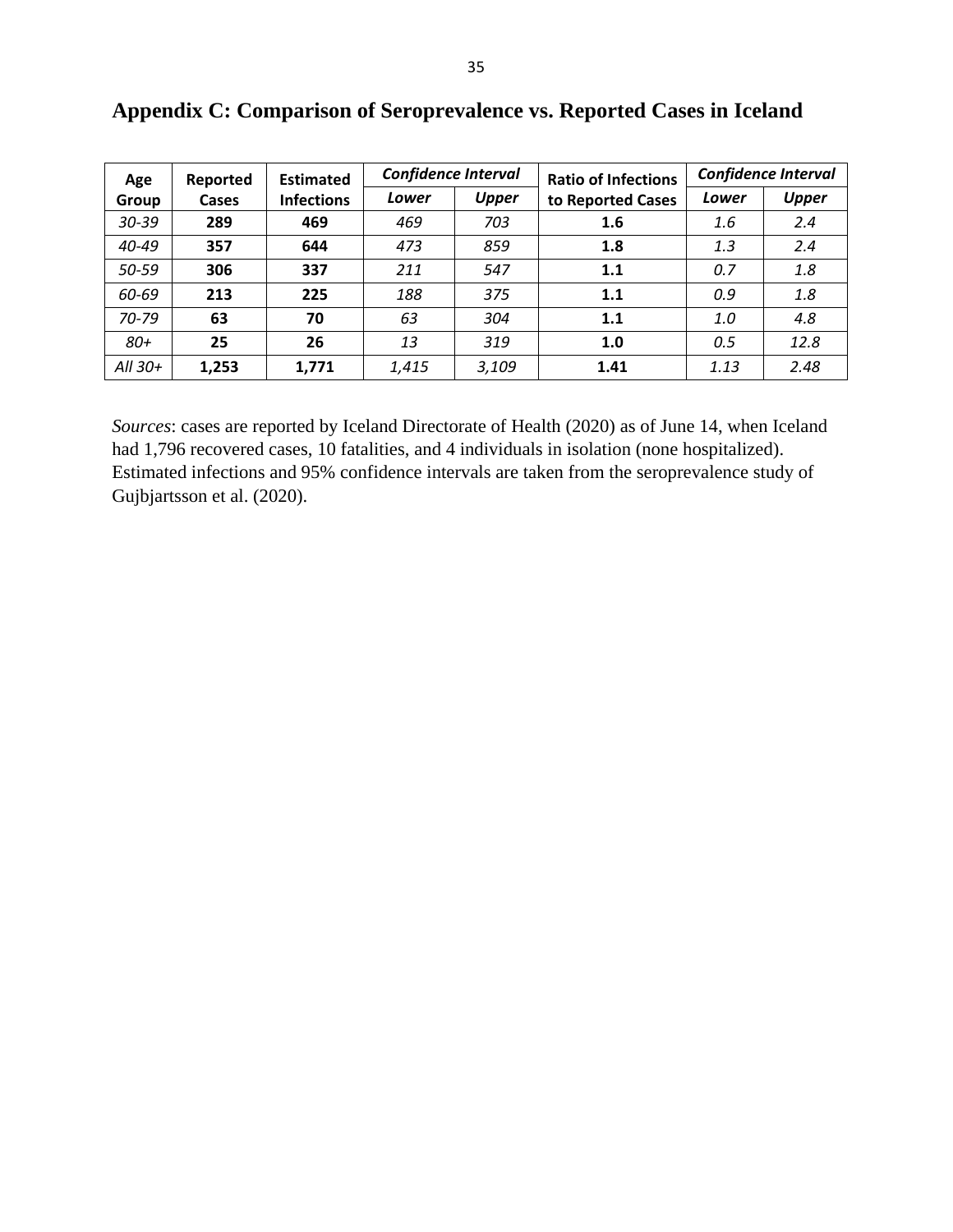# Appendix C: Comparison of Seroprevalence vs. Reported Cases in Iceland

| Age Group | Reported Cases | Estimated Infections | *Confidence Interval* | | Ratio of Infections to Reported Cases | *Confidence Interval* | |
|---|---|---|---|---|---|---|---|
| | | | ***Lower*** | ***Upper*** | | ***Lower*** | ***Upper*** |
| *30-39* | **289** | **469** | *469* | *703* | **1.6** | *1.6* | *2.4* |
| *40-49* | **357** | **644** | *473* | *859* | **1.8** | *1.3* | *2.4* |
| *50-59* | **306** | **337** | *211* | *547* | **1.1** | *0.7* | *1.8* |
| *60-69* | **213** | **225** | *188* | *375* | **1.1** | *0.9* | *1.8* |
| *70-79* | **63** | **70** | *63* | *304* | **1.1** | *1.0* | *4.8* |
| *80+* | **25** | **26** | *13* | *319* | **1.0** | *0.5* | *12.8* |
| *All 30+* | **1,253** | **1,771** | *1,415* | *3,109* | **1.41** | *1.13* | *2.48* |

*Sources*: cases are reported by Iceland Directorate of Health (2020) as of June 14, when Iceland had 1,796 recovered cases, 10 fatalities, and 4 individuals in isolation (none hospitalized). Estimated infections and 95% confidence intervals are taken from the seroprevalence study of Gujbjartsson et al. (2020).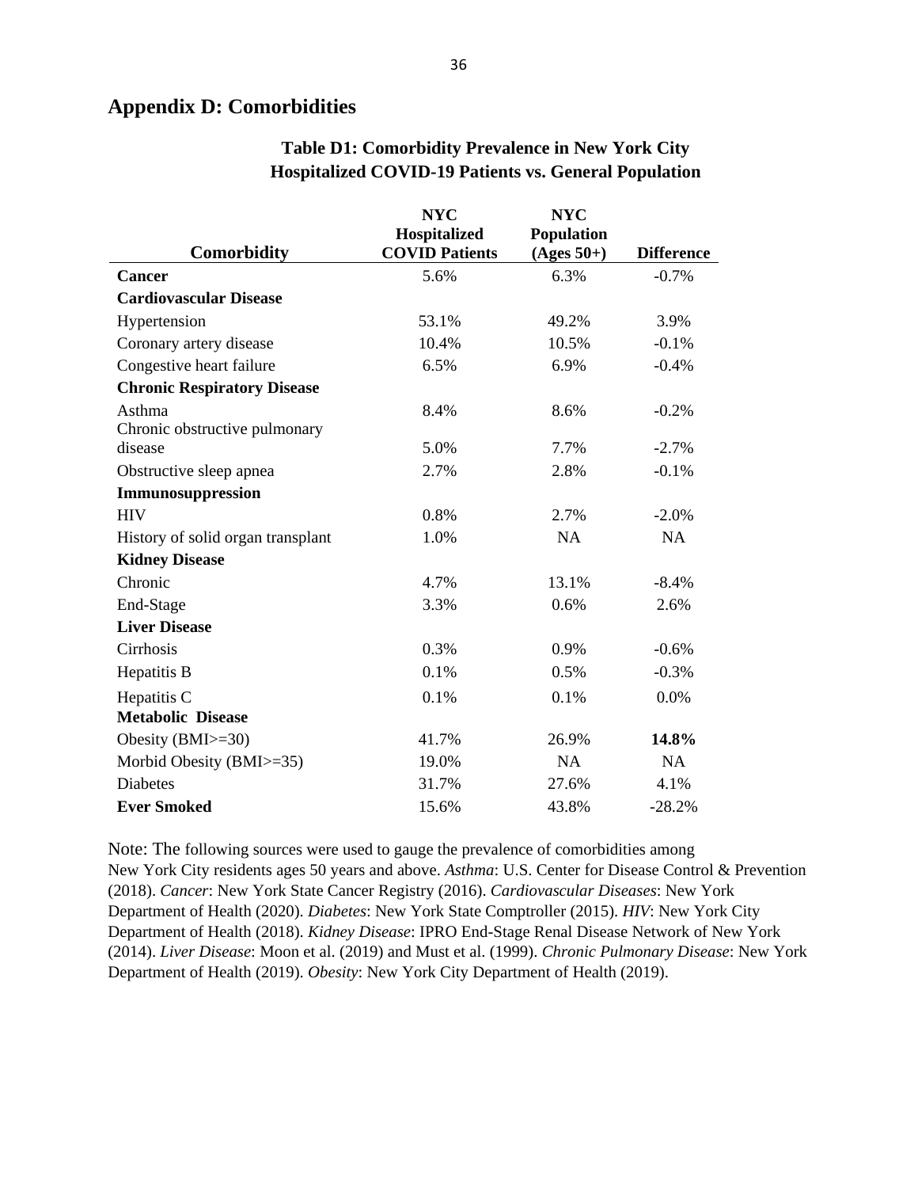## Appendix D: Comorbidities

**Table D1: Comorbidity Prevalence in New York City Hospitalized COVID-19 Patients vs. General Population**

| Comorbidity | NYC Hospitalized COVID Patients | NYC Population (Ages 50+) | Difference |
|---|---|---|---|
| **Cancer** | 5.6% | 6.3% | -0.7% |
| **Cardiovascular Disease** | | | |
| Hypertension | 53.1% | 49.2% | 3.9% |
| Coronary artery disease | 10.4% | 10.5% | -0.1% |
| Congestive heart failure | 6.5% | 6.9% | -0.4% |
| **Chronic Respiratory Disease** | | | |
| Asthma | 8.4% | 8.6% | -0.2% |
| Chronic obstructive pulmonary disease | 5.0% | 7.7% | -2.7% |
| Obstructive sleep apnea | 2.7% | 2.8% | -0.1% |
| **Immunosuppression** | | | |
| HIV | 0.8% | 2.7% | -2.0% |
| History of solid organ transplant | 1.0% | NA | NA |
| **Kidney Disease** | | | |
| Chronic | 4.7% | 13.1% | -8.4% |
| End-Stage | 3.3% | 0.6% | 2.6% |
| **Liver Disease** | | | |
| Cirrhosis | 0.3% | 0.9% | -0.6% |
| Hepatitis B | 0.1% | 0.5% | -0.3% |
| Hepatitis C | 0.1% | 0.1% | 0.0% |
| **Metabolic Disease** | | | |
| Obesity (BMI>=30) | 41.7% | 26.9% | **14.8%** |
| Morbid Obesity (BMI>=35) | 19.0% | NA | NA |
| Diabetes | 31.7% | 27.6% | 4.1% |
| **Ever Smoked** | 15.6% | 43.8% | -28.2% |

Note: The following sources were used to gauge the prevalence of comorbidities among New York City residents ages 50 years and above. *Asthma*: U.S. Center for Disease Control & Prevention (2018). *Cancer*: New York State Cancer Registry (2016). *Cardiovascular Diseases*: New York Department of Health (2020). *Diabetes*: New York State Comptroller (2015). *HIV*: New York City Department of Health (2018). *Kidney Disease*: IPRO End-Stage Renal Disease Network of New York (2014). *Liver Disease*: Moon et al. (2019) and Must et al. (1999). *Chronic Pulmonary Disease*: New York Department of Health (2019). *Obesity*: New York City Department of Health (2019).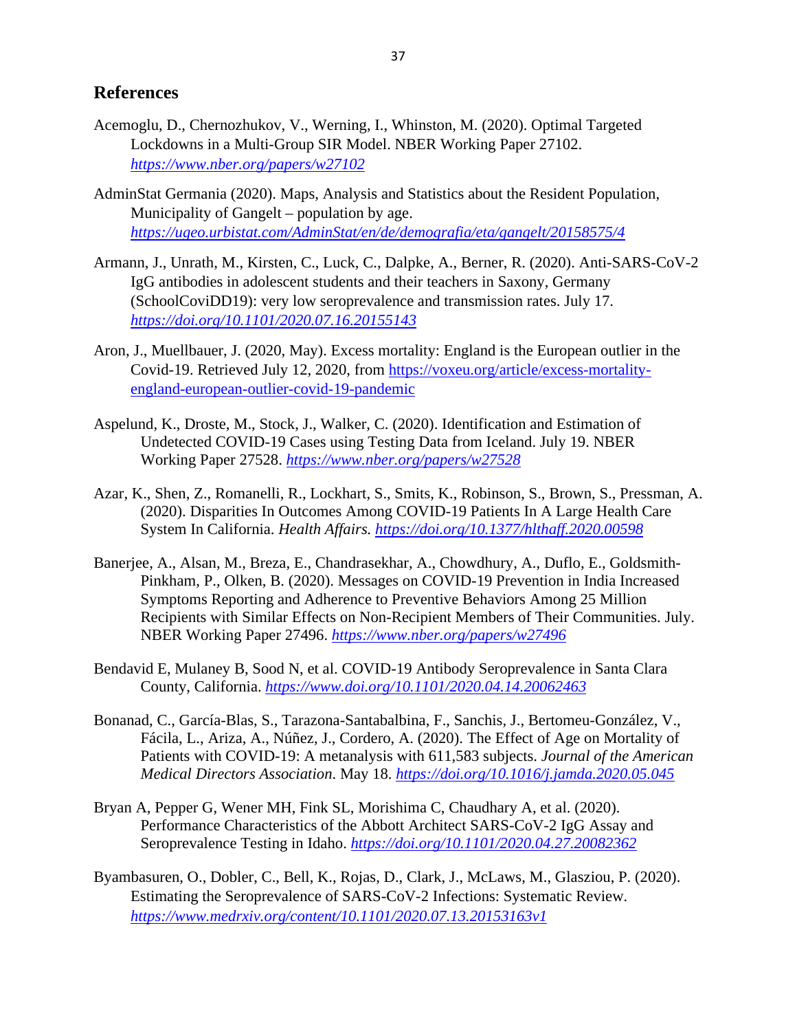## References

Acemoglu, D., Chernozhukov, V., Werning, I., Whinston, M. (2020). Optimal Targeted Lockdowns in a Multi-Group SIR Model. NBER Working Paper 27102. *https://www.nber.org/papers/w27102*

AdminStat Germania (2020). Maps, Analysis and Statistics about the Resident Population, Municipality of Gangelt – population by age. *https://ugeo.urbistat.com/AdminStat/en/de/demografia/eta/gangelt/20158575/4*

Armann, J., Unrath, M., Kirsten, C., Luck, C., Dalpke, A., Berner, R. (2020). Anti-SARS-CoV-2 IgG antibodies in adolescent students and their teachers in Saxony, Germany (SchoolCoviDD19): very low seroprevalence and transmission rates. July 17. *https://doi.org/10.1101/2020.07.16.20155143*

Aron, J., Muellbauer, J. (2020, May). Excess mortality: England is the European outlier in the Covid-19. Retrieved July 12, 2020, from https://voxeu.org/article/excess-mortality-england-european-outlier-covid-19-pandemic

Aspelund, K., Droste, M., Stock, J., Walker, C. (2020). Identification and Estimation of Undetected COVID-19 Cases using Testing Data from Iceland. July 19. NBER Working Paper 27528. *https://www.nber.org/papers/w27528*

Azar, K., Shen, Z., Romanelli, R., Lockhart, S., Smits, K., Robinson, S., Brown, S., Pressman, A. (2020). Disparities In Outcomes Among COVID-19 Patients In A Large Health Care System In California. *Health Affairs. https://doi.org/10.1377/hlthaff.2020.00598*

Banerjee, A., Alsan, M., Breza, E., Chandrasekhar, A., Chowdhury, A., Duflo, E., Goldsmith-Pinkham, P., Olken, B. (2020). Messages on COVID-19 Prevention in India Increased Symptoms Reporting and Adherence to Preventive Behaviors Among 25 Million Recipients with Similar Effects on Non-Recipient Members of Their Communities. July. NBER Working Paper 27496. *https://www.nber.org/papers/w27496*

Bendavid E, Mulaney B, Sood N, et al. COVID-19 Antibody Seroprevalence in Santa Clara County, California. *https://www.doi.org/10.1101/2020.04.14.20062463*

Bonanad, C., García-Blas, S., Tarazona-Santabalbina, F., Sanchis, J., Bertomeu-González, V., Fácila, L., Ariza, A., Núñez, J., Cordero, A. (2020). The Effect of Age on Mortality of Patients with COVID-19: A metanalysis with 611,583 subjects. *Journal of the American Medical Directors Association*. May 18. *https://doi.org/10.1016/j.jamda.2020.05.045*

Bryan A, Pepper G, Wener MH, Fink SL, Morishima C, Chaudhary A, et al. (2020). Performance Characteristics of the Abbott Architect SARS-CoV-2 IgG Assay and Seroprevalence Testing in Idaho. *https://doi.org/10.1101/2020.04.27.20082362*

Byambasuren, O., Dobler, C., Bell, K., Rojas, D., Clark, J., McLaws, M., Glasziou, P. (2020). Estimating the Seroprevalence of SARS-CoV-2 Infections: Systematic Review. *https://www.medrxiv.org/content/10.1101/2020.07.13.20153163v1*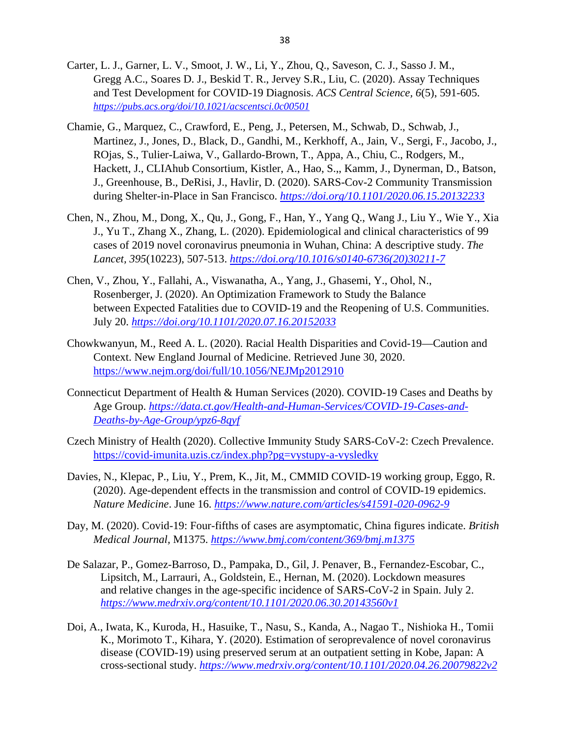Carter, L. J., Garner, L. V., Smoot, J. W., Li, Y., Zhou, Q., Saveson, C. J., Sasso J. M., Gregg A.C., Soares D. J., Beskid T. R., Jervey S.R., Liu, C. (2020). Assay Techniques and Test Development for COVID-19 Diagnosis. *ACS Central Science*, *6*(5), 591-605. *https://pubs.acs.org/doi/10.1021/acscentsci.0c00501*

Chamie, G., Marquez, C., Crawford, E., Peng, J., Petersen, M., Schwab, D., Schwab, J., Martinez, J., Jones, D., Black, D., Gandhi, M., Kerkhoff, A., Jain, V., Sergi, F., Jacobo, J., ROjas, S., Tulier-Laiwa, V., Gallardo-Brown, T., Appa, A., Chiu, C., Rodgers, M., Hackett, J., CLIAhub Consortium, Kistler, A., Hao, S.,, Kamm, J., Dynerman, D., Batson, J., Greenhouse, B., DeRisi, J., Havlir, D. (2020). SARS-Cov-2 Community Transmission during Shelter-in-Place in San Francisco. *https://doi.org/10.1101/2020.06.15.20132233*

Chen, N., Zhou, M., Dong, X., Qu, J., Gong, F., Han, Y., Yang Q., Wang J., Liu Y., Wie Y., Xia J., Yu T., Zhang X., Zhang, L. (2020). Epidemiological and clinical characteristics of 99 cases of 2019 novel coronavirus pneumonia in Wuhan, China: A descriptive study. *The Lancet*, *395*(10223), 507-513. *https://doi.org/10.1016/s0140-6736(20)30211-7*

Chen, V., Zhou, Y., Fallahi, A., Viswanatha, A., Yang, J., Ghasemi, Y., Ohol, N., Rosenberger, J. (2020). An Optimization Framework to Study the Balance between Expected Fatalities due to COVID-19 and the Reopening of U.S. Communities. July 20. *https://doi.org/10.1101/2020.07.16.20152033*

Chowkwanyun, M., Reed A. L. (2020). Racial Health Disparities and Covid-19—Caution and Context. New England Journal of Medicine. Retrieved June 30, 2020. https://www.nejm.org/doi/full/10.1056/NEJMp2012910

Connecticut Department of Health & Human Services (2020). COVID-19 Cases and Deaths by Age Group. *https://data.ct.gov/Health-and-Human-Services/COVID-19-Cases-and-Deaths-by-Age-Group/ypz6-8qyf*

Czech Ministry of Health (2020). Collective Immunity Study SARS-CoV-2: Czech Prevalence. https://covid-imunita.uzis.cz/index.php?pg=vystupy-a-vysledky

Davies, N., Klepac, P., Liu, Y., Prem, K., Jit, M., CMMID COVID-19 working group, Eggo, R. (2020). Age-dependent effects in the transmission and control of COVID-19 epidemics. *Nature Medicine*. June 16. *https://www.nature.com/articles/s41591-020-0962-9*

Day, M. (2020). Covid-19: Four-fifths of cases are asymptomatic, China figures indicate. *British Medical Journal*, M1375. *https://www.bmj.com/content/369/bmj.m1375*

De Salazar, P., Gomez-Barroso, D., Pampaka, D., Gil, J. Penaver, B., Fernandez-Escobar, C., Lipsitch, M., Larrauri, A., Goldstein, E., Hernan, M. (2020). Lockdown measures and relative changes in the age-specific incidence of SARS-CoV-2 in Spain. July 2. *https://www.medrxiv.org/content/10.1101/2020.06.30.20143560v1*

Doi, A., Iwata, K., Kuroda, H., Hasuike, T., Nasu, S., Kanda, A., Nagao T., Nishioka H., Tomii K., Morimoto T., Kihara, Y. (2020). Estimation of seroprevalence of novel coronavirus disease (COVID-19) using preserved serum at an outpatient setting in Kobe, Japan: A cross-sectional study. *https://www.medrxiv.org/content/10.1101/2020.04.26.20079822v2*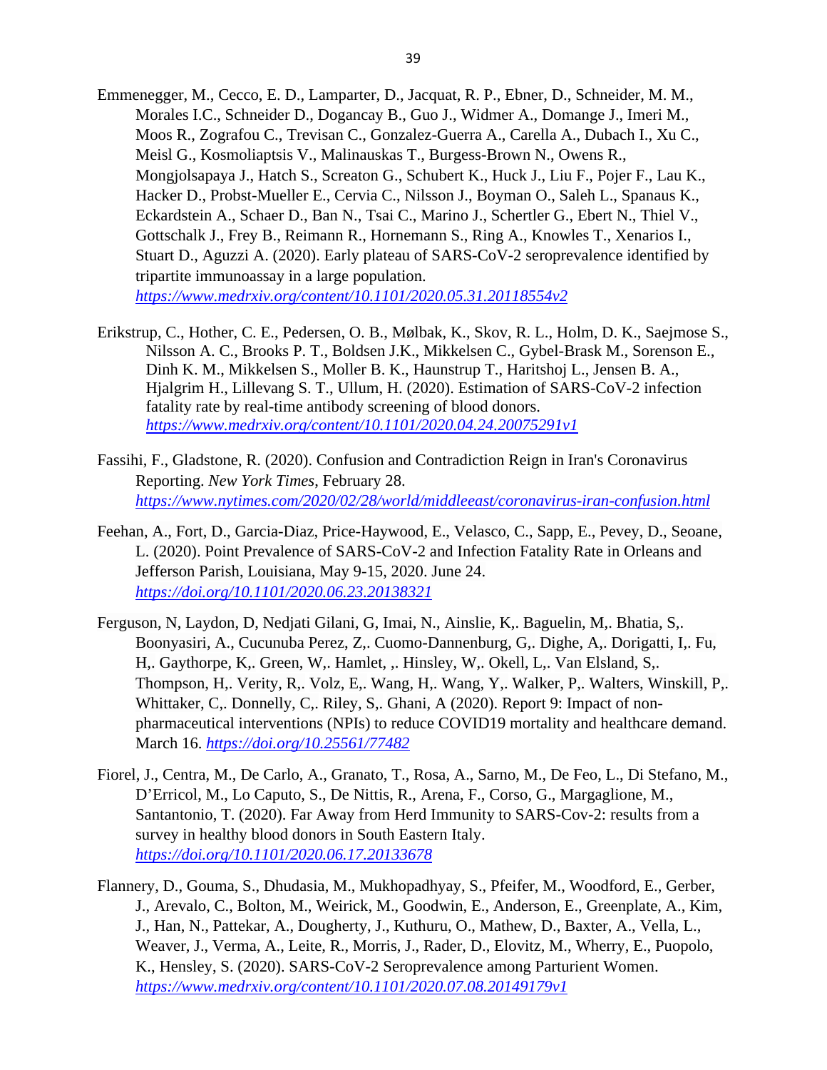Emmenegger, M., Cecco, E. D., Lamparter, D., Jacquat, R. P., Ebner, D., Schneider, M. M., Morales I.C., Schneider D., Dogancay B., Guo J., Widmer A., Domange J., Imeri M., Moos R., Zografou C., Trevisan C., Gonzalez-Guerra A., Carella A., Dubach I., Xu C., Meisl G., Kosmoliaptsis V., Malinauskas T., Burgess-Brown N., Owens R., Mongjolsapaya J., Hatch S., Screaton G., Schubert K., Huck J., Liu F., Pojer F., Lau K., Hacker D., Probst-Mueller E., Cervia C., Nilsson J., Boyman O., Saleh L., Spanaus K., Eckardstein A., Schaer D., Ban N., Tsai C., Marino J., Schertler G., Ebert N., Thiel V., Gottschalk J., Frey B., Reimann R., Hornemann S., Ring A., Knowles T., Xenarios I., Stuart D., Aguzzi A. (2020). Early plateau of SARS-CoV-2 seroprevalence identified by tripartite immunoassay in a large population. *https://www.medrxiv.org/content/10.1101/2020.05.31.20118554v2*

Erikstrup, C., Hother, C. E., Pedersen, O. B., Mølbak, K., Skov, R. L., Holm, D. K., Saejmose S., Nilsson A. C., Brooks P. T., Boldsen J.K., Mikkelsen C., Gybel-Brask M., Sorenson E., Dinh K. M., Mikkelsen S., Moller B. K., Haunstrup T., Haritshoj L., Jensen B. A., Hjalgrim H., Lillevang S. T., Ullum, H. (2020). Estimation of SARS-CoV-2 infection fatality rate by real-time antibody screening of blood donors. *https://www.medrxiv.org/content/10.1101/2020.04.24.20075291v1*

Fassihi, F., Gladstone, R. (2020). Confusion and Contradiction Reign in Iran's Coronavirus Reporting. *New York Times*, February 28. *https://www.nytimes.com/2020/02/28/world/middleeast/coronavirus-iran-confusion.html*

Feehan, A., Fort, D., Garcia-Diaz, Price-Haywood, E., Velasco, C., Sapp, E., Pevey, D., Seoane, L. (2020). Point Prevalence of SARS-CoV-2 and Infection Fatality Rate in Orleans and Jefferson Parish, Louisiana, May 9-15, 2020. June 24. *https://doi.org/10.1101/2020.06.23.20138321*

Ferguson, N, Laydon, D, Nedjati Gilani, G, Imai, N., Ainslie, K,. Baguelin, M,. Bhatia, S,. Boonyasiri, A., Cucunuba Perez, Z,. Cuomo-Dannenburg, G,. Dighe, A,. Dorigatti, I,. Fu, H,. Gaythorpe, K,. Green, W,. Hamlet, ,. Hinsley, W,. Okell, L,. Van Elsland, S,. Thompson, H,. Verity, R,. Volz, E,. Wang, H,. Wang, Y,. Walker, P,. Walters, Winskill, P,. Whittaker, C,. Donnelly, C,. Riley, S,. Ghani, A (2020). Report 9: Impact of non-pharmaceutical interventions (NPIs) to reduce COVID19 mortality and healthcare demand. March 16. *https://doi.org/10.25561/77482*

Fiorel, J., Centra, M., De Carlo, A., Granato, T., Rosa, A., Sarno, M., De Feo, L., Di Stefano, M., D'Erricol, M., Lo Caputo, S., De Nittis, R., Arena, F., Corso, G., Margaglione, M., Santantonio, T. (2020). Far Away from Herd Immunity to SARS-Cov-2: results from a survey in healthy blood donors in South Eastern Italy. *https://doi.org/10.1101/2020.06.17.20133678*

Flannery, D., Gouma, S., Dhudasia, M., Mukhopadhyay, S., Pfeifer, M., Woodford, E., Gerber, J., Arevalo, C., Bolton, M., Weirick, M., Goodwin, E., Anderson, E., Greenplate, A., Kim, J., Han, N., Pattekar, A., Dougherty, J., Kuthuru, O., Mathew, D., Baxter, A., Vella, L., Weaver, J., Verma, A., Leite, R., Morris, J., Rader, D., Elovitz, M., Wherry, E., Puopolo, K., Hensley, S. (2020). SARS-CoV-2 Seroprevalence among Parturient Women. *https://www.medrxiv.org/content/10.1101/2020.07.08.20149179v1*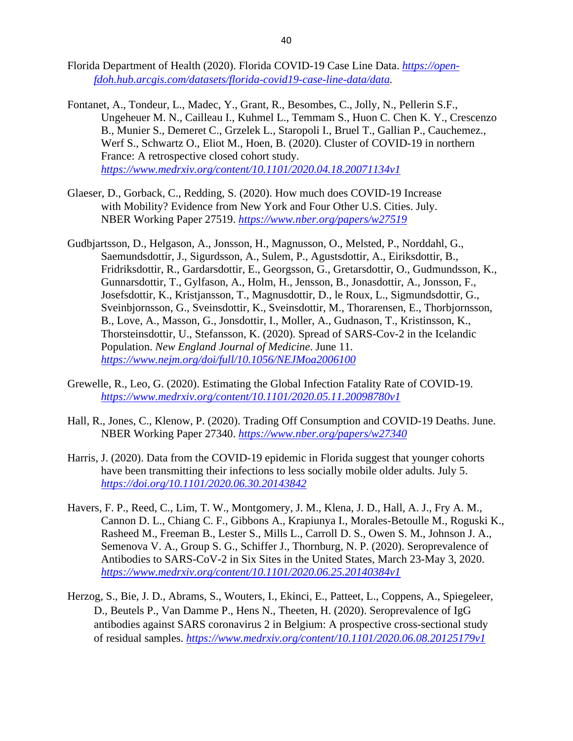Florida Department of Health (2020). Florida COVID-19 Case Line Data. *https://open-fdoh.hub.arcgis.com/datasets/florida-covid19-case-line-data/data.*

Fontanet, A., Tondeur, L., Madec, Y., Grant, R., Besombes, C., Jolly, N., Pellerin S.F., Ungeheuer M. N., Cailleau I., Kuhmel L., Temmam S., Huon C. Chen K. Y., Crescenzo B., Munier S., Demeret C., Grzelek L., Staropoli I., Bruel T., Gallian P., Cauchemez., Werf S., Schwartz O., Eliot M., Hoen, B. (2020). Cluster of COVID-19 in northern France: A retrospective closed cohort study. *https://www.medrxiv.org/content/10.1101/2020.04.18.20071134v1*

Glaeser, D., Gorback, C., Redding, S. (2020). How much does COVID-19 Increase with Mobility? Evidence from New York and Four Other U.S. Cities. July. NBER Working Paper 27519. *https://www.nber.org/papers/w27519*

Gudbjartsson, D., Helgason, A., Jonsson, H., Magnusson, O., Melsted, P., Norddahl, G., Saemundsdottir, J., Sigurdsson, A., Sulem, P., Agustsdottir, A., Eiriksdottir, B., Fridriksdottir, R., Gardarsdottir, E., Georgsson, G., Gretarsdottir, O., Gudmundsson, K., Gunnarsdottir, T., Gylfason, A., Holm, H., Jensson, B., Jonasdottir, A., Jonsson, F., Josefsdottir, K., Kristjansson, T., Magnusdottir, D., le Roux, L., Sigmundsdottir, G., Sveinbjornsson, G., Sveinsdottir, K., Sveinsdottir, M., Thorarensen, E., Thorbjornsson, B., Love, A., Masson, G., Jonsdottir, I., Moller, A., Gudnason, T., Kristinsson, K., Thorsteinsdottir, U., Stefansson, K. (2020). Spread of SARS-Cov-2 in the Icelandic Population. *New England Journal of Medicine*. June 11. *https://www.nejm.org/doi/full/10.1056/NEJMoa2006100*

Grewelle, R., Leo, G. (2020). Estimating the Global Infection Fatality Rate of COVID-19. *https://www.medrxiv.org/content/10.1101/2020.05.11.20098780v1*

Hall, R., Jones, C., Klenow, P. (2020). Trading Off Consumption and COVID-19 Deaths. June. NBER Working Paper 27340. *https://www.nber.org/papers/w27340*

Harris, J. (2020). Data from the COVID-19 epidemic in Florida suggest that younger cohorts have been transmitting their infections to less socially mobile older adults. July 5. *https://doi.org/10.1101/2020.06.30.20143842*

Havers, F. P., Reed, C., Lim, T. W., Montgomery, J. M., Klena, J. D., Hall, A. J., Fry A. M., Cannon D. L., Chiang C. F., Gibbons A., Krapiunya I., Morales-Betoulle M., Roguski K., Rasheed M., Freeman B., Lester S., Mills L., Carroll D. S., Owen S. M., Johnson J. A., Semenova V. A., Group S. G., Schiffer J., Thornburg, N. P. (2020). Seroprevalence of Antibodies to SARS-CoV-2 in Six Sites in the United States, March 23-May 3, 2020. *https://www.medrxiv.org/content/10.1101/2020.06.25.20140384v1*

Herzog, S., Bie, J. D., Abrams, S., Wouters, I., Ekinci, E., Patteet, L., Coppens, A., Spiegeleer, D., Beutels P., Van Damme P., Hens N., Theeten, H. (2020). Seroprevalence of IgG antibodies against SARS coronavirus 2 in Belgium: A prospective cross-sectional study of residual samples. *https://www.medrxiv.org/content/10.1101/2020.06.08.20125179v1*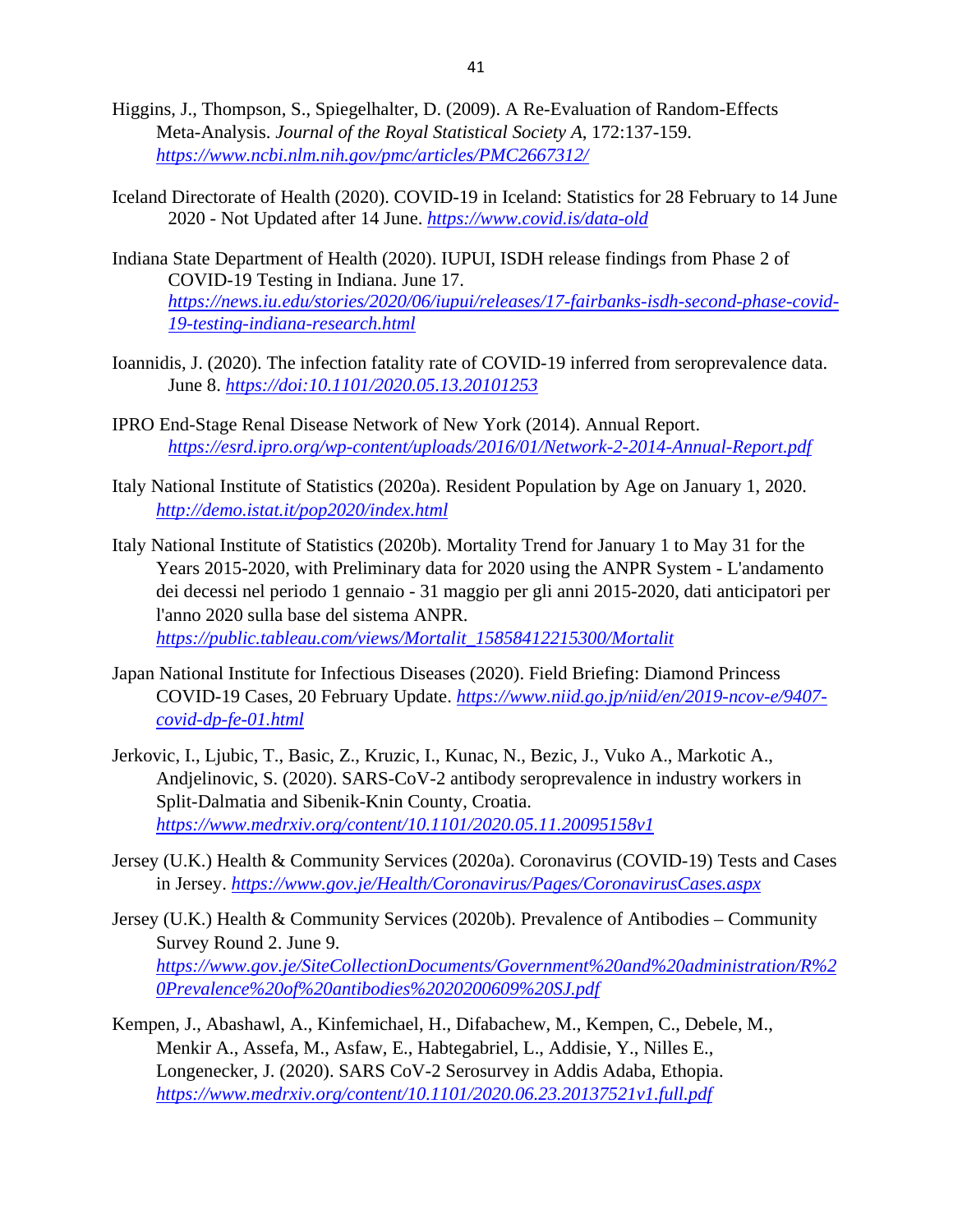Higgins, J., Thompson, S., Spiegelhalter, D. (2009). A Re-Evaluation of Random-Effects Meta-Analysis. *Journal of the Royal Statistical Society A*, 172:137-159. *https://www.ncbi.nlm.nih.gov/pmc/articles/PMC2667312/*

Iceland Directorate of Health (2020). COVID-19 in Iceland: Statistics for 28 February to 14 June 2020 - Not Updated after 14 June. *https://www.covid.is/data-old*

Indiana State Department of Health (2020). IUPUI, ISDH release findings from Phase 2 of COVID-19 Testing in Indiana. June 17. *https://news.iu.edu/stories/2020/06/iupui/releases/17-fairbanks-isdh-second-phase-covid-19-testing-indiana-research.html*

Ioannidis, J. (2020). The infection fatality rate of COVID-19 inferred from seroprevalence data. June 8. *https://doi:10.1101/2020.05.13.20101253*

IPRO End-Stage Renal Disease Network of New York (2014). Annual Report. *https://esrd.ipro.org/wp-content/uploads/2016/01/Network-2-2014-Annual-Report.pdf*

Italy National Institute of Statistics (2020a). Resident Population by Age on January 1, 2020. *http://demo.istat.it/pop2020/index.html*

Italy National Institute of Statistics (2020b). Mortality Trend for January 1 to May 31 for the Years 2015-2020, with Preliminary data for 2020 using the ANPR System - L'andamento dei decessi nel periodo 1 gennaio - 31 maggio per gli anni 2015-2020, dati anticipatori per l'anno 2020 sulla base del sistema ANPR. *https://public.tableau.com/views/Mortalit_15858412215300/Mortalit*

Japan National Institute for Infectious Diseases (2020). Field Briefing: Diamond Princess COVID-19 Cases, 20 February Update. *https://www.niid.go.jp/niid/en/2019-ncov-e/9407-covid-dp-fe-01.html*

Jerkovic, I., Ljubic, T., Basic, Z., Kruzic, I., Kunac, N., Bezic, J., Vuko A., Markotic A., Andjelinovic, S. (2020). SARS-CoV-2 antibody seroprevalence in industry workers in Split-Dalmatia and Sibenik-Knin County, Croatia. *https://www.medrxiv.org/content/10.1101/2020.05.11.20095158v1*

Jersey (U.K.) Health & Community Services (2020a). Coronavirus (COVID-19) Tests and Cases in Jersey. *https://www.gov.je/Health/Coronavirus/Pages/CoronavirusCases.aspx*

Jersey (U.K.) Health & Community Services (2020b). Prevalence of Antibodies – Community Survey Round 2. June 9. *https://www.gov.je/SiteCollectionDocuments/Government%20and%20administration/R%20Prevalence%20of%20antibodies%2020200609%20SJ.pdf*

Kempen, J., Abashawl, A., Kinfemichael, H., Difabachew, M., Kempen, C., Debele, M., Menkir A., Assefa, M., Asfaw, E., Habtegabriel, L., Addisie, Y., Nilles E., Longenecker, J. (2020). SARS CoV-2 Serosurvey in Addis Adaba, Ethopia. *https://www.medrxiv.org/content/10.1101/2020.06.23.20137521v1.full.pdf*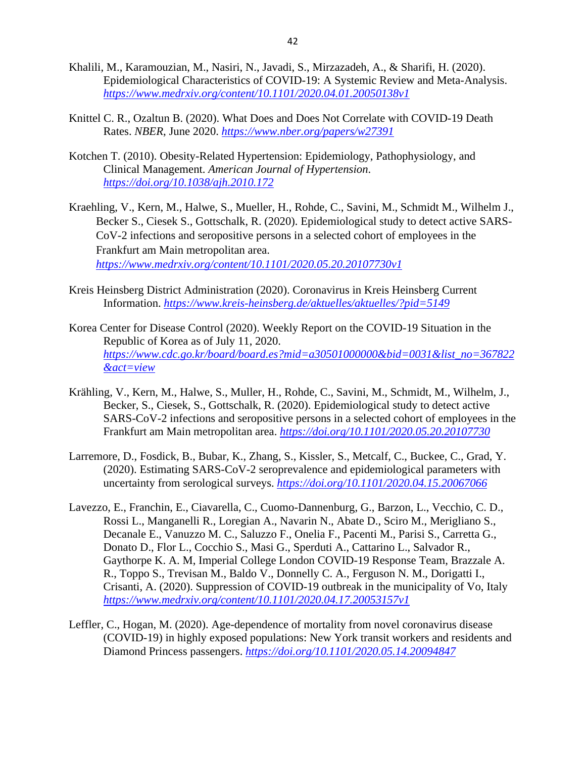Khalili, M., Karamouzian, M., Nasiri, N., Javadi, S., Mirzazadeh, A., & Sharifi, H. (2020). Epidemiological Characteristics of COVID-19: A Systemic Review and Meta-Analysis. *https://www.medrxiv.org/content/10.1101/2020.04.01.20050138v1*

Knittel C. R., Ozaltun B. (2020). What Does and Does Not Correlate with COVID-19 Death Rates. *NBER*, June 2020. *https://www.nber.org/papers/w27391*

Kotchen T. (2010). Obesity-Related Hypertension: Epidemiology, Pathophysiology, and Clinical Management. *American Journal of Hypertension*. *https://doi.org/10.1038/ajh.2010.172*

Kraehling, V., Kern, M., Halwe, S., Mueller, H., Rohde, C., Savini, M., Schmidt M., Wilhelm J., Becker S., Ciesek S., Gottschalk, R. (2020). Epidemiological study to detect active SARS-CoV-2 infections and seropositive persons in a selected cohort of employees in the Frankfurt am Main metropolitan area. *https://www.medrxiv.org/content/10.1101/2020.05.20.20107730v1*

Kreis Heinsberg District Administration (2020). Coronavirus in Kreis Heinsberg Current Information. *https://www.kreis-heinsberg.de/aktuelles/aktuelles/?pid=5149*

Korea Center for Disease Control (2020). Weekly Report on the COVID-19 Situation in the Republic of Korea as of July 11, 2020. *https://www.cdc.go.kr/board/board.es?mid=a30501000000&bid=0031&list_no=367822&act=view*

Krähling, V., Kern, M., Halwe, S., Muller, H., Rohde, C., Savini, M., Schmidt, M., Wilhelm, J., Becker, S., Ciesek, S., Gottschalk, R. (2020). Epidemiological study to detect active SARS-CoV-2 infections and seropositive persons in a selected cohort of employees in the Frankfurt am Main metropolitan area. *https://doi.org/10.1101/2020.05.20.20107730*

Larremore, D., Fosdick, B., Bubar, K., Zhang, S., Kissler, S., Metcalf, C., Buckee, C., Grad, Y. (2020). Estimating SARS-CoV-2 seroprevalence and epidemiological parameters with uncertainty from serological surveys. *https://doi.org/10.1101/2020.04.15.20067066*

Lavezzo, E., Franchin, E., Ciavarella, C., Cuomo-Dannenburg, G., Barzon, L., Vecchio, C. D., Rossi L., Manganelli R., Loregian A., Navarin N., Abate D., Sciro M., Merigliano S., Decanale E., Vanuzzo M. C., Saluzzo F., Onelia F., Pacenti M., Parisi S., Carretta G., Donato D., Flor L., Cocchio S., Masi G., Sperduti A., Cattarino L., Salvador R., Gaythorpe K. A. M, Imperial College London COVID-19 Response Team, Brazzale A. R., Toppo S., Trevisan M., Baldo V., Donnelly C. A., Ferguson N. M., Dorigatti I., Crisanti, A. (2020). Suppression of COVID-19 outbreak in the municipality of Vo, Italy *https://www.medrxiv.org/content/10.1101/2020.04.17.20053157v1*

Leffler, C., Hogan, M. (2020). Age-dependence of mortality from novel coronavirus disease (COVID-19) in highly exposed populations: New York transit workers and residents and Diamond Princess passengers. *https://doi.org/10.1101/2020.05.14.20094847*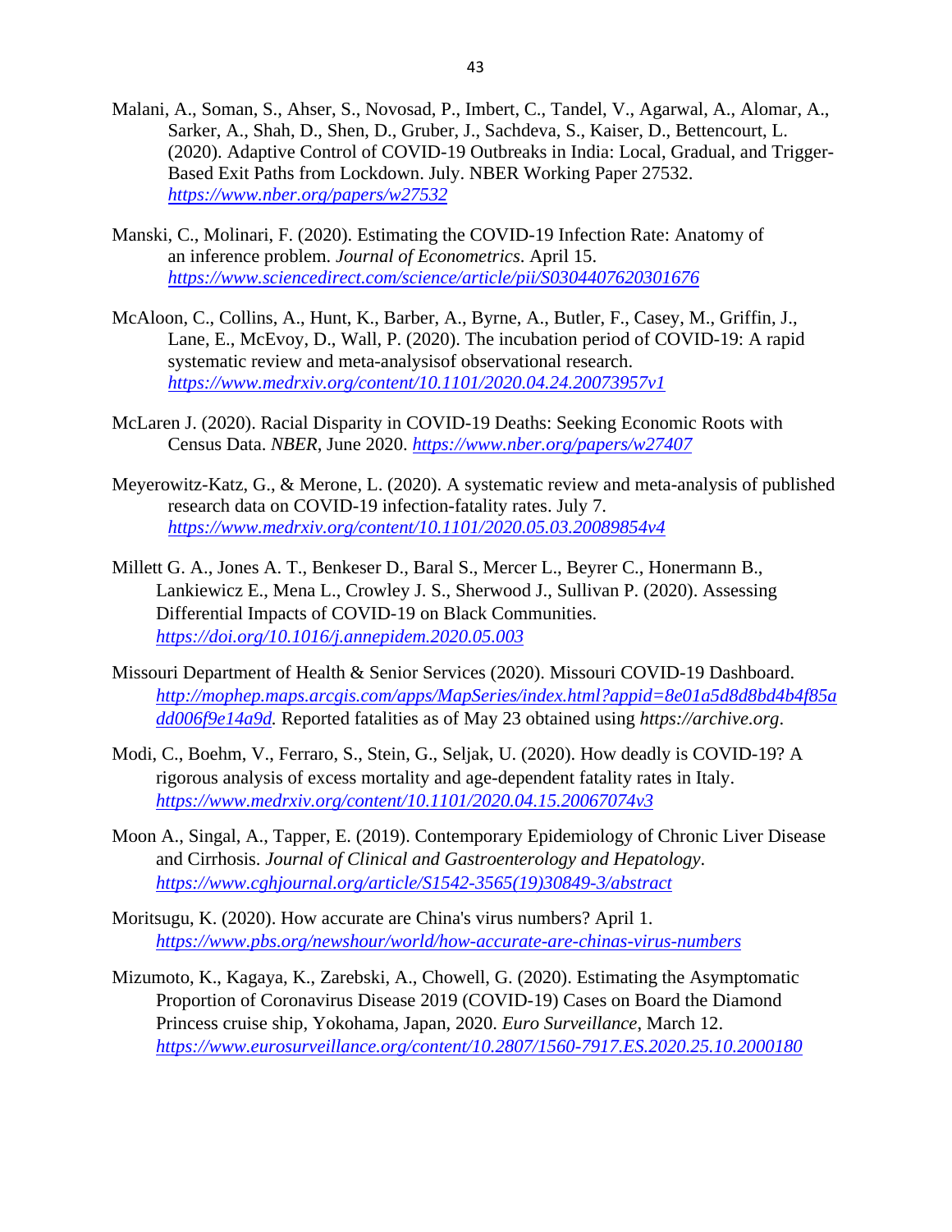Malani, A., Soman, S., Ahser, S., Novosad, P., Imbert, C., Tandel, V., Agarwal, A., Alomar, A., Sarker, A., Shah, D., Shen, D., Gruber, J., Sachdeva, S., Kaiser, D., Bettencourt, L. (2020). Adaptive Control of COVID-19 Outbreaks in India: Local, Gradual, and Trigger-Based Exit Paths from Lockdown. July. NBER Working Paper 27532. *https://www.nber.org/papers/w27532*

Manski, C., Molinari, F. (2020). Estimating the COVID-19 Infection Rate: Anatomy of an inference problem. *Journal of Econometrics*. April 15. *https://www.sciencedirect.com/science/article/pii/S0304407620301676*

McAloon, C., Collins, A., Hunt, K., Barber, A., Byrne, A., Butler, F., Casey, M., Griffin, J., Lane, E., McEvoy, D., Wall, P. (2020). The incubation period of COVID-19: A rapid systematic review and meta-analysisof observational research. *https://www.medrxiv.org/content/10.1101/2020.04.24.20073957v1*

McLaren J. (2020). Racial Disparity in COVID-19 Deaths: Seeking Economic Roots with Census Data. *NBER*, June 2020. *https://www.nber.org/papers/w27407*

Meyerowitz-Katz, G., & Merone, L. (2020). A systematic review and meta-analysis of published research data on COVID-19 infection-fatality rates. July 7. *https://www.medrxiv.org/content/10.1101/2020.05.03.20089854v4*

Millett G. A., Jones A. T., Benkeser D., Baral S., Mercer L., Beyrer C., Honermann B., Lankiewicz E., Mena L., Crowley J. S., Sherwood J., Sullivan P. (2020). Assessing Differential Impacts of COVID-19 on Black Communities. *https://doi.org/10.1016/j.annepidem.2020.05.003*

Missouri Department of Health & Senior Services (2020). Missouri COVID-19 Dashboard. *http://mophep.maps.arcgis.com/apps/MapSeries/index.html?appid=8e01a5d8d8bd4b4f85add006f9e14a9d*. Reported fatalities as of May 23 obtained using *https://archive.org*.

Modi, C., Boehm, V., Ferraro, S., Stein, G., Seljak, U. (2020). How deadly is COVID-19? A rigorous analysis of excess mortality and age-dependent fatality rates in Italy. *https://www.medrxiv.org/content/10.1101/2020.04.15.20067074v3*

Moon A., Singal, A., Tapper, E. (2019). Contemporary Epidemiology of Chronic Liver Disease and Cirrhosis. *Journal of Clinical and Gastroenterology and Hepatology*. *https://www.cghjournal.org/article/S1542-3565(19)30849-3/abstract*

Moritsugu, K. (2020). How accurate are China's virus numbers? April 1. *https://www.pbs.org/newshour/world/how-accurate-are-chinas-virus-numbers*

Mizumoto, K., Kagaya, K., Zarebski, A., Chowell, G. (2020). Estimating the Asymptomatic Proportion of Coronavirus Disease 2019 (COVID-19) Cases on Board the Diamond Princess cruise ship, Yokohama, Japan, 2020. *Euro Surveillance*, March 12. *https://www.eurosurveillance.org/content/10.2807/1560-7917.ES.2020.25.10.2000180*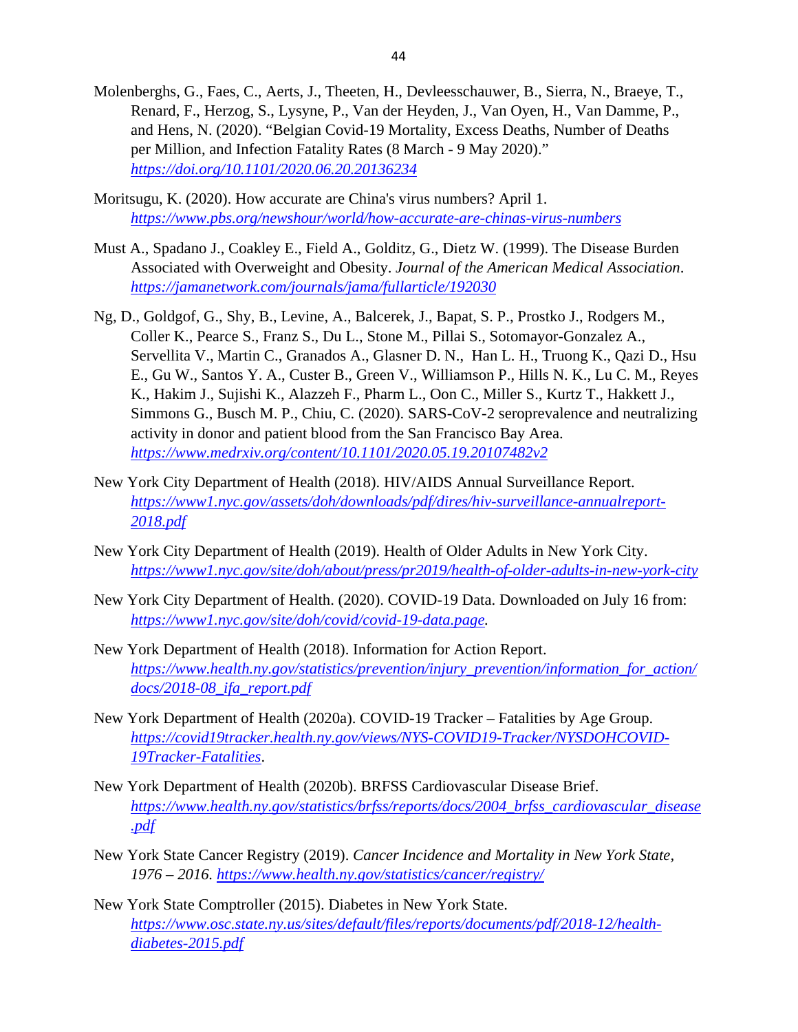Molenberghs, G., Faes, C., Aerts, J., Theeten, H., Devleesschauwer, B., Sierra, N., Braeye, T., Renard, F., Herzog, S., Lysyne, P., Van der Heyden, J., Van Oyen, H., Van Damme, P., and Hens, N. (2020). "Belgian Covid-19 Mortality, Excess Deaths, Number of Deaths per Million, and Infection Fatality Rates (8 March - 9 May 2020)." *https://doi.org/10.1101/2020.06.20.20136234*

Moritsugu, K. (2020). How accurate are China's virus numbers? April 1. *https://www.pbs.org/newshour/world/how-accurate-are-chinas-virus-numbers*

Must A., Spadano J., Coakley E., Field A., Golditz, G., Dietz W. (1999). The Disease Burden Associated with Overweight and Obesity. *Journal of the American Medical Association*. *https://jamanetwork.com/journals/jama/fullarticle/192030*

Ng, D., Goldgof, G., Shy, B., Levine, A., Balcerek, J., Bapat, S. P., Prostko J., Rodgers M., Coller K., Pearce S., Franz S., Du L., Stone M., Pillai S., Sotomayor-Gonzalez A., Servellita V., Martin C., Granados A., Glasner D. N., Han L. H., Truong K., Qazi D., Hsu E., Gu W., Santos Y. A., Custer B., Green V., Williamson P., Hills N. K., Lu C. M., Reyes K., Hakim J., Sujishi K., Alazzeh F., Pharm L., Oon C., Miller S., Kurtz T., Hakkett J., Simmons G., Busch M. P., Chiu, C. (2020). SARS-CoV-2 seroprevalence and neutralizing activity in donor and patient blood from the San Francisco Bay Area. *https://www.medrxiv.org/content/10.1101/2020.05.19.20107482v2*

New York City Department of Health (2018). HIV/AIDS Annual Surveillance Report. *https://www1.nyc.gov/assets/doh/downloads/pdf/dires/hiv-surveillance-annualreport-2018.pdf*

New York City Department of Health (2019). Health of Older Adults in New York City. *https://www1.nyc.gov/site/doh/about/press/pr2019/health-of-older-adults-in-new-york-city*

New York City Department of Health. (2020). COVID-19 Data. Downloaded on July 16 from: *https://www1.nyc.gov/site/doh/covid/covid-19-data.page*.

New York Department of Health (2018). Information for Action Report. *https://www.health.ny.gov/statistics/prevention/injury_prevention/information_for_action/docs/2018-08_ifa_report.pdf*

New York Department of Health (2020a). COVID-19 Tracker – Fatalities by Age Group. *https://covid19tracker.health.ny.gov/views/NYS-COVID19-Tracker/NYSDOHCOVID-19Tracker-Fatalities*.

New York Department of Health (2020b). BRFSS Cardiovascular Disease Brief. *https://www.health.ny.gov/statistics/brfss/reports/docs/2004_brfss_cardiovascular_disease.pdf*

New York State Cancer Registry (2019). *Cancer Incidence and Mortality in New York State, 1976 – 2016.* *https://www.health.ny.gov/statistics/cancer/registry/*

New York State Comptroller (2015). Diabetes in New York State. *https://www.osc.state.ny.us/sites/default/files/reports/documents/pdf/2018-12/health-diabetes-2015.pdf*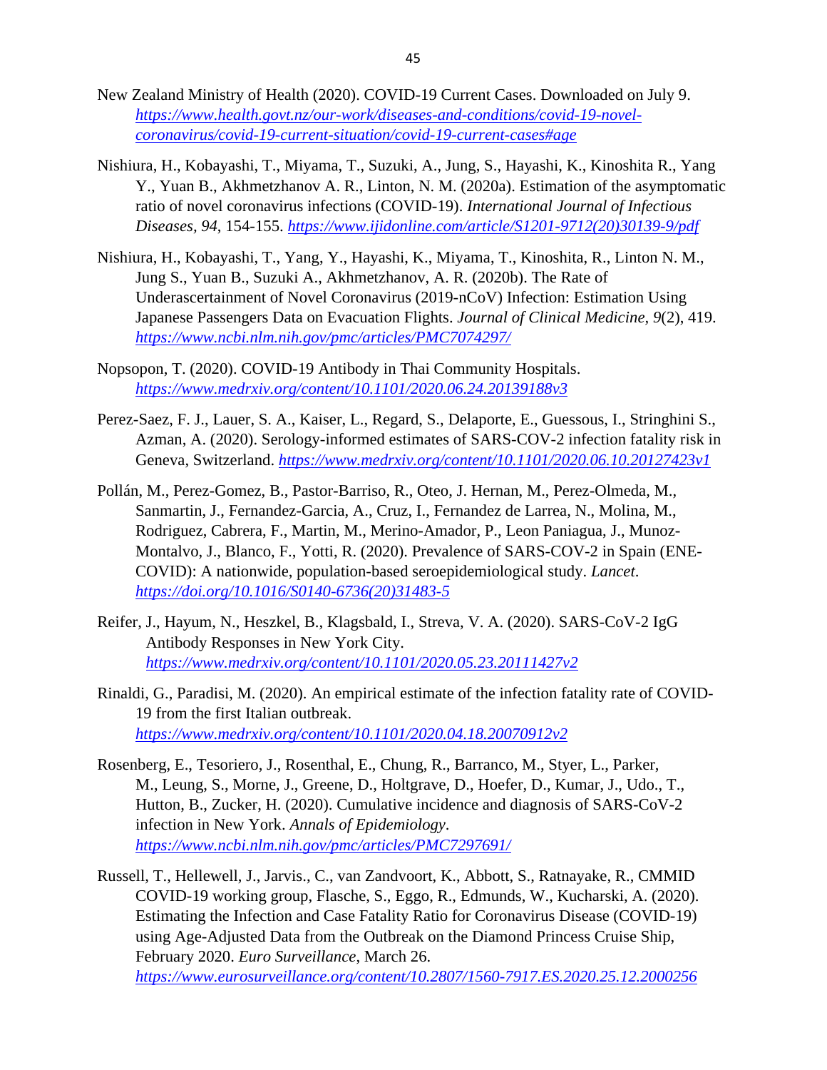New Zealand Ministry of Health (2020). COVID-19 Current Cases. Downloaded on July 9. *https://www.health.govt.nz/our-work/diseases-and-conditions/covid-19-novel-coronavirus/covid-19-current-situation/covid-19-current-cases#age*

Nishiura, H., Kobayashi, T., Miyama, T., Suzuki, A., Jung, S., Hayashi, K., Kinoshita R., Yang Y., Yuan B., Akhmetzhanov A. R., Linton, N. M. (2020a). Estimation of the asymptomatic ratio of novel coronavirus infections (COVID-19). *International Journal of Infectious Diseases, 94,* 154-155. *https://www.ijidonline.com/article/S1201-9712(20)30139-9/pdf*

Nishiura, H., Kobayashi, T., Yang, Y., Hayashi, K., Miyama, T., Kinoshita, R., Linton N. M., Jung S., Yuan B., Suzuki A., Akhmetzhanov, A. R. (2020b). The Rate of Underascertainment of Novel Coronavirus (2019-nCoV) Infection: Estimation Using Japanese Passengers Data on Evacuation Flights. *Journal of Clinical Medicine, 9*(2), 419. *https://www.ncbi.nlm.nih.gov/pmc/articles/PMC7074297/*

Nopsopon, T. (2020). COVID-19 Antibody in Thai Community Hospitals. *https://www.medrxiv.org/content/10.1101/2020.06.24.20139188v3*

Perez-Saez, F. J., Lauer, S. A., Kaiser, L., Regard, S., Delaporte, E., Guessous, I., Stringhini S., Azman, A. (2020). Serology-informed estimates of SARS-COV-2 infection fatality risk in Geneva, Switzerland. *https://www.medrxiv.org/content/10.1101/2020.06.10.20127423v1*

Pollán, M., Perez-Gomez, B., Pastor-Barriso, R., Oteo, J. Hernan, M., Perez-Olmeda, M., Sanmartin, J., Fernandez-Garcia, A., Cruz, I., Fernandez de Larrea, N., Molina, M., Rodriguez, Cabrera, F., Martin, M., Merino-Amador, P., Leon Paniagua, J., Munoz-Montalvo, J., Blanco, F., Yotti, R. (2020). Prevalence of SARS-COV-2 in Spain (ENE-COVID): A nationwide, population-based seroepidemiological study. *Lancet*. *https://doi.org/10.1016/S0140-6736(20)31483-5*

Reifer, J., Hayum, N., Heszkel, B., Klagsbald, I., Streva, V. A. (2020). SARS-CoV-2 IgG Antibody Responses in New York City. *https://www.medrxiv.org/content/10.1101/2020.05.23.20111427v2*

Rinaldi, G., Paradisi, M. (2020). An empirical estimate of the infection fatality rate of COVID-19 from the first Italian outbreak. *https://www.medrxiv.org/content/10.1101/2020.04.18.20070912v2*

Rosenberg, E., Tesoriero, J., Rosenthal, E., Chung, R., Barranco, M., Styer, L., Parker, M., Leung, S., Morne, J., Greene, D., Holtgrave, D., Hoefer, D., Kumar, J., Udo., T., Hutton, B., Zucker, H. (2020). Cumulative incidence and diagnosis of SARS-CoV-2 infection in New York. *Annals of Epidemiology*. *https://www.ncbi.nlm.nih.gov/pmc/articles/PMC7297691/*

Russell, T., Hellewell, J., Jarvis., C., van Zandvoort, K., Abbott, S., Ratnayake, R., CMMID COVID-19 working group, Flasche, S., Eggo, R., Edmunds, W., Kucharski, A. (2020). Estimating the Infection and Case Fatality Ratio for Coronavirus Disease (COVID-19) using Age-Adjusted Data from the Outbreak on the Diamond Princess Cruise Ship, February 2020. *Euro Surveillance*, March 26. *https://www.eurosurveillance.org/content/10.2807/1560-7917.ES.2020.25.12.2000256*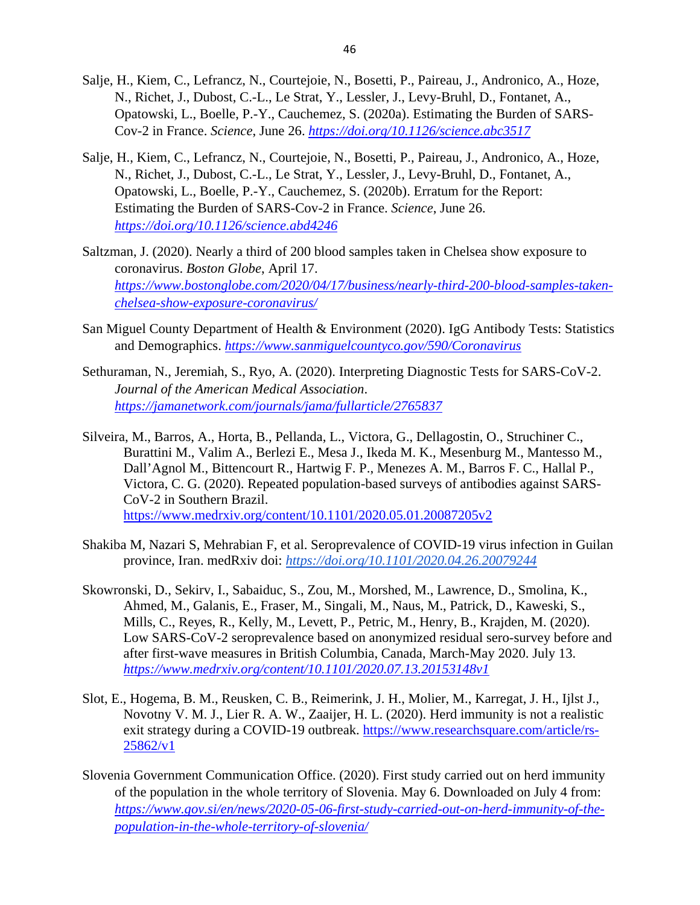Salje, H., Kiem, C., Lefrancz, N., Courtejoie, N., Bosetti, P., Paireau, J., Andronico, A., Hoze, N., Richet, J., Dubost, C.-L., Le Strat, Y., Lessler, J., Levy-Bruhl, D., Fontanet, A., Opatowski, L., Boelle, P.-Y., Cauchemez, S. (2020a). Estimating the Burden of SARS-Cov-2 in France. *Science*, June 26. *https://doi.org/10.1126/science.abc3517*

Salje, H., Kiem, C., Lefrancz, N., Courtejoie, N., Bosetti, P., Paireau, J., Andronico, A., Hoze, N., Richet, J., Dubost, C.-L., Le Strat, Y., Lessler, J., Levy-Bruhl, D., Fontanet, A., Opatowski, L., Boelle, P.-Y., Cauchemez, S. (2020b). Erratum for the Report: Estimating the Burden of SARS-Cov-2 in France. *Science*, June 26. *https://doi.org/10.1126/science.abd4246*

Saltzman, J. (2020). Nearly a third of 200 blood samples taken in Chelsea show exposure to coronavirus. *Boston Globe*, April 17. *https://www.bostonglobe.com/2020/04/17/business/nearly-third-200-blood-samples-taken-chelsea-show-exposure-coronavirus/*

San Miguel County Department of Health & Environment (2020). IgG Antibody Tests: Statistics and Demographics. *https://www.sanmiguelcountyco.gov/590/Coronavirus*

Sethuraman, N., Jeremiah, S., Ryo, A. (2020). Interpreting Diagnostic Tests for SARS-CoV-2. *Journal of the American Medical Association*. *https://jamanetwork.com/journals/jama/fullarticle/2765837*

Silveira, M., Barros, A., Horta, B., Pellanda, L., Victora, G., Dellagostin, O., Struchiner C., Burattini M., Valim A., Berlezi E., Mesa J., Ikeda M. K., Mesenburg M., Mantesso M., Dall'Agnol M., Bittencourt R., Hartwig F. P., Menezes A. M., Barros F. C., Hallal P., Victora, C. G. (2020). Repeated population-based surveys of antibodies against SARS-CoV-2 in Southern Brazil. https://www.medrxiv.org/content/10.1101/2020.05.01.20087205v2

Shakiba M, Nazari S, Mehrabian F, et al. Seroprevalence of COVID-19 virus infection in Guilan province, Iran. medRxiv doi: *https://doi.org/10.1101/2020.04.26.20079244*

Skowronski, D., Sekirv, I., Sabaiduc, S., Zou, M., Morshed, M., Lawrence, D., Smolina, K., Ahmed, M., Galanis, E., Fraser, M., Singali, M., Naus, M., Patrick, D., Kaweski, S., Mills, C., Reyes, R., Kelly, M., Levett, P., Petric, M., Henry, B., Krajden, M. (2020). Low SARS-CoV-2 seroprevalence based on anonymized residual sero-survey before and after first-wave measures in British Columbia, Canada, March-May 2020. July 13. *https://www.medrxiv.org/content/10.1101/2020.07.13.20153148v1*

Slot, E., Hogema, B. M., Reusken, C. B., Reimerink, J. H., Molier, M., Karregat, J. H., Ijlst J., Novotny V. M. J., Lier R. A. W., Zaaijer, H. L. (2020). Herd immunity is not a realistic exit strategy during a COVID-19 outbreak. https://www.researchsquare.com/article/rs-25862/v1

Slovenia Government Communication Office. (2020). First study carried out on herd immunity of the population in the whole territory of Slovenia. May 6. Downloaded on July 4 from: *https://www.gov.si/en/news/2020-05-06-first-study-carried-out-on-herd-immunity-of-the-population-in-the-whole-territory-of-slovenia/*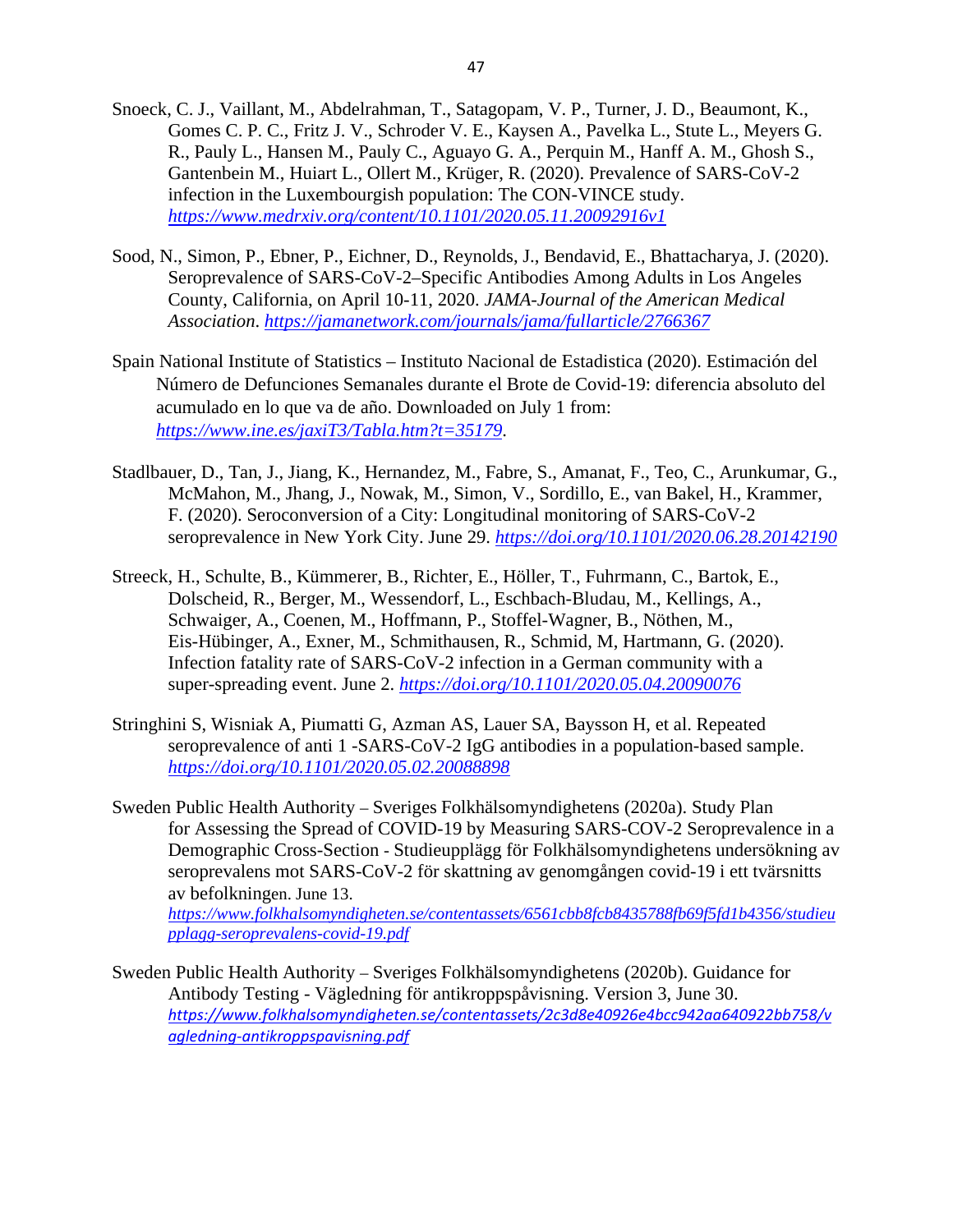Snoeck, C. J., Vaillant, M., Abdelrahman, T., Satagopam, V. P., Turner, J. D., Beaumont, K., Gomes C. P. C., Fritz J. V., Schroder V. E., Kaysen A., Pavelka L., Stute L., Meyers G. R., Pauly L., Hansen M., Pauly C., Aguayo G. A., Perquin M., Hanff A. M., Ghosh S., Gantenbein M., Huiart L., Ollert M., Krüger, R. (2020). Prevalence of SARS-CoV-2 infection in the Luxembourgish population: The CON-VINCE study. *https://www.medrxiv.org/content/10.1101/2020.05.11.20092916v1*

Sood, N., Simon, P., Ebner, P., Eichner, D., Reynolds, J., Bendavid, E., Bhattacharya, J. (2020). Seroprevalence of SARS-CoV-2–Specific Antibodies Among Adults in Los Angeles County, California, on April 10-11, 2020. *JAMA-Journal of the American Medical Association*. *https://jamanetwork.com/journals/jama/fullarticle/2766367*

Spain National Institute of Statistics – Instituto Nacional de Estadistica (2020). Estimación del Número de Defunciones Semanales durante el Brote de Covid-19: diferencia absoluto del acumulado en lo que va de año. Downloaded on July 1 from: *https://www.ine.es/jaxiT3/Tabla.htm?t=35179*.

Stadlbauer, D., Tan, J., Jiang, K., Hernandez, M., Fabre, S., Amanat, F., Teo, C., Arunkumar, G., McMahon, M., Jhang, J., Nowak, M., Simon, V., Sordillo, E., van Bakel, H., Krammer, F. (2020). Seroconversion of a City: Longitudinal monitoring of SARS-CoV-2 seroprevalence in New York City. June 29. *https://doi.org/10.1101/2020.06.28.20142190*

Streeck, H., Schulte, B., Kümmerer, B., Richter, E., Höller, T., Fuhrmann, C., Bartok, E., Dolscheid, R., Berger, M., Wessendorf, L., Eschbach-Bludau, M., Kellings, A., Schwaiger, A., Coenen, M., Hoffmann, P., Stoffel-Wagner, B., Nöthen, M., Eis-Hübinger, A., Exner, M., Schmithausen, R., Schmid, M, Hartmann, G. (2020). Infection fatality rate of SARS-CoV-2 infection in a German community with a super-spreading event. June 2. *https://doi.org/10.1101/2020.05.04.20090076*

Stringhini S, Wisniak A, Piumatti G, Azman AS, Lauer SA, Baysson H, et al. Repeated seroprevalence of anti 1 -SARS-CoV-2 IgG antibodies in a population-based sample. *https://doi.org/10.1101/2020.05.02.20088898*

Sweden Public Health Authority – Sveriges Folkhälsomyndighetens (2020a). Study Plan for Assessing the Spread of COVID-19 by Measuring SARS-COV-2 Seroprevalence in a Demographic Cross-Section - Studieupplägg för Folkhälsomyndighetens undersökning av seroprevalens mot SARS-CoV-2 för skattning av genomgången covid-19 i ett tvärsnitts av befolkningen. June 13. *https://www.folkhalsomyndigheten.se/contentassets/6561cbb8fcb8435788fb69f5fd1b4356/studieupplagg-seroprevalens-covid-19.pdf*

Sweden Public Health Authority – Sveriges Folkhälsomyndighetens (2020b). Guidance for Antibody Testing - Vägledning för antikroppspåvisning. Version 3, June 30. *https://www.folkhalsomyndigheten.se/contentassets/2c3d8e40926e4bcc942aa640922bb758/vagledning-antikroppspavisning.pdf*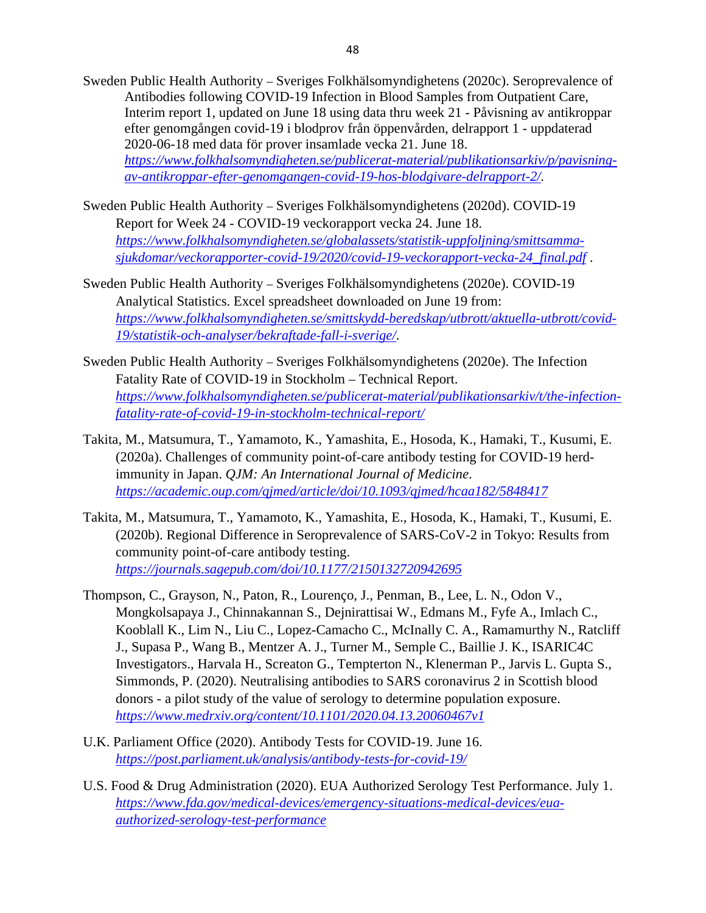Sweden Public Health Authority – Sveriges Folkhälsomyndighetens (2020c). Seroprevalence of Antibodies following COVID-19 Infection in Blood Samples from Outpatient Care, Interim report 1, updated on June 18 using data thru week 21 - Påvisning av antikroppar efter genomgången covid-19 i blodprov från öppenvården, delrapport 1 - uppdaterad 2020-06-18 med data för prover insamlade vecka 21. June 18. *https://www.folkhalsomyndigheten.se/publicerat-material/publikationsarkiv/p/pavisning-av-antikroppar-efter-genomgangen-covid-19-hos-blodgivare-delrapport-2/.*

Sweden Public Health Authority – Sveriges Folkhälsomyndighetens (2020d). COVID-19 Report for Week 24 - COVID-19 veckorapport vecka 24. June 18. *https://www.folkhalsomyndigheten.se/globalassets/statistik-uppfoljning/smittsamma-sjukdomar/veckorapporter-covid-19/2020/covid-19-veckorapport-vecka-24_final.pdf* .

Sweden Public Health Authority – Sveriges Folkhälsomyndighetens (2020e). COVID-19 Analytical Statistics. Excel spreadsheet downloaded on June 19 from: *https://www.folkhalsomyndigheten.se/smittskydd-beredskap/utbrott/aktuella-utbrott/covid-19/statistik-och-analyser/bekraftade-fall-i-sverige/.*

Sweden Public Health Authority – Sveriges Folkhälsomyndighetens (2020e). The Infection Fatality Rate of COVID-19 in Stockholm – Technical Report. *https://www.folkhalsomyndigheten.se/publicerat-material/publikationsarkiv/t/the-infection-fatality-rate-of-covid-19-in-stockholm-technical-report/*

Takita, M., Matsumura, T., Yamamoto, K., Yamashita, E., Hosoda, K., Hamaki, T., Kusumi, E. (2020a). Challenges of community point-of-care antibody testing for COVID-19 herd-immunity in Japan. *QJM: An International Journal of Medicine*. *https://academic.oup.com/qjmed/article/doi/10.1093/qjmed/hcaa182/5848417*

Takita, M., Matsumura, T., Yamamoto, K., Yamashita, E., Hosoda, K., Hamaki, T., Kusumi, E. (2020b). Regional Difference in Seroprevalence of SARS-CoV-2 in Tokyo: Results from community point-of-care antibody testing. *https://journals.sagepub.com/doi/10.1177/2150132720942695*

Thompson, C., Grayson, N., Paton, R., Lourenço, J., Penman, B., Lee, L. N., Odon V., Mongkolsapaya J., Chinnakannan S., Dejnirattisai W., Edmans M., Fyfe A., Imlach C., Kooblall K., Lim N., Liu C., Lopez-Camacho C., McInally C. A., Ramamurthy N., Ratcliff J., Supasa P., Wang B., Mentzer A. J., Turner M., Semple C., Baillie J. K., ISARIC4C Investigators., Harvala H., Screaton G., Tempterton N., Klenerman P., Jarvis L. Gupta S., Simmonds, P. (2020). Neutralising antibodies to SARS coronavirus 2 in Scottish blood donors - a pilot study of the value of serology to determine population exposure. *https://www.medrxiv.org/content/10.1101/2020.04.13.20060467v1*

U.K. Parliament Office (2020). Antibody Tests for COVID-19. June 16. *https://post.parliament.uk/analysis/antibody-tests-for-covid-19/*

U.S. Food & Drug Administration (2020). EUA Authorized Serology Test Performance. July 1. *https://www.fda.gov/medical-devices/emergency-situations-medical-devices/eua-authorized-serology-test-performance*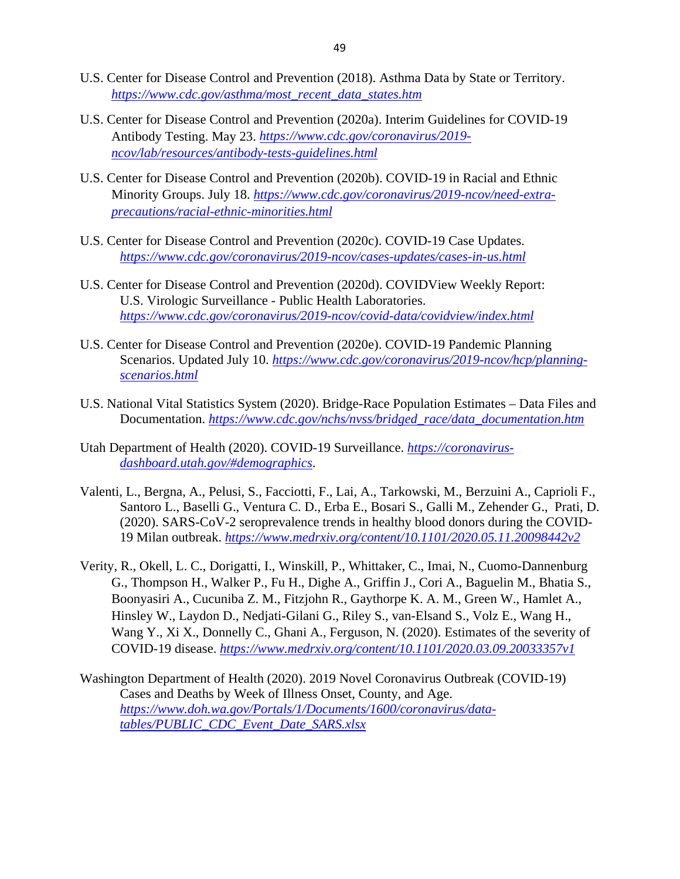U.S. Center for Disease Control and Prevention (2018). Asthma Data by State or Territory. *https://www.cdc.gov/asthma/most_recent_data_states.htm*

U.S. Center for Disease Control and Prevention (2020a). Interim Guidelines for COVID-19 Antibody Testing. May 23. *https://www.cdc.gov/coronavirus/2019-ncov/lab/resources/antibody-tests-guidelines.html*

U.S. Center for Disease Control and Prevention (2020b). COVID-19 in Racial and Ethnic Minority Groups. July 18. *https://www.cdc.gov/coronavirus/2019-ncov/need-extra-precautions/racial-ethnic-minorities.html*

U.S. Center for Disease Control and Prevention (2020c). COVID-19 Case Updates. *https://www.cdc.gov/coronavirus/2019-ncov/cases-updates/cases-in-us.html*

U.S. Center for Disease Control and Prevention (2020d). COVIDView Weekly Report: U.S. Virologic Surveillance - Public Health Laboratories. *https://www.cdc.gov/coronavirus/2019-ncov/covid-data/covidview/index.html*

U.S. Center for Disease Control and Prevention (2020e). COVID-19 Pandemic Planning Scenarios. Updated July 10. *https://www.cdc.gov/coronavirus/2019-ncov/hcp/planning-scenarios.html*

U.S. National Vital Statistics System (2020). Bridge-Race Population Estimates – Data Files and Documentation. *https://www.cdc.gov/nchs/nvss/bridged_race/data_documentation.htm*

Utah Department of Health (2020). COVID-19 Surveillance. *https://coronavirus-dashboard.utah.gov/#demographics*.

Valenti, L., Bergna, A., Pelusi, S., Facciotti, F., Lai, A., Tarkowski, M., Berzuini A., Caprioli F., Santoro L., Baselli G., Ventura C. D., Erba E., Bosari S., Galli M., Zehender G., Prati, D. (2020). SARS-CoV-2 seroprevalence trends in healthy blood donors during the COVID-19 Milan outbreak. *https://www.medrxiv.org/content/10.1101/2020.05.11.20098442v2*

Verity, R., Okell, L. C., Dorigatti, I., Winskill, P., Whittaker, C., Imai, N., Cuomo-Dannenburg G., Thompson H., Walker P., Fu H., Dighe A., Griffin J., Cori A., Baguelin M., Bhatia S., Boonyasiri A., Cucuniba Z. M., Fitzjohn R., Gaythorpe K. A. M., Green W., Hamlet A., Hinsley W., Laydon D., Nedjati-Gilani G., Riley S., van-Elsand S., Volz E., Wang H., Wang Y., Xi X., Donnelly C., Ghani A., Ferguson, N. (2020). Estimates of the severity of COVID-19 disease. *https://www.medrxiv.org/content/10.1101/2020.03.09.20033357v1*

Washington Department of Health (2020). 2019 Novel Coronavirus Outbreak (COVID-19) Cases and Deaths by Week of Illness Onset, County, and Age. *https://www.doh.wa.gov/Portals/1/Documents/1600/coronavirus/data-tables/PUBLIC_CDC_Event_Date_SARS.xlsx*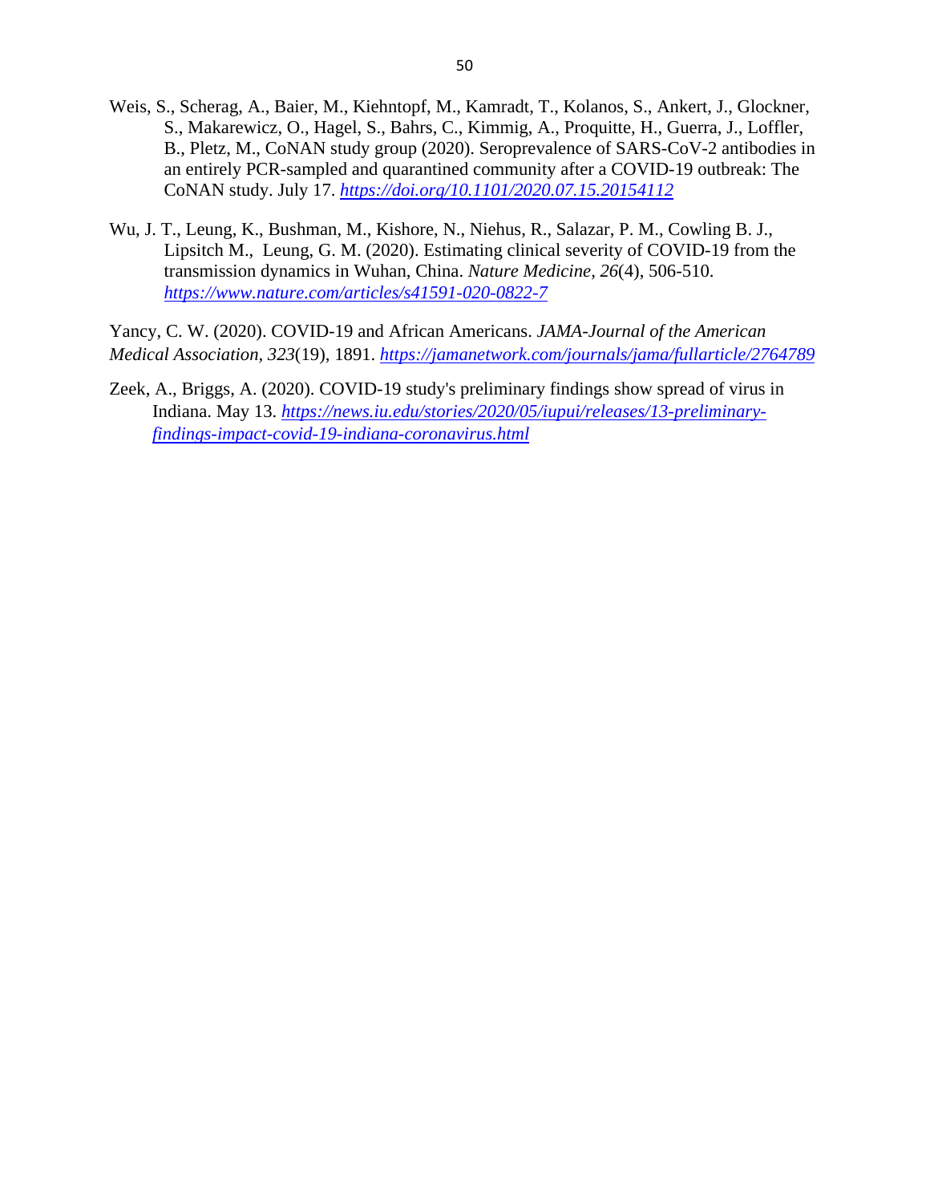Weis, S., Scherag, A., Baier, M., Kiehntopf, M., Kamradt, T., Kolanos, S., Ankert, J., Glockner, S., Makarewicz, O., Hagel, S., Bahrs, C., Kimmig, A., Proquitte, H., Guerra, J., Loffler, B., Pletz, M., CoNAN study group (2020). Seroprevalence of SARS-CoV-2 antibodies in an entirely PCR-sampled and quarantined community after a COVID-19 outbreak: The CoNAN study. July 17. *https://doi.org/10.1101/2020.07.15.20154112*

Wu, J. T., Leung, K., Bushman, M., Kishore, N., Niehus, R., Salazar, P. M., Cowling B. J., Lipsitch M., Leung, G. M. (2020). Estimating clinical severity of COVID-19 from the transmission dynamics in Wuhan, China. *Nature Medicine, 26*(4), 506-510. *https://www.nature.com/articles/s41591-020-0822-7*

Yancy, C. W. (2020). COVID-19 and African Americans. *JAMA-Journal of the American Medical Association, 323*(19), 1891. *https://jamanetwork.com/journals/jama/fullarticle/2764789*

Zeek, A., Briggs, A. (2020). COVID-19 study's preliminary findings show spread of virus in Indiana. May 13. *https://news.iu.edu/stories/2020/05/iupui/releases/13-preliminary-findings-impact-covid-19-indiana-coronavirus.html*